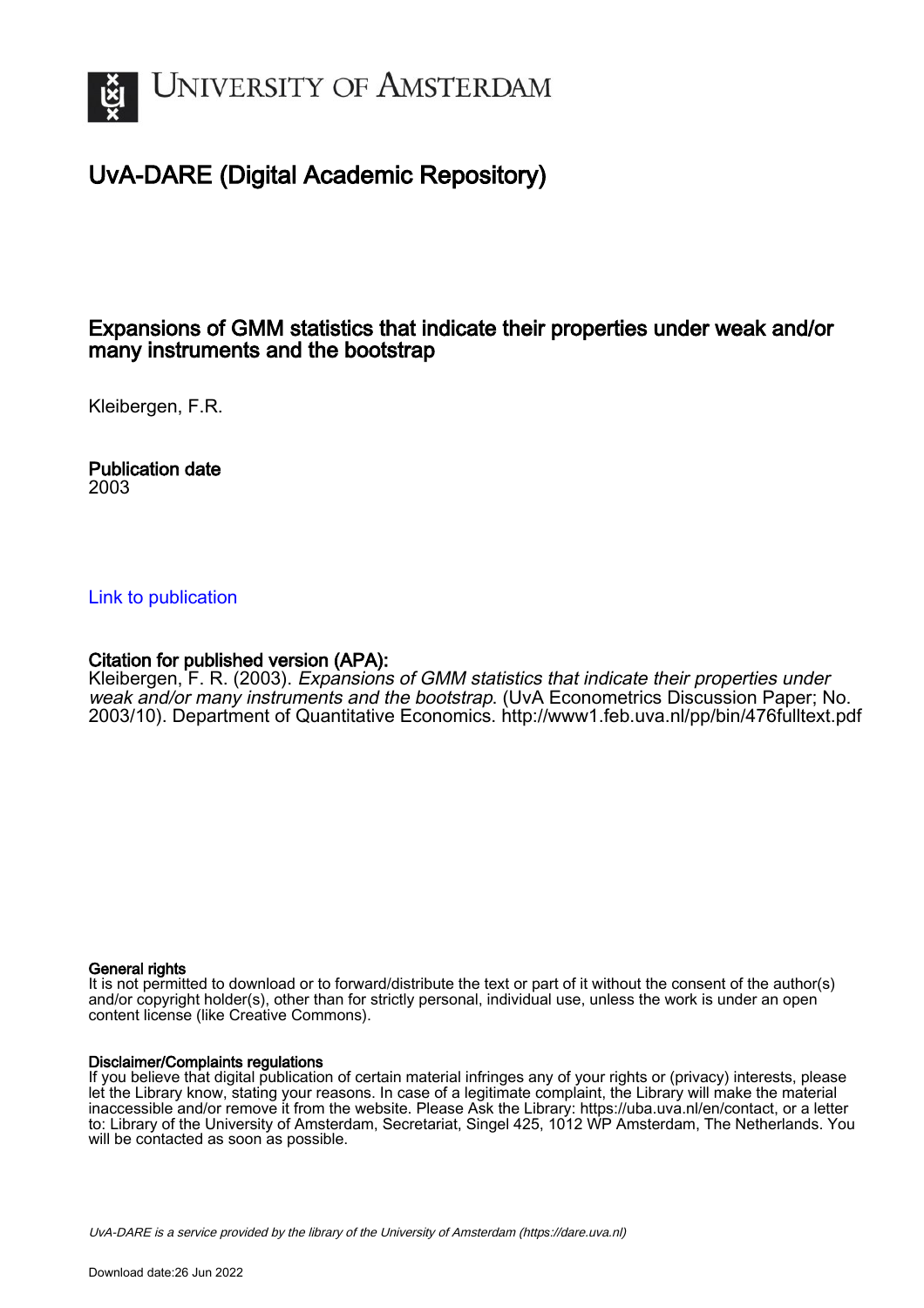# UNIVERSITY OF AMSTERDAM

## UvA-DARE (Digital Academic Repository)

### Expansions of GMM statistics that indicate their properties under weak and/or many instruments and the bootstrap

Kleibergen, F.R.

**Publication date**
2003

Link to publication

**Citation for published version (APA):**
Kleibergen, F. R. (2003). *Expansions of GMM statistics that indicate their properties under weak and/or many instruments and the bootstrap*. (UvA Econometrics Discussion Paper; No. 2003/10). Department of Quantitative Economics. http://www1.feb.uva.nl/pp/bin/476fulltext.pdf

**General rights**
It is not permitted to download or to forward/distribute the text or part of it without the consent of the author(s) and/or copyright holder(s), other than for strictly personal, individual use, unless the work is under an open content license (like Creative Commons).

**Disclaimer/Complaints regulations**
If you believe that digital publication of certain material infringes any of your rights or (privacy) interests, please let the Library know, stating your reasons. In case of a legitimate complaint, the Library will make the material inaccessible and/or remove it from the website. Please Ask the Library: https://uba.uva.nl/en/contact, or a letter to: Library of the University of Amsterdam, Secretariat, Singel 425, 1012 WP Amsterdam, The Netherlands. You will be contacted as soon as possible.

UvA-DARE is a service provided by the library of the University of Amsterdam (https://dare.uva.nl)

Download date:26 Jun 2022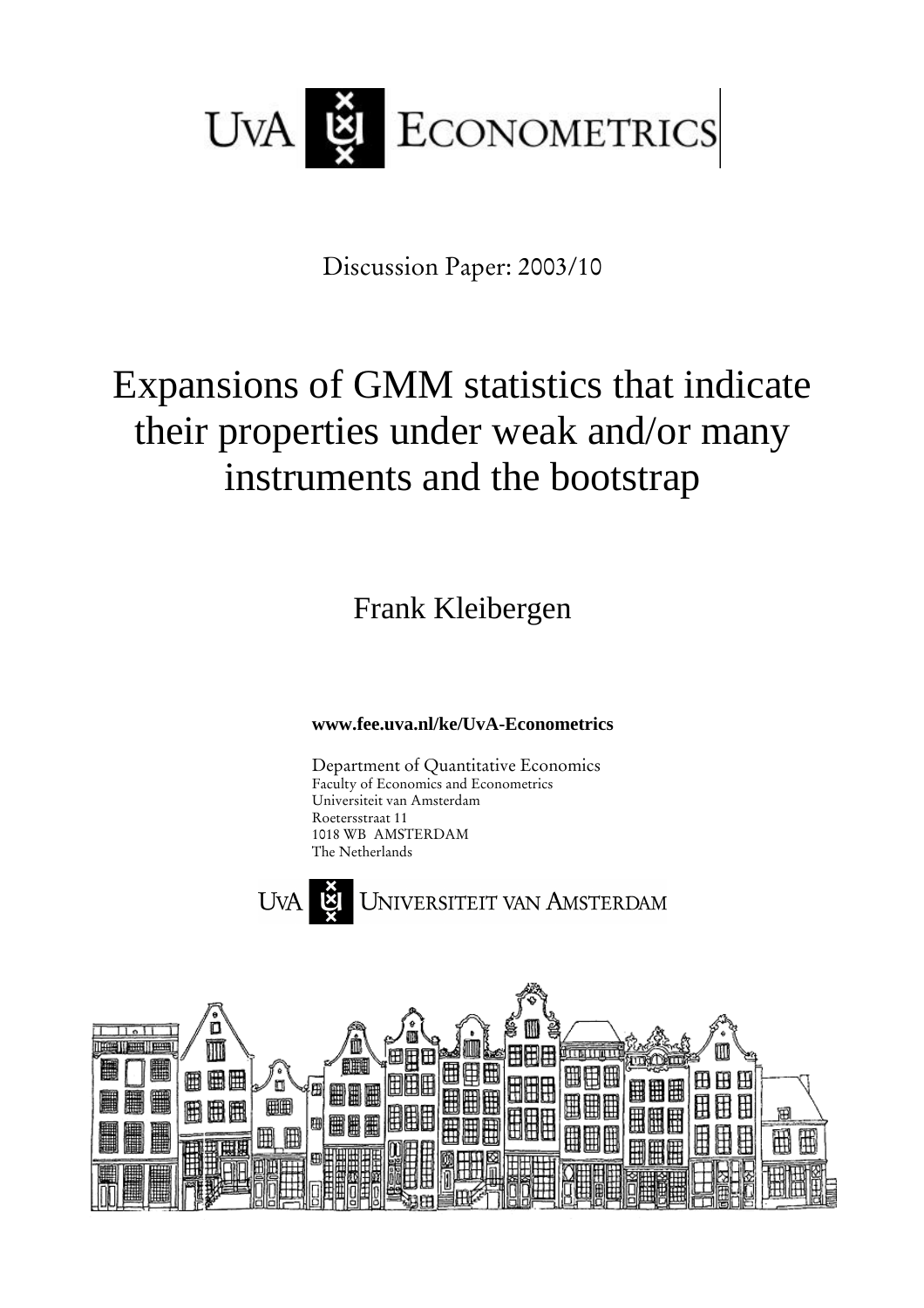UvA ECONOMETRICS

Discussion Paper: 2003/10

# Expansions of GMM statistics that indicate their properties under weak and/or many instruments and the bootstrap

Frank Kleibergen

**www.fee.uva.nl/ke/UvA-Econometrics**

Department of Quantitative Economics
Faculty of Economics and Econometrics
Universiteit van Amsterdam
Roetersstraat 11
1018 WB AMSTERDAM
The Netherlands

UvA UNIVERSITEIT VAN AMSTERDAM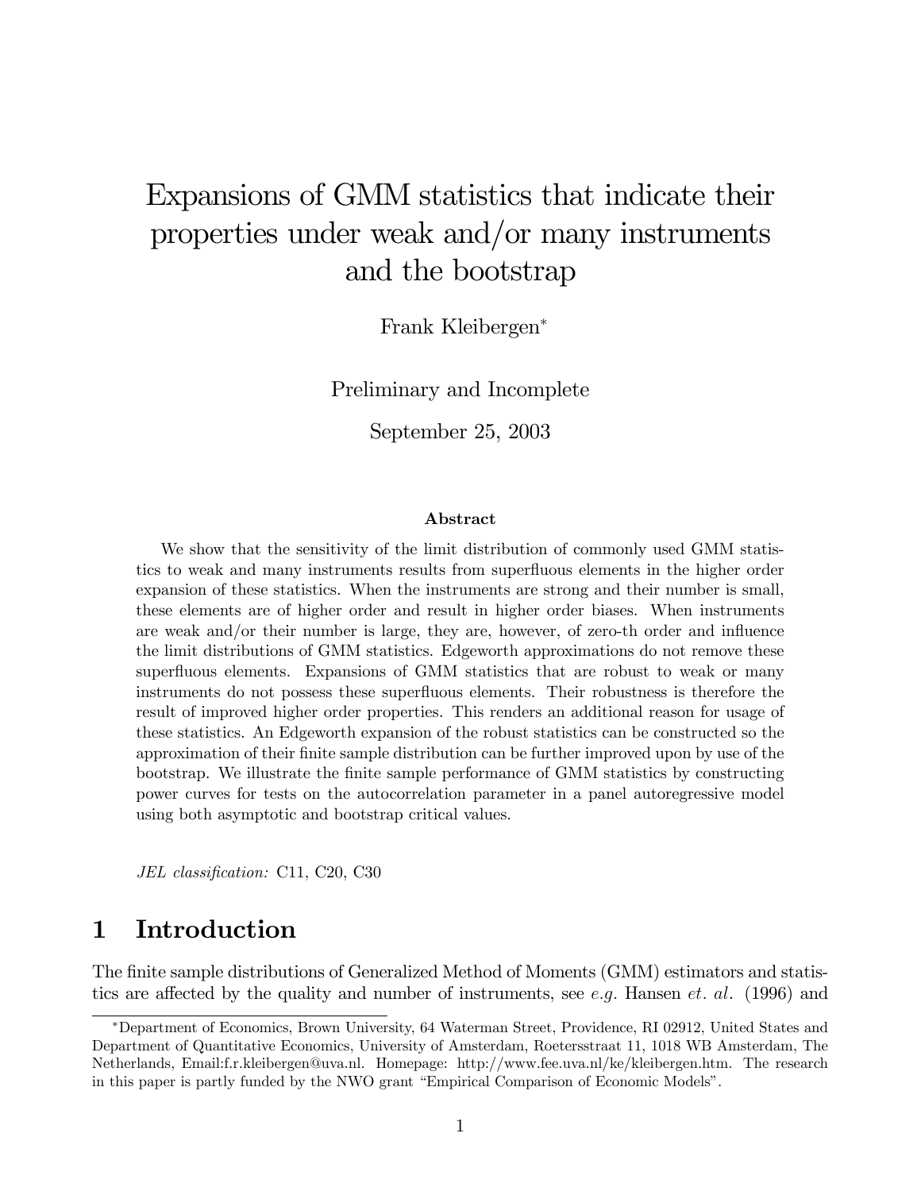# Expansions of GMM statistics that indicate their properties under weak and/or many instruments and the bootstrap

Frank Kleibergen*

Preliminary and Incomplete

September 25, 2003

### Abstract

We show that the sensitivity of the limit distribution of commonly used GMM statistics to weak and many instruments results from superfluous elements in the higher order expansion of these statistics. When the instruments are strong and their number is small, these elements are of higher order and result in higher order biases. When instruments are weak and/or their number is large, they are, however, of zero-th order and influence the limit distributions of GMM statistics. Edgeworth approximations do not remove these superfluous elements. Expansions of GMM statistics that are robust to weak or many instruments do not possess these superfluous elements. Their robustness is therefore the result of improved higher order properties. This renders an additional reason for usage of these statistics. An Edgeworth expansion of the robust statistics can be constructed so the approximation of their finite sample distribution can be further improved upon by use of the bootstrap. We illustrate the finite sample performance of GMM statistics by constructing power curves for tests on the autocorrelation parameter in a panel autoregressive model using both asymptotic and bootstrap critical values.

*JEL classification:* C11, C20, C30

## 1 Introduction

The finite sample distributions of Generalized Method of Moments (GMM) estimators and statistics are affected by the quality and number of instruments, see *e.g.* Hansen *et. al.* (1996) and

*Department of Economics, Brown University, 64 Waterman Street, Providence, RI 02912, United States and Department of Quantitative Economics, University of Amsterdam, Roetersstraat 11, 1018 WB Amsterdam, The Netherlands, Email:f.r.kleibergen@uva.nl. Homepage: http://www.fee.uva.nl/ke/kleibergen.htm. The research in this paper is partly funded by the NWO grant "Empirical Comparison of Economic Models".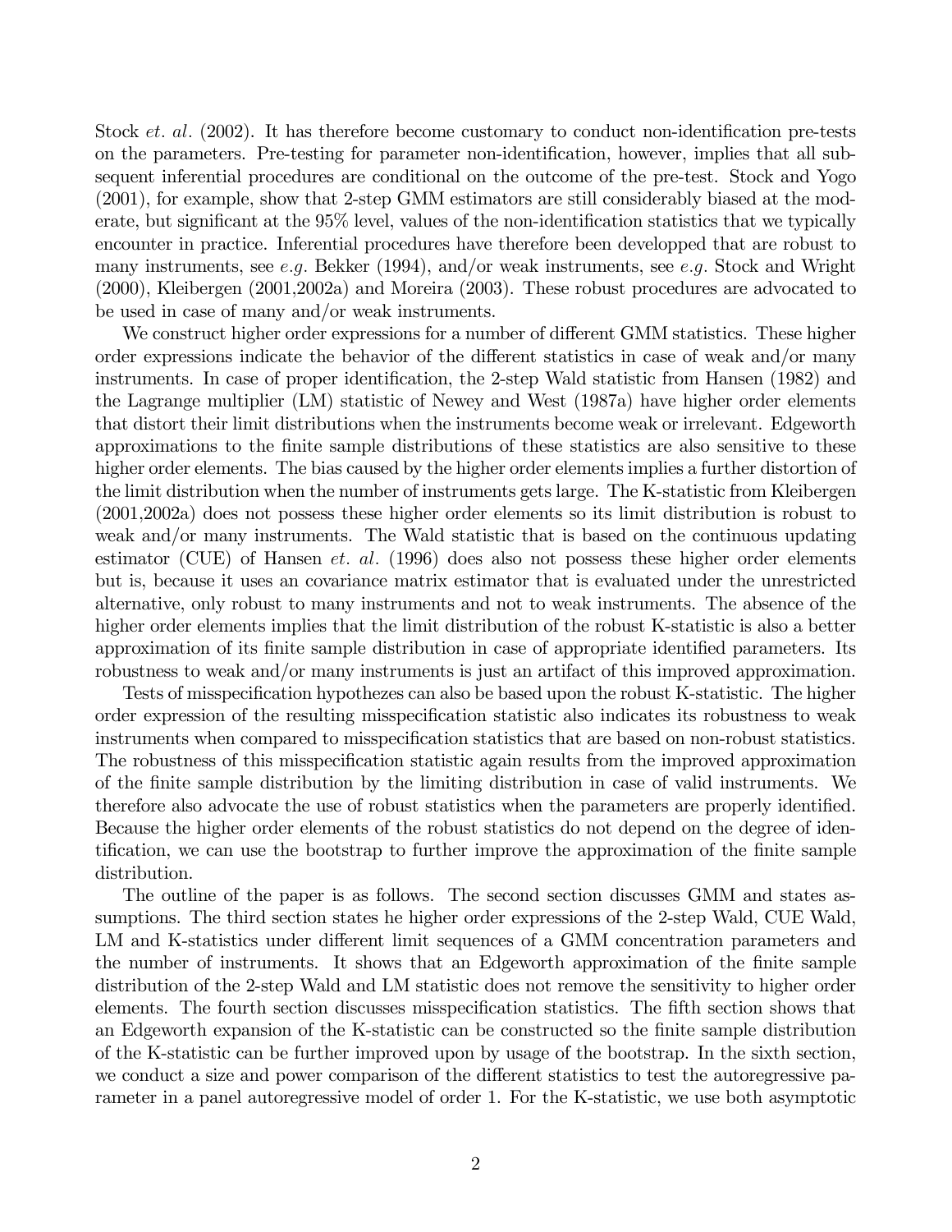Stock *et. al.* (2002). It has therefore become customary to conduct non-identification pre-tests on the parameters. Pre-testing for parameter non-identification, however, implies that all subsequent inferential procedures are conditional on the outcome of the pre-test. Stock and Yogo (2001), for example, show that 2-step GMM estimators are still considerably biased at the moderate, but significant at the 95% level, values of the non-identification statistics that we typically encounter in practice. Inferential procedures have therefore been developped that are robust to many instruments, see *e.g.* Bekker (1994), and/or weak instruments, see *e.g.* Stock and Wright (2000), Kleibergen (2001,2002a) and Moreira (2003). These robust procedures are advocated to be used in case of many and/or weak instruments.

We construct higher order expressions for a number of different GMM statistics. These higher order expressions indicate the behavior of the different statistics in case of weak and/or many instruments. In case of proper identification, the 2-step Wald statistic from Hansen (1982) and the Lagrange multiplier (LM) statistic of Newey and West (1987a) have higher order elements that distort their limit distributions when the instruments become weak or irrelevant. Edgeworth approximations to the finite sample distributions of these statistics are also sensitive to these higher order elements. The bias caused by the higher order elements implies a further distortion of the limit distribution when the number of instruments gets large. The K-statistic from Kleibergen (2001,2002a) does not possess these higher order elements so its limit distribution is robust to weak and/or many instruments. The Wald statistic that is based on the continuous updating estimator (CUE) of Hansen *et. al.* (1996) does also not possess these higher order elements but is, because it uses an covariance matrix estimator that is evaluated under the unrestricted alternative, only robust to many instruments and not to weak instruments. The absence of the higher order elements implies that the limit distribution of the robust K-statistic is also a better approximation of its finite sample distribution in case of appropriate identified parameters. Its robustness to weak and/or many instruments is just an artifact of this improved approximation.

Tests of misspecification hypothezes can also be based upon the robust K-statistic. The higher order expression of the resulting misspecification statistic also indicates its robustness to weak instruments when compared to misspecification statistics that are based on non-robust statistics. The robustness of this misspecification statistic again results from the improved approximation of the finite sample distribution by the limiting distribution in case of valid instruments. We therefore also advocate the use of robust statistics when the parameters are properly identified. Because the higher order elements of the robust statistics do not depend on the degree of identification, we can use the bootstrap to further improve the approximation of the finite sample distribution.

The outline of the paper is as follows. The second section discusses GMM and states assumptions. The third section states he higher order expressions of the 2-step Wald, CUE Wald, LM and K-statistics under different limit sequences of a GMM concentration parameters and the number of instruments. It shows that an Edgeworth approximation of the finite sample distribution of the 2-step Wald and LM statistic does not remove the sensitivity to higher order elements. The fourth section discusses misspecification statistics. The fifth section shows that an Edgeworth expansion of the K-statistic can be constructed so the finite sample distribution of the K-statistic can be further improved upon by usage of the bootstrap. In the sixth section, we conduct a size and power comparison of the different statistics to test the autoregressive parameter in a panel autoregressive model of order 1. For the K-statistic, we use both asymptotic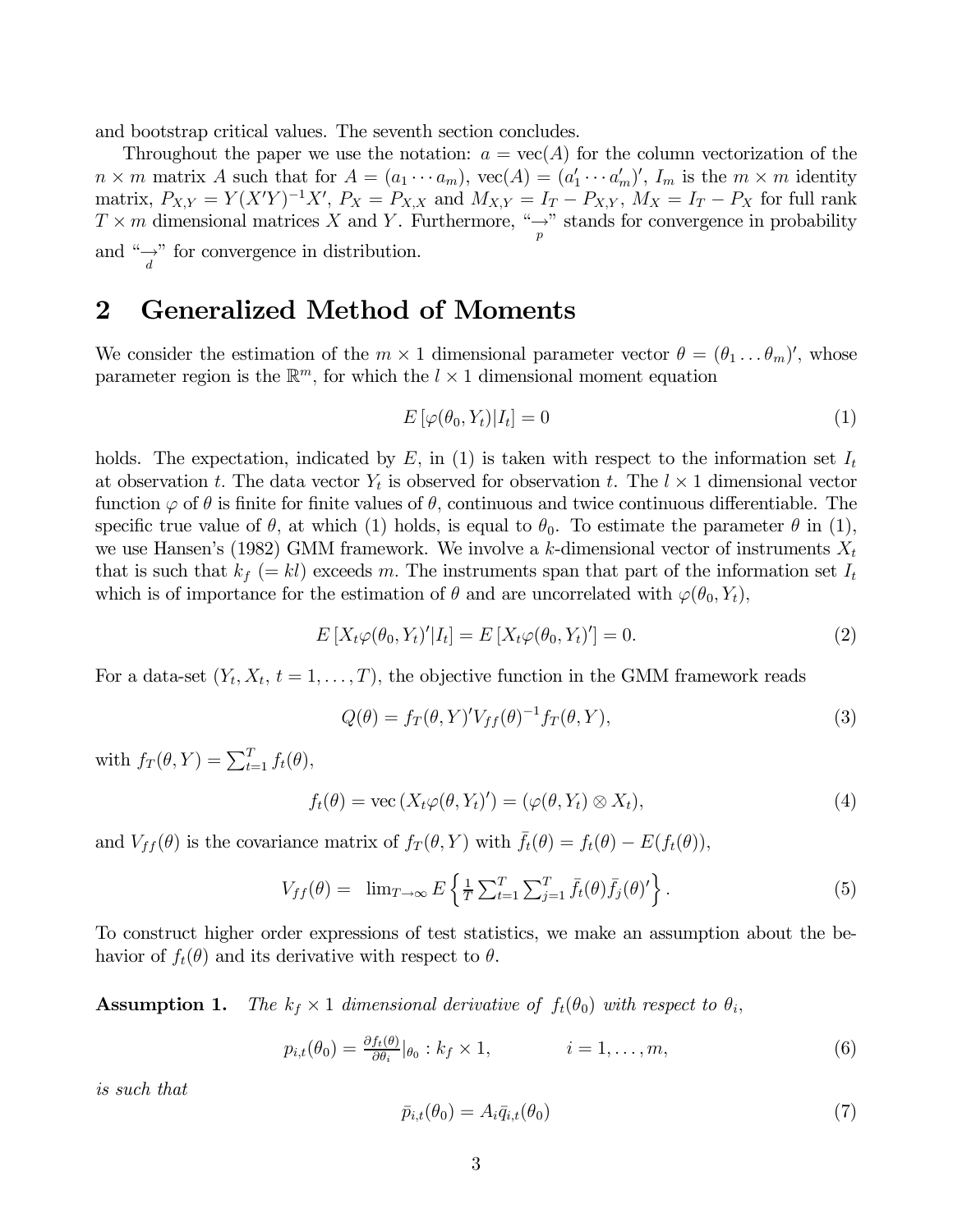and bootstrap critical values. The seventh section concludes.

Throughout the paper we use the notation: $a = \text{vec}(A)$ for the column vectorization of the $n \times m$ matrix $A$ such that for $A = (a_1 \cdots a_m)$, $\text{vec}(A) = (a_1' \cdots a_m')'$, $I_m$ is the $m \times m$ identity matrix, $P_{X,Y} = Y(X'Y)^{-1}X'$, $P_X = P_{X,X}$ and $M_{X,Y} = I_T - P_{X,Y}$, $M_X = I_T - P_X$ for full rank $T \times m$ dimensional matrices $X$ and $Y$. Furthermore, "$\underset{p}{\rightarrow}$" stands for convergence in probability and "$\underset{d}{\rightarrow}$" for convergence in distribution.

## 2 Generalized Method of Moments

We consider the estimation of the $m \times 1$ dimensional parameter vector $\theta = (\theta_1 \ldots \theta_m)'$, whose parameter region is the $\mathbb{R}^m$, for which the $l \times 1$ dimensional moment equation

$$E\left[\varphi(\theta_0, Y_t)|I_t\right] = 0 \tag{1}$$

holds. The expectation, indicated by $E$, in (1) is taken with respect to the information set $I_t$ at observation $t$. The data vector $Y_t$ is observed for observation $t$. The $l \times 1$ dimensional vector function $\varphi$ of $\theta$ is finite for finite values of $\theta$, continuous and twice continuous differentiable. The specific true value of $\theta$, at which (1) holds, is equal to $\theta_0$. To estimate the parameter $\theta$ in (1), we use Hansen's (1982) GMM framework. We involve a $k$-dimensional vector of instruments $X_t$ that is such that $k_f$ $(= kl)$ exceeds $m$. The instruments span that part of the information set $I_t$ which is of importance for the estimation of $\theta$ and are uncorrelated with $\varphi(\theta_0, Y_t)$,

$$E\left[X_t \varphi(\theta_0, Y_t)'|I_t\right] = E\left[X_t \varphi(\theta_0, Y_t)'\right] = 0. \tag{2}$$

For a data-set $(Y_t, X_t,\ t = 1, \ldots, T)$, the objective function in the GMM framework reads

$$Q(\theta) = f_T(\theta, Y)' V_{ff}(\theta)^{-1} f_T(\theta, Y), \tag{3}$$

with $f_T(\theta, Y) = \sum_{t=1}^{T} f_t(\theta)$,

$$f_t(\theta) = \text{vec}\left(X_t \varphi(\theta, Y_t)'\right) = (\varphi(\theta, Y_t) \otimes X_t), \tag{4}$$

and $V_{ff}(\theta)$ is the covariance matrix of $f_T(\theta, Y)$ with $\bar{f}_t(\theta) = f_t(\theta) - E(f_t(\theta))$,

$$V_{ff}(\theta) = \lim_{T \to \infty} E\left\{\tfrac{1}{T} \textstyle\sum_{t=1}^{T} \sum_{j=1}^{T} \bar{f}_t(\theta) \bar{f}_j(\theta)'\right\}. \tag{5}$$

To construct higher order expressions of test statistics, we make an assumption about the behavior of $f_t(\theta)$ and its derivative with respect to $\theta$.

**Assumption 1.** *The $k_f \times 1$ dimensional derivative of $f_t(\theta_0)$ with respect to $\theta_i$,*

$$p_{i,t}(\theta_0) = \tfrac{\partial f_t(\theta)}{\partial \theta_i}|_{\theta_0} : k_f \times 1, \qquad\qquad i = 1, \ldots, m, \tag{6}$$

*is such that*

$$\bar{p}_{i,t}(\theta_0) = A_i \bar{q}_{i,t}(\theta_0) \tag{7}$$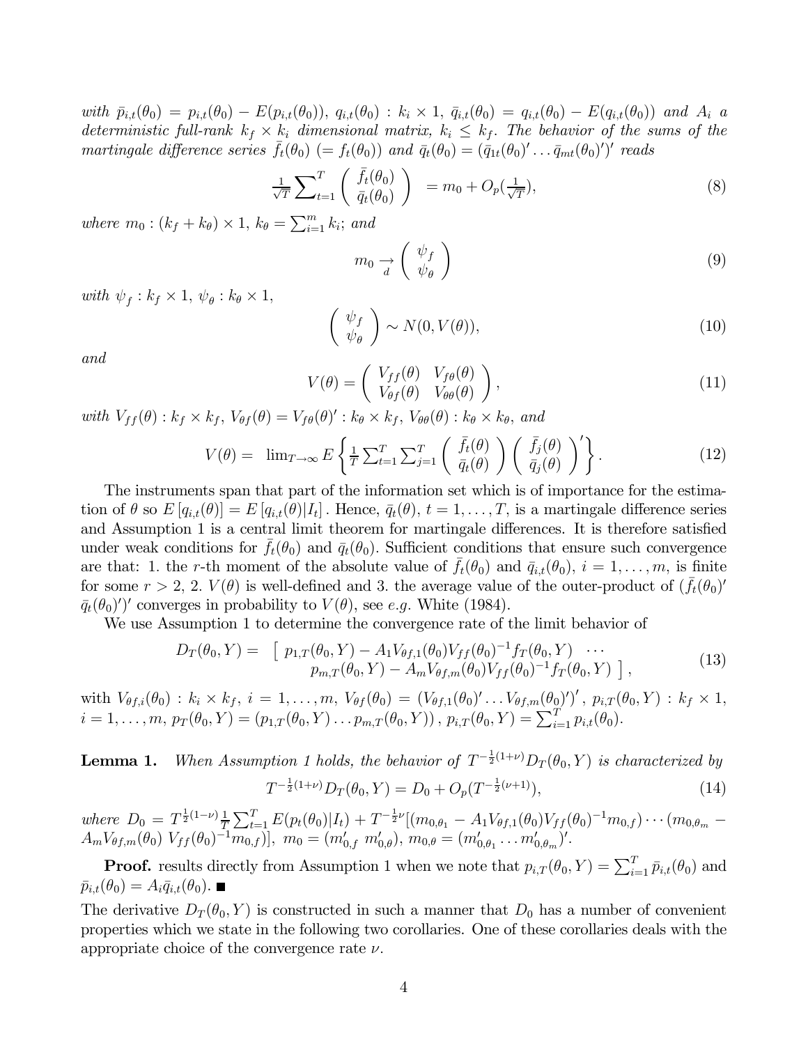*with* $\bar{p}_{i,t}(\theta_0) = p_{i,t}(\theta_0) - E(p_{i,t}(\theta_0))$*,* $q_{i,t}(\theta_0) : k_i \times 1$*,* $\bar{q}_{i,t}(\theta_0) = q_{i,t}(\theta_0) - E(q_{i,t}(\theta_0))$ *and* $A_i$ *a deterministic full-rank* $k_f \times k_i$ *dimensional matrix,* $k_i \leq k_f$*. The behavior of the sums of the martingale difference series* $\bar{f}_t(\theta_0)$ $(= f_t(\theta_0))$ *and* $\bar{q}_t(\theta_0) = (\bar{q}_{1t}(\theta_0)' \dots \bar{q}_{mt}(\theta_0)')'$ *reads*

$$\tfrac{1}{\sqrt{T}} \sum_{t=1}^{T} \begin{pmatrix} \bar{f}_t(\theta_0) \\ \bar{q}_t(\theta_0) \end{pmatrix} = m_0 + O_p(\tfrac{1}{\sqrt{T}}), \tag{8}$$

*where* $m_0 : (k_f + k_\theta) \times 1$*,* $k_\theta = \sum_{i=1}^{m} k_i$*; and*

$$m_0 \underset{d}{\rightarrow} \begin{pmatrix} \psi_f \\ \psi_\theta \end{pmatrix} \tag{9}$$

*with* $\psi_f : k_f \times 1$*,* $\psi_\theta : k_\theta \times 1$*,*

$$\begin{pmatrix} \psi_f \\ \psi_\theta \end{pmatrix} \sim N(0, V(\theta)), \tag{10}$$

*and*

$$V(\theta) = \begin{pmatrix} V_{ff}(\theta) & V_{f\theta}(\theta) \\ V_{\theta f}(\theta) & V_{\theta\theta}(\theta) \end{pmatrix}, \tag{11}$$

*with* $V_{ff}(\theta) : k_f \times k_f$*,* $V_{\theta f}(\theta) = V_{f\theta}(\theta)' : k_\theta \times k_f$*,* $V_{\theta\theta}(\theta) : k_\theta \times k_\theta$*, and*

$$V(\theta) = \lim_{T\to\infty} E\left\{ \tfrac{1}{T} \sum_{t=1}^{T} \sum_{j=1}^{T} \begin{pmatrix} \bar{f}_t(\theta) \\ \bar{q}_t(\theta) \end{pmatrix} \begin{pmatrix} \bar{f}_j(\theta) \\ \bar{q}_j(\theta) \end{pmatrix}' \right\}. \tag{12}$$

The instruments span that part of the information set which is of importance for the estimation of $\theta$ so $E\left[q_{i,t}(\theta)\right] = E\left[q_{i,t}(\theta)|I_t\right]$. Hence, $\bar{q}_t(\theta)$, $t = 1, \dots, T$, is a martingale difference series and Assumption 1 is a central limit theorem for martingale differences. It is therefore satisfied under weak conditions for $\bar{f}_t(\theta_0)$ and $\bar{q}_t(\theta_0)$. Sufficient conditions that ensure such convergence are that: 1. the $r$-th moment of the absolute value of $\bar{f}_t(\theta_0)$ and $\bar{q}_{i,t}(\theta_0)$, $i = 1, \dots, m$, is finite for some $r > 2$, 2. $V(\theta)$ is well-defined and 3. the average value of the outer-product of $(\bar{f}_t(\theta_0)'\ \bar{q}_t(\theta_0)')'$ converges in probability to $V(\theta)$, see *e.g.* White (1984).

We use Assumption 1 to determine the convergence rate of the limit behavior of

$$\begin{aligned} D_T(\theta_0, Y) = \ \big[\ & p_{1,T}(\theta_0, Y) - A_1 V_{\theta f,1}(\theta_0) V_{ff}(\theta_0)^{-1} f_T(\theta_0, Y) \ \cdots \\ & p_{m,T}(\theta_0, Y) - A_m V_{\theta f,m}(\theta_0) V_{ff}(\theta_0)^{-1} f_T(\theta_0, Y)\ \big], \end{aligned} \tag{13}$$

with $V_{\theta f,i}(\theta_0) : k_i \times k_f$, $i = 1, \dots, m$, $V_{\theta f}(\theta_0) = (V_{\theta f,1}(\theta_0)' \dots V_{\theta f,m}(\theta_0)')'$, $p_{i,T}(\theta_0, Y) : k_f \times 1$, $i = 1, \dots, m$, $p_T(\theta_0, Y) = (p_{1,T}(\theta_0, Y) \dots p_{m,T}(\theta_0, Y))$, $p_{i,T}(\theta_0, Y) = \sum_{i=1}^{T} p_{i,t}(\theta_0)$.

**Lemma 1.** *When Assumption 1 holds, the behavior of* $T^{-\frac{1}{2}(1+\nu)} D_T(\theta_0, Y)$ *is characterized by*

$$T^{-\frac{1}{2}(1+\nu)} D_T(\theta_0, Y) = D_0 + O_p(T^{-\frac{1}{2}(\nu+1)}), \tag{14}$$

*where* $D_0 = T^{\frac{1}{2}(1-\nu)} \frac{1}{T} \sum_{t=1}^{T} E(p_t(\theta_0)|I_t) + T^{-\frac{1}{2}\nu}[(m_{0,\theta_1} - A_1 V_{\theta f,1}(\theta_0) V_{ff}(\theta_0)^{-1} m_{0,f}) \cdots (m_{0,\theta_m} - A_m V_{\theta f,m}(\theta_0)\ V_{ff}(\theta_0)^{-1} m_{0,f})]$*,* $m_0 = (m_{0,f}'\ m_{0,\theta}')$*,* $m_{0,\theta} = (m_{0,\theta_1}' \dots m_{0,\theta_m}')'$*.*

**Proof.** results directly from Assumption 1 when we note that $p_{i,T}(\theta_0, Y) = \sum_{i=1}^{T} \bar{p}_{i,t}(\theta_0)$ and $\bar{p}_{i,t}(\theta_0) = A_i \bar{q}_{i,t}(\theta_0)$. ■

The derivative $D_T(\theta_0, Y)$ is constructed in such a manner that $D_0$ has a number of convenient properties which we state in the following two corollaries. One of these corollaries deals with the appropriate choice of the convergence rate $\nu$.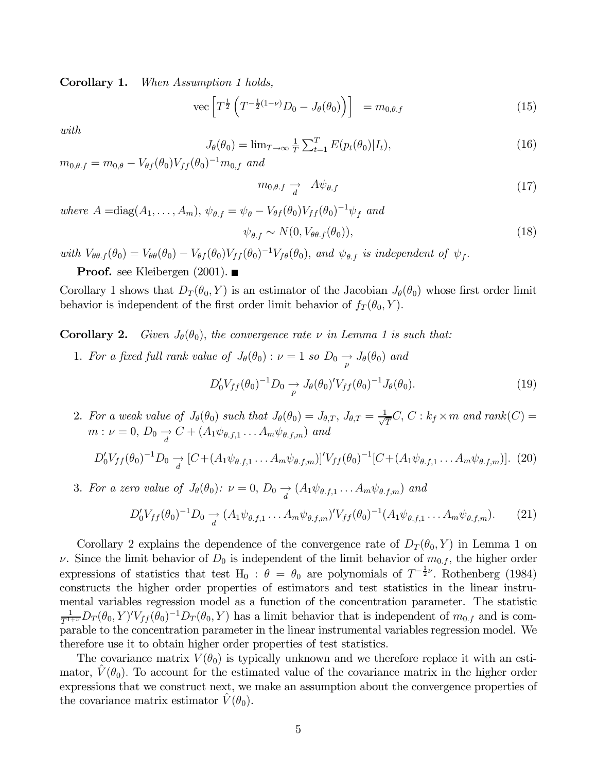**Corollary 1.** *When Assumption 1 holds,*

$$\text{vec}\left[T^{\frac{1}{2}}\left(T^{-\frac{1}{2}(1-\nu)}D_0 - J_\theta(\theta_0)\right)\right] \ = m_{0,\theta.f} \tag{15}$$

*with*

$$J_\theta(\theta_0) = \lim_{T\to\infty}\tfrac{1}{T}\textstyle\sum_{t=1}^{T} E(p_t(\theta_0)|I_t), \tag{16}$$

$m_{0,\theta.f} = m_{0,\theta} - V_{\theta f}(\theta_0)V_{ff}(\theta_0)^{-1}m_{0,f}$ *and*

$$m_{0,\theta.f} \underset{d}{\rightarrow} \ A\psi_{\theta.f} \tag{17}$$

*where* $A = \text{diag}(A_1, \ldots, A_m)$, $\psi_{\theta.f} = \psi_\theta - V_{\theta f}(\theta_0)V_{ff}(\theta_0)^{-1}\psi_f$ *and*

$$\psi_{\theta.f} \sim N(0, V_{\theta\theta.f}(\theta_0)), \tag{18}$$

*with* $V_{\theta\theta.f}(\theta_0) = V_{\theta\theta}(\theta_0) - V_{\theta f}(\theta_0)V_{ff}(\theta_0)^{-1}V_{f\theta}(\theta_0)$, *and* $\psi_{\theta.f}$ *is independent of* $\psi_f$.

**Proof.** see Kleibergen (2001). ■

Corollary 1 shows that $D_T(\theta_0, Y)$ is an estimator of the Jacobian $J_\theta(\theta_0)$ whose first order limit behavior is independent of the first order limit behavior of $f_T(\theta_0, Y)$.

**Corollary 2.** *Given* $J_\theta(\theta_0)$, *the convergence rate* $\nu$ *in Lemma 1 is such that:*

1. *For a fixed full rank value of* $J_\theta(\theta_0)$ : $\nu = 1$ *so* $D_0 \underset{p}{\rightarrow} J_\theta(\theta_0)$ *and*

$$D_0'V_{ff}(\theta_0)^{-1}D_0 \underset{p}{\rightarrow} J_\theta(\theta_0)'V_{ff}(\theta_0)^{-1}J_\theta(\theta_0). \tag{19}$$

2. *For a weak value of* $J_\theta(\theta_0)$ *such that* $J_\theta(\theta_0) = J_{\theta,T}$, $J_{\theta,T} = \frac{1}{\sqrt{T}}C$, $C : k_f \times m$ *and* $\text{rank}(C) = m$ : $\nu = 0$, $D_0 \underset{d}{\rightarrow} C + (A_1\psi_{\theta.f,1} \ldots A_m\psi_{\theta.f,m})$ *and*

$$D_0'V_{ff}(\theta_0)^{-1}D_0 \underset{d}{\rightarrow} [C+(A_1\psi_{\theta.f,1} \ldots A_m\psi_{\theta.f,m})]'V_{ff}(\theta_0)^{-1}[C+(A_1\psi_{\theta.f,1} \ldots A_m\psi_{\theta.f,m})]. \tag{20}$$

3. *For a zero value of* $J_\theta(\theta_0)$: $\nu = 0$, $D_0 \underset{d}{\rightarrow} (A_1\psi_{\theta.f,1} \ldots A_m\psi_{\theta.f,m})$ *and*

$$D_0'V_{ff}(\theta_0)^{-1}D_0 \underset{d}{\rightarrow} (A_1\psi_{\theta.f,1} \ldots A_m\psi_{\theta.f,m})'V_{ff}(\theta_0)^{-1}(A_1\psi_{\theta.f,1} \ldots A_m\psi_{\theta.f,m}). \tag{21}$$

Corollary 2 explains the dependence of the convergence rate of $D_T(\theta_0, Y)$ in Lemma 1 on $\nu$. Since the limit behavior of $D_0$ is independent of the limit behavior of $m_{0.f}$, the higher order expressions of statistics that test $\text{H}_0 : \theta = \theta_0$ are polynomials of $T^{-\frac{1}{2}\nu}$. Rothenberg (1984) constructs the higher order properties of estimators and test statistics in the linear instrumental variables regression model as a function of the concentration parameter. The statistic $\frac{1}{T^{1+\nu}}D_T(\theta_0, Y)'V_{ff}(\theta_0)^{-1}D_T(\theta_0, Y)$ has a limit behavior that is independent of $m_{0.f}$ and is comparable to the concentration parameter in the linear instrumental variables regression model. We therefore use it to obtain higher order properties of test statistics.

The covariance matrix $V(\theta_0)$ is typically unknown and we therefore replace it with an estimator, $\hat{V}(\theta_0)$. To account for the estimated value of the covariance matrix in the higher order expressions that we construct next, we make an assumption about the convergence properties of the covariance matrix estimator $\hat{V}(\theta_0)$.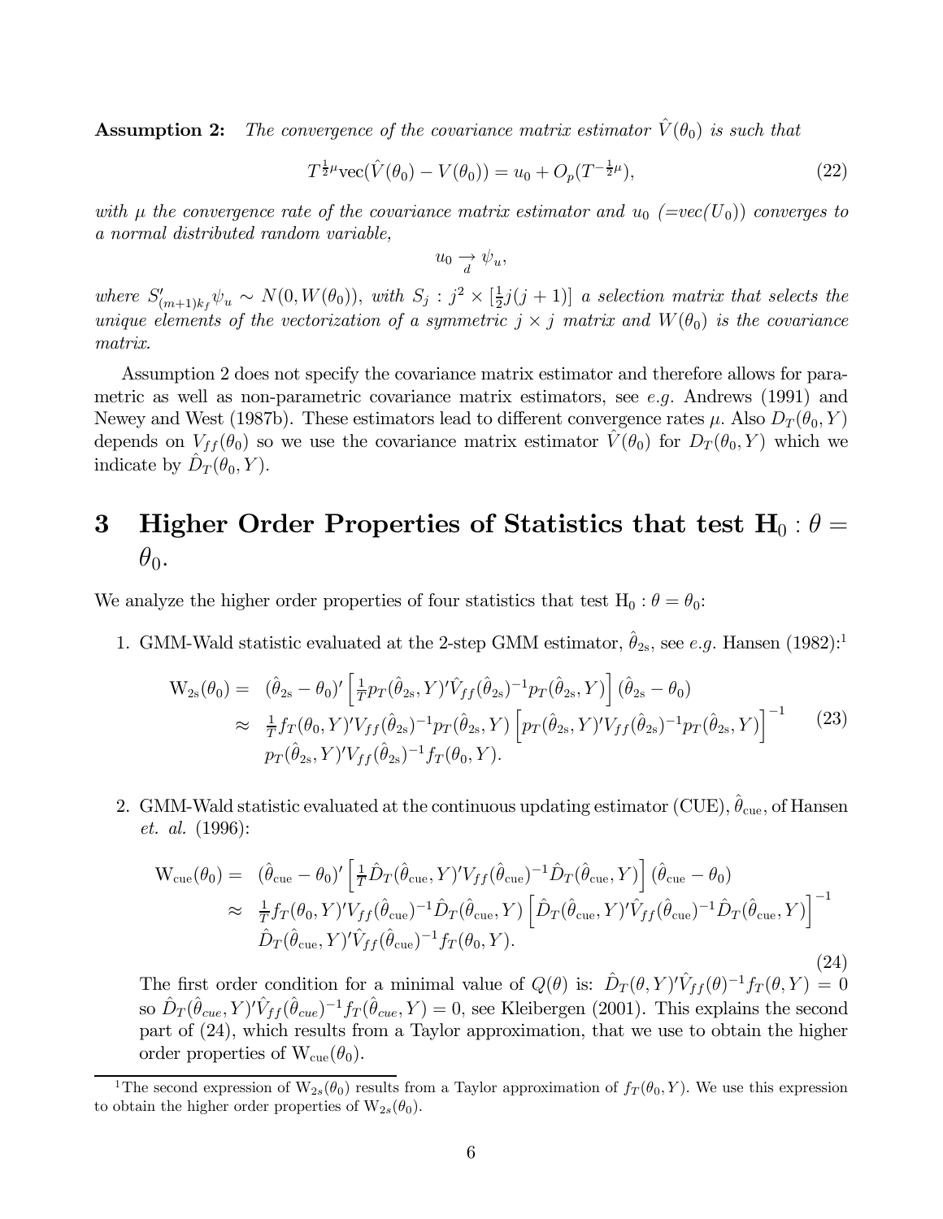**Assumption 2:** *The convergence of the covariance matrix estimator $\hat{V}(\theta_0)$ is such that*

$$T^{\frac{1}{2}\mu}\text{vec}(\hat{V}(\theta_0) - V(\theta_0)) = u_0 + O_p(T^{-\frac{1}{2}\mu}), \tag{22}$$

*with $\mu$ the convergence rate of the covariance matrix estimator and $u_0$ (=vec($U_0$)) converges to a normal distributed random variable,*

$$u_0 \underset{d}{\rightarrow} \psi_u,$$

*where $S'_{(m+1)k_f}\psi_u \sim N(0, W(\theta_0))$, with $S_j : j^2 \times [\frac{1}{2}j(j+1)]$ a selection matrix that selects the unique elements of the vectorization of a symmetric $j \times j$ matrix and $W(\theta_0)$ is the covariance matrix.*

Assumption 2 does not specify the covariance matrix estimator and therefore allows for parametric as well as non-parametric covariance matrix estimators, see *e.g.* Andrews (1991) and Newey and West (1987b). These estimators lead to different convergence rates $\mu$. Also $D_T(\theta_0, Y)$ depends on $V_{ff}(\theta_0)$ so we use the covariance matrix estimator $\hat{V}(\theta_0)$ for $D_T(\theta_0, Y)$ which we indicate by $\hat{D}_T(\theta_0, Y)$.

# 3 Higher Order Properties of Statistics that test $\mathrm{H}_0 : \theta = \theta_0$.

We analyze the higher order properties of four statistics that test $\mathrm{H}_0 : \theta = \theta_0$:

1. GMM-Wald statistic evaluated at the 2-step GMM estimator, $\hat{\theta}_{2\text{s}}$, see *e.g.* Hansen (1982):[1]

$$\begin{aligned} \mathrm{W}_{2\text{s}}(\theta_0) = &\ (\hat{\theta}_{2\text{s}} - \theta_0)' \left[\tfrac{1}{T}p_T(\hat{\theta}_{2\text{s}}, Y)'\hat{V}_{ff}(\hat{\theta}_{2\text{s}})^{-1}p_T(\hat{\theta}_{2\text{s}}, Y)\right](\hat{\theta}_{2\text{s}} - \theta_0) \\ \approx &\ \tfrac{1}{T}f_T(\theta_0, Y)'V_{ff}(\hat{\theta}_{2\text{s}})^{-1}p_T(\hat{\theta}_{2\text{s}}, Y)\left[p_T(\hat{\theta}_{2\text{s}}, Y)'V_{ff}(\hat{\theta}_{2\text{s}})^{-1}p_T(\hat{\theta}_{2\text{s}}, Y)\right]^{-1} \\ &\ p_T(\hat{\theta}_{2\text{s}}, Y)'V_{ff}(\hat{\theta}_{2\text{s}})^{-1}f_T(\theta_0, Y). \end{aligned} \tag{23}$$

2. GMM-Wald statistic evaluated at the continuous updating estimator (CUE), $\hat{\theta}_{\text{cue}}$, of Hansen *et. al.* (1996):

$$\begin{aligned} \mathrm{W}_{\text{cue}}(\theta_0) = &\ (\hat{\theta}_{\text{cue}} - \theta_0)' \left[\tfrac{1}{T}\hat{D}_T(\hat{\theta}_{\text{cue}}, Y)'V_{ff}(\hat{\theta}_{\text{cue}})^{-1}\hat{D}_T(\hat{\theta}_{\text{cue}}, Y)\right](\hat{\theta}_{\text{cue}} - \theta_0) \\ \approx &\ \tfrac{1}{T}f_T(\theta_0, Y)'V_{ff}(\hat{\theta}_{\text{cue}})^{-1}\hat{D}_T(\hat{\theta}_{\text{cue}}, Y)\left[\hat{D}_T(\hat{\theta}_{\text{cue}}, Y)'\hat{V}_{ff}(\hat{\theta}_{\text{cue}})^{-1}\hat{D}_T(\hat{\theta}_{\text{cue}}, Y)\right]^{-1} \\ &\ \hat{D}_T(\hat{\theta}_{\text{cue}}, Y)'\hat{V}_{ff}(\hat{\theta}_{\text{cue}})^{-1}f_T(\theta_0, Y). \end{aligned} \tag{24}$$

   The first order condition for a minimal value of $Q(\theta)$ is: $\hat{D}_T(\theta, Y)'\hat{V}_{ff}(\theta)^{-1}f_T(\theta, Y) = 0$ so $\hat{D}_T(\hat{\theta}_{cue}, Y)'\hat{V}_{ff}(\hat{\theta}_{cue})^{-1}f_T(\hat{\theta}_{cue}, Y) = 0$, see Kleibergen (2001). This explains the second part of (24), which results from a Taylor approximation, that we use to obtain the higher order properties of $\mathrm{W}_{\text{cue}}(\theta_0)$.

[1] The second expression of $\mathrm{W}_{2s}(\theta_0)$ results from a Taylor approximation of $f_T(\theta_0, Y)$. We use this expression to obtain the higher order properties of $\mathrm{W}_{2s}(\theta_0)$.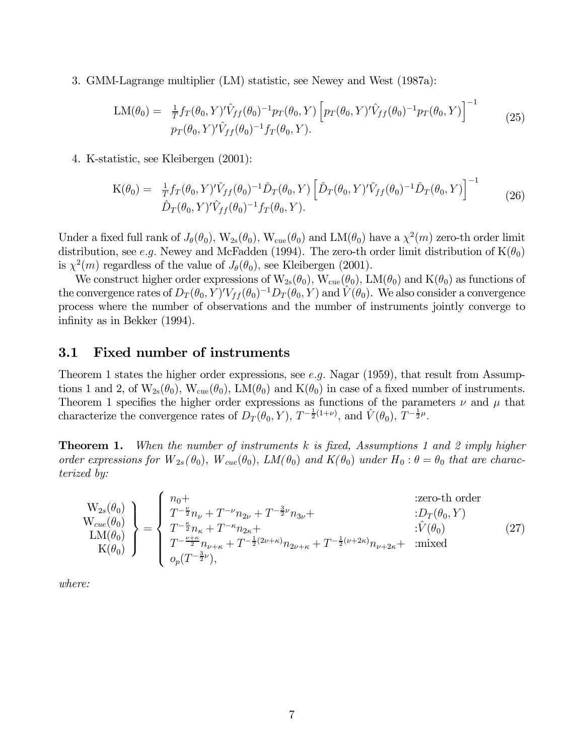3. GMM-Lagrange multiplier (LM) statistic, see Newey and West (1987a):

$$
\begin{aligned}
\mathrm{LM}(\theta_0) = \; & \tfrac{1}{T} f_T(\theta_0, Y)' \hat{V}_{ff}(\theta_0)^{-1} p_T(\theta_0, Y) \left[ p_T(\theta_0, Y)' \hat{V}_{ff}(\theta_0)^{-1} p_T(\theta_0, Y) \right]^{-1} \\
& p_T(\theta_0, Y)' \hat{V}_{ff}(\theta_0)^{-1} f_T(\theta_0, Y).
\end{aligned} \tag{25}
$$

4. K-statistic, see Kleibergen (2001):

$$
\begin{aligned}
\mathrm{K}(\theta_0) = \; & \tfrac{1}{T} f_T(\theta_0, Y)' \hat{V}_{ff}(\theta_0)^{-1} \hat{D}_T(\theta_0, Y) \left[ \hat{D}_T(\theta_0, Y)' \hat{V}_{ff}(\theta_0)^{-1} \hat{D}_T(\theta_0, Y) \right]^{-1} \\
& \hat{D}_T(\theta_0, Y)' \hat{V}_{ff}(\theta_0)^{-1} f_T(\theta_0, Y).
\end{aligned} \tag{26}
$$

Under a fixed full rank of $J_\theta(\theta_0)$, $\mathrm{W}_{2\mathrm{s}}(\theta_0)$, $\mathrm{W}_{\mathrm{cue}}(\theta_0)$ and $\mathrm{LM}(\theta_0)$ have a $\chi^2(m)$ zero-th order limit distribution, see *e.g.* Newey and McFadden (1994). The zero-th order limit distribution of $\mathrm{K}(\theta_0)$ is $\chi^2(m)$ regardless of the value of $J_\theta(\theta_0)$, see Kleibergen (2001).

We construct higher order expressions of $\mathrm{W}_{2\mathrm{s}}(\theta_0)$, $\mathrm{W}_{\mathrm{cue}}(\theta_0)$, $\mathrm{LM}(\theta_0)$ and $\mathrm{K}(\theta_0)$ as functions of the convergence rates of $D_T(\theta_0, Y)' V_{ff}(\theta_0)^{-1} D_T(\theta_0, Y)$ and $\hat{V}(\theta_0)$. We also consider a convergence process where the number of observations and the number of instruments jointly converge to infinity as in Bekker (1994).

## 3.1 Fixed number of instruments

Theorem 1 states the higher order expressions, see *e.g.* Nagar (1959), that result from Assumptions 1 and 2, of $\mathrm{W}_{2\mathrm{s}}(\theta_0)$, $\mathrm{W}_{\mathrm{cue}}(\theta_0)$, $\mathrm{LM}(\theta_0)$ and $\mathrm{K}(\theta_0)$ in case of a fixed number of instruments. Theorem 1 specifies the higher order expressions as functions of the parameters $\nu$ and $\mu$ that characterize the convergence rates of $D_T(\theta_0, Y)$, $T^{-\frac{1}{2}(1+\nu)}$, and $\hat{V}(\theta_0)$, $T^{-\frac{1}{2}\mu}$.

**Theorem 1.** *When the number of instruments $k$ is fixed, Assumptions 1 and 2 imply higher order expressions for $W_{2s}(\theta_0)$, $W_{cue}(\theta_0)$, $LM(\theta_0)$ and $K(\theta_0)$ under $H_0 : \theta = \theta_0$ that are characterized by:*

$$
\left.
\begin{array}{r}
\mathrm{W}_{2s}(\theta_0) \\
\mathrm{W}_{cue}(\theta_0) \\
\mathrm{LM}(\theta_0) \\
\mathrm{K}(\theta_0)
\end{array}
\right\}
=
\left\{
\begin{array}{ll}
n_0 + & \text{:zero-th order} \\
T^{-\frac{\nu}{2}} n_\nu + T^{-\nu} n_{2\nu} + T^{-\frac{3}{2}\nu} n_{3\nu} + & :D_T(\theta_0, Y) \\
T^{-\frac{\kappa}{2}} n_\kappa + T^{-\kappa} n_{2\kappa} + & :\hat{V}(\theta_0) \\
T^{-\frac{\nu+\kappa}{2}} n_{\nu+\kappa} + T^{-\frac{1}{2}(2\nu+\kappa)} n_{2\nu+\kappa} + T^{-\frac{1}{2}(\nu+2\kappa)} n_{\nu+2\kappa} + & \text{:mixed} \\
o_p(T^{-\frac{3}{2}\nu}), &
\end{array}
\right. \tag{27}
$$

*where:*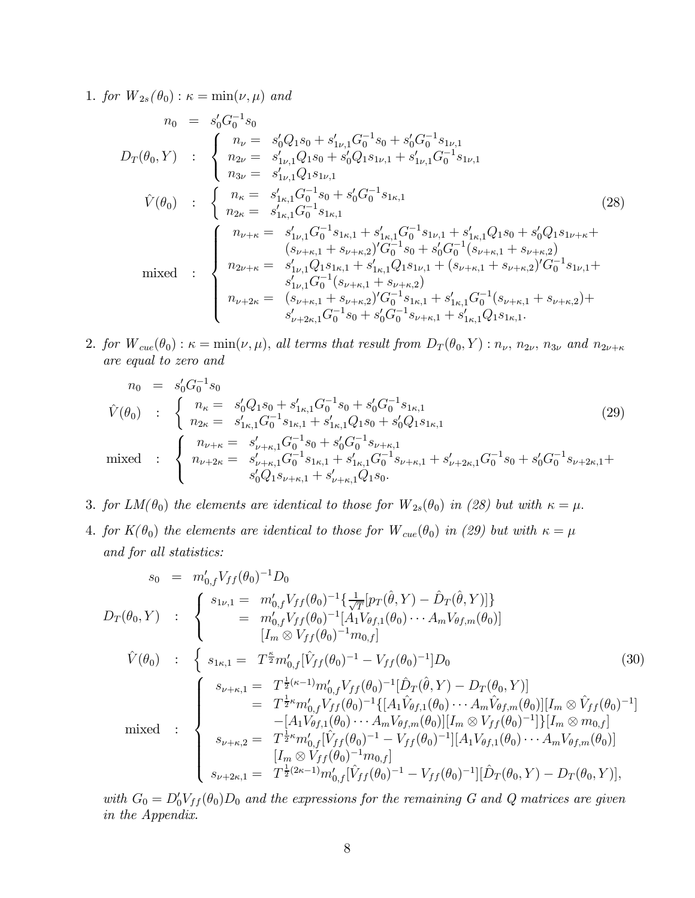1. *for* $W_{2s}(\theta_0) : \kappa = \min(\nu, \mu)$ *and*

$$
\begin{array}{rcl}
n_0 & = & s_0' G_0^{-1} s_0 \\
D_T(\theta_0, Y) & : & \left\{ \begin{array}{ll} n_\nu = & s_0' Q_1 s_0 + s_{1\nu,1}' G_0^{-1} s_0 + s_0' G_0^{-1} s_{1\nu,1} \\ n_{2\nu} = & s_{1\nu,1}' Q_1 s_0 + s_0' Q_1 s_{1\nu,1} + s_{1\nu,1}' G_0^{-1} s_{1\nu,1} \\ n_{3\nu} = & s_{1\nu,1}' Q_1 s_{1\nu,1} \end{array} \right. \\
\hat{V}(\theta_0) & : & \left\{ \begin{array}{ll} n_\kappa = & s_{1\kappa,1}' G_0^{-1} s_0 + s_0' G_0^{-1} s_{1\kappa,1} \\ n_{2\kappa} = & s_{1\kappa,1}' G_0^{-1} s_{1\kappa,1} \end{array} \right. \\
\text{mixed} & : & \left\{ \begin{array}{ll} n_{\nu+\kappa} = & s_{1\nu,1}' G_0^{-1} s_{1\kappa,1} + s_{1\kappa,1}' G_0^{-1} s_{1\nu,1} + s_{1\kappa,1}' Q_1 s_0 + s_0' Q_1 s_{1\nu+\kappa} + \\ & (s_{\nu+\kappa,1} + s_{\nu+\kappa,2})' G_0^{-1} s_0 + s_0' G_0^{-1} (s_{\nu+\kappa,1} + s_{\nu+\kappa,2}) \\ n_{2\nu+\kappa} = & s_{1\nu,1}' Q_1 s_{1\kappa,1} + s_{1\kappa,1}' Q_1 s_{1\nu,1} + (s_{\nu+\kappa,1} + s_{\nu+\kappa,2})' G_0^{-1} s_{1\nu,1} + \\ & s_{1\nu,1}' G_0^{-1} (s_{\nu+\kappa,1} + s_{\nu+\kappa,2}) \\ n_{\nu+2\kappa} = & (s_{\nu+\kappa,1} + s_{\nu+\kappa,2})' G_0^{-1} s_{1\kappa,1} + s_{1\kappa,1}' G_0^{-1} (s_{\nu+\kappa,1} + s_{\nu+\kappa,2}) + \\ & s_{\nu+2\kappa,1}' G_0^{-1} s_0 + s_0' G_0^{-1} s_{\nu+\kappa,1} + s_{1\kappa,1}' Q_1 s_{1\kappa,1}. \end{array} \right.
\end{array}
\tag{28}
$$

2. *for* $W_{cue}(\theta_0) : \kappa = \min(\nu, \mu)$*, all terms that result from* $D_T(\theta_0, Y) : n_\nu$*,* $n_{2\nu}$*,* $n_{3\nu}$ *and* $n_{2\nu+\kappa}$ *are equal to zero and*

$$
\begin{array}{rcl}
n_0 & = & s_0' G_0^{-1} s_0 \\
\hat{V}(\theta_0) & : & \left\{ \begin{array}{ll} n_\kappa = & s_0' Q_1 s_0 + s_{1\kappa,1}' G_0^{-1} s_0 + s_0' G_0^{-1} s_{1\kappa,1} \\ n_{2\kappa} = & s_{1\kappa,1}' G_0^{-1} s_{1\kappa,1} + s_{1\kappa,1}' Q_1 s_0 + s_0' Q_1 s_{1\kappa,1} \end{array} \right. \\
\text{mixed} & : & \left\{ \begin{array}{ll} n_{\nu+\kappa} = & s_{\nu+\kappa,1}' G_0^{-1} s_0 + s_0' G_0^{-1} s_{\nu+\kappa,1} \\ n_{\nu+2\kappa} = & s_{\nu+\kappa,1}' G_0^{-1} s_{1\kappa,1} + s_{1\kappa,1}' G_0^{-1} s_{\nu+\kappa,1} + s_{\nu+2\kappa,1}' G_0^{-1} s_0 + s_0' G_0^{-1} s_{\nu+2\kappa,1} + \\ & s_0' Q_1 s_{\nu+\kappa,1} + s_{\nu+\kappa,1}' Q_1 s_0. \end{array} \right.
\end{array}
\tag{29}
$$

3. *for* $LM(\theta_0)$ *the elements are identical to those for* $W_{2s}(\theta_0)$ *in (28) but with* $\kappa = \mu$*.*

4. *for* $K(\theta_0)$ *the elements are identical to those for* $W_{cue}(\theta_0)$ *in (29) but with* $\kappa = \mu$

*and for all statistics:*

$$
\begin{array}{rcl}
s_0 & = & m_{0,f}' V_{ff}(\theta_0)^{-1} D_0 \\
D_T(\theta_0, Y) & : & \left\{ \begin{array}{ll} s_{1\nu,1} = & m_{0,f}' V_{ff}(\theta_0)^{-1} \{ \frac{1}{\sqrt{T}} [p_T(\hat{\theta}, Y) - \hat{D}_T(\hat{\theta}, Y)] \} \\ \quad = & m_{0,f}' V_{ff}(\theta_0)^{-1} [A_1 V_{\theta f,1}(\theta_0) \cdots A_m V_{\theta f,m}(\theta_0)] \\ & [I_m \otimes V_{ff}(\theta_0)^{-1} m_{0,f}] \end{array} \right. \\
\hat{V}(\theta_0) & : & \left\{ \begin{array}{ll} s_{1\kappa,1} = & T^{\frac{\kappa}{2}} m_{0,f}' [\hat{V}_{ff}(\theta_0)^{-1} - V_{ff}(\theta_0)^{-1}] D_0 \end{array} \right. \\
\text{mixed} & : & \left\{ \begin{array}{ll} s_{\nu+\kappa,1} = & T^{\frac{1}{2}(\kappa-1)} m_{0,f}' V_{ff}(\theta_0)^{-1} [\hat{D}_T(\hat{\theta}, Y) - D_T(\theta_0, Y)] \\ \quad = & T^{\frac{1}{2}\kappa} m_{0,f}' V_{ff}(\theta_0)^{-1} \{ [A_1 \hat{V}_{\theta f,1}(\theta_0) \cdots A_m \hat{V}_{\theta f,m}(\theta_0)] [I_m \otimes \hat{V}_{ff}(\theta_0)^{-1}] \\ & - [A_1 V_{\theta f,1}(\theta_0) \cdots A_m V_{\theta f,m}(\theta_0)] [I_m \otimes V_{ff}(\theta_0)^{-1}] \} [I_m \otimes m_{0,f}] \\ s_{\nu+\kappa,2} = & T^{\frac{1}{2}\kappa} m_{0,f}' [\hat{V}_{ff}(\theta_0)^{-1} - V_{ff}(\theta_0)^{-1}] [A_1 V_{\theta f,1}(\theta_0) \cdots A_m V_{\theta f,m}(\theta_0)] \\ & [I_m \otimes V_{ff}(\theta_0)^{-1} m_{0,f}] \\ s_{\nu+2\kappa,1} = & T^{\frac{1}{2}(2\kappa-1)} m_{0,f}' [\hat{V}_{ff}(\theta_0)^{-1} - V_{ff}(\theta_0)^{-1}] [\hat{D}_T(\theta_0, Y) - D_T(\theta_0, Y)], \end{array} \right.
\end{array}
\tag{30}
$$

*with* $G_0 = D_0' V_{ff}(\theta_0) D_0$ *and the expressions for the remaining* $G$ *and* $Q$ *matrices are given in the Appendix.*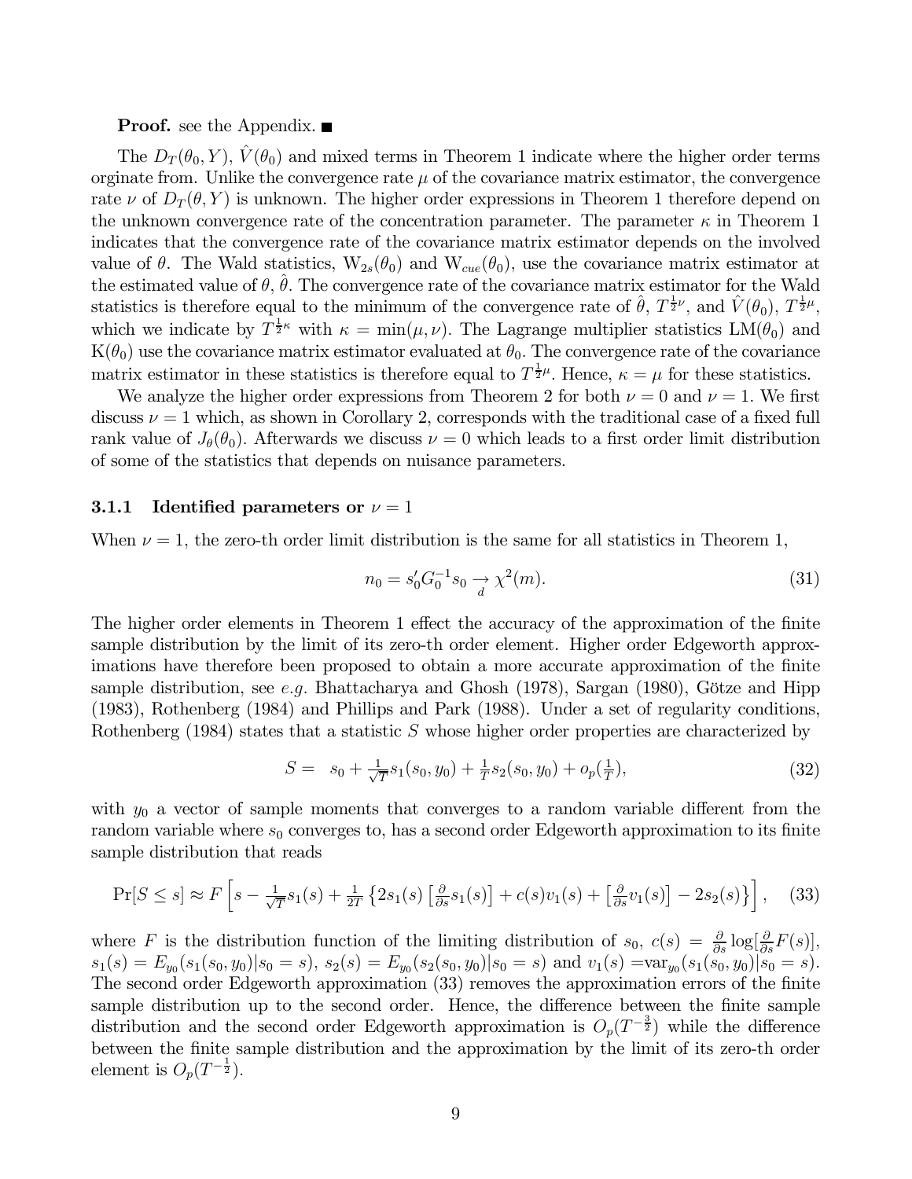**Proof.** see the Appendix. ■

The $D_T(\theta_0, Y)$, $\hat{V}(\theta_0)$ and mixed terms in Theorem 1 indicate where the higher order terms orginate from. Unlike the convergence rate $\mu$ of the covariance matrix estimator, the convergence rate $\nu$ of $D_T(\theta, Y)$ is unknown. The higher order expressions in Theorem 1 therefore depend on the unknown convergence rate of the concentration parameter. The parameter $\kappa$ in Theorem 1 indicates that the convergence rate of the covariance matrix estimator depends on the involved value of $\theta$. The Wald statistics, $\mathrm{W}_{2s}(\theta_0)$ and $\mathrm{W}_{cue}(\theta_0)$, use the covariance matrix estimator at the estimated value of $\theta$, $\hat{\theta}$. The convergence rate of the covariance matrix estimator for the Wald statistics is therefore equal to the minimum of the convergence rate of $\hat{\theta}$, $T^{\frac{1}{2}\nu}$, and $\hat{V}(\theta_0)$, $T^{\frac{1}{2}\mu}$, which we indicate by $T^{\frac{1}{2}\kappa}$ with $\kappa = \min(\mu, \nu)$. The Lagrange multiplier statistics $\mathrm{LM}(\theta_0)$ and $\mathrm{K}(\theta_0)$ use the covariance matrix estimator evaluated at $\theta_0$. The convergence rate of the covariance matrix estimator in these statistics is therefore equal to $T^{\frac{1}{2}\mu}$. Hence, $\kappa = \mu$ for these statistics.

We analyze the higher order expressions from Theorem 2 for both $\nu = 0$ and $\nu = 1$. We first discuss $\nu = 1$ which, as shown in Corollary 2, corresponds with the traditional case of a fixed full rank value of $J_\theta(\theta_0)$. Afterwards we discuss $\nu = 0$ which leads to a first order limit distribution of some of the statistics that depends on nuisance parameters.

### 3.1.1 Identified parameters or $\nu = 1$

When $\nu = 1$, the zero-th order limit distribution is the same for all statistics in Theorem 1,

$$n_0 = s_0' G_0^{-1} s_0 \underset{d}{\rightarrow} \chi^2(m). \tag{31}$$

The higher order elements in Theorem 1 effect the accuracy of the approximation of the finite sample distribution by the limit of its zero-th order element. Higher order Edgeworth approximations have therefore been proposed to obtain a more accurate approximation of the finite sample distribution, see *e.g.* Bhattacharya and Ghosh (1978), Sargan (1980), Götze and Hipp (1983), Rothenberg (1984) and Phillips and Park (1988). Under a set of regularity conditions, Rothenberg (1984) states that a statistic $S$ whose higher order properties are characterized by

$$S = \; s_0 + \tfrac{1}{\sqrt{T}} s_1(s_0, y_0) + \tfrac{1}{T} s_2(s_0, y_0) + o_p(\tfrac{1}{T}), \tag{32}$$

with $y_0$ a vector of sample moments that converges to a random variable different from the random variable where $s_0$ converges to, has a second order Edgeworth approximation to its finite sample distribution that reads

$$\Pr[S \leq s] \approx F\left[ s - \tfrac{1}{\sqrt{T}} s_1(s) + \tfrac{1}{2T}\left\{ 2 s_1(s)\left[\tfrac{\partial}{\partial s} s_1(s)\right] + c(s) v_1(s) + \left[\tfrac{\partial}{\partial s} v_1(s)\right] - 2 s_2(s) \right\} \right], \tag{33}$$

where $F$ is the distribution function of the limiting distribution of $s_0$, $c(s) = \frac{\partial}{\partial s} \log[\frac{\partial}{\partial s} F(s)]$, $s_1(s) = E_{y_0}(s_1(s_0, y_0)|s_0 = s)$, $s_2(s) = E_{y_0}(s_2(s_0, y_0)|s_0 = s)$ and $v_1(s) = \mathrm{var}_{y_0}(s_1(s_0, y_0)|s_0 = s)$. The second order Edgeworth approximation (33) removes the approximation errors of the finite sample distribution up to the second order. Hence, the difference between the finite sample distribution and the second order Edgeworth approximation is $O_p(T^{-\frac{3}{2}})$ while the difference between the finite sample distribution and the approximation by the limit of its zero-th order element is $O_p(T^{-\frac{1}{2}})$.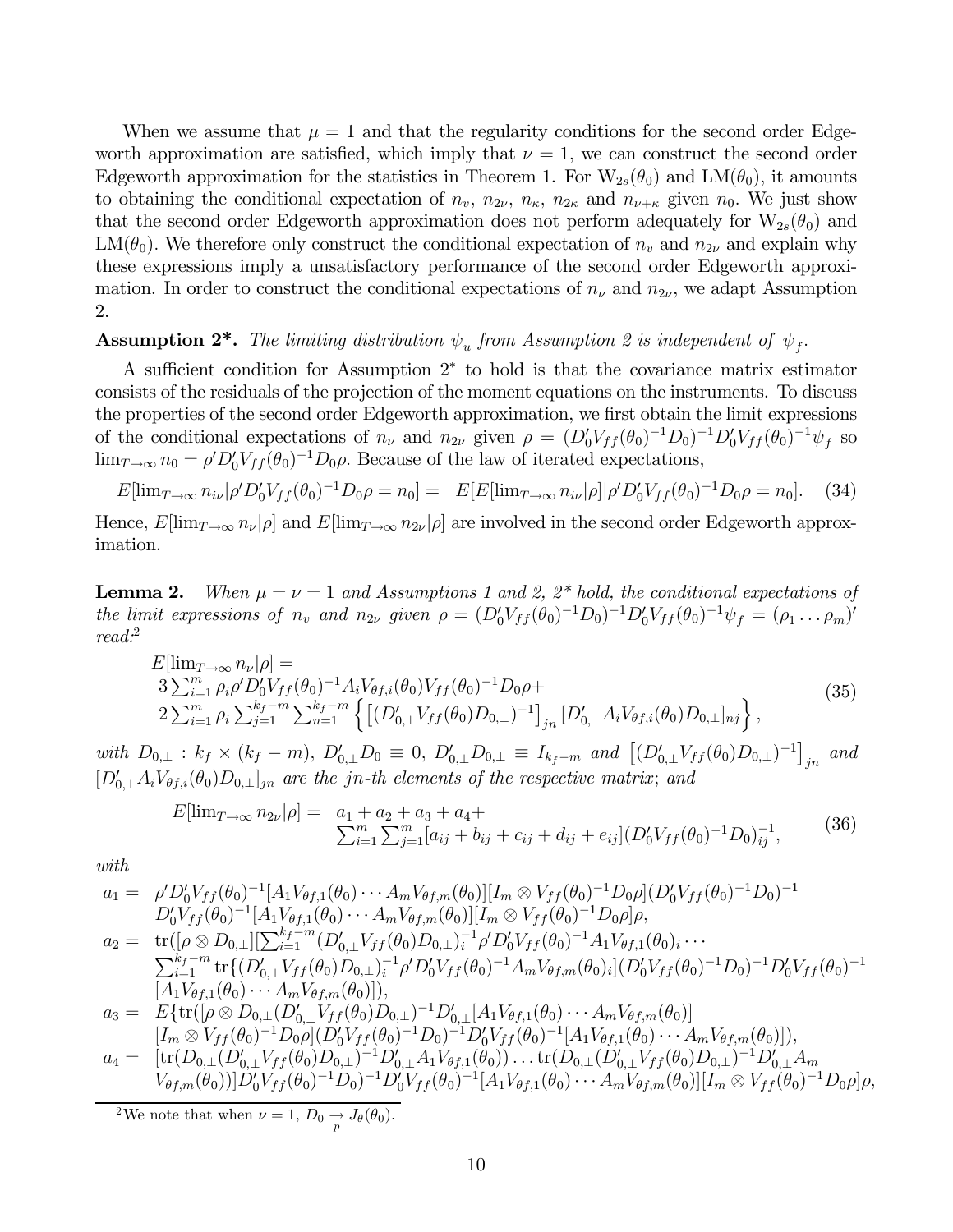When we assume that $\mu = 1$ and that the regularity conditions for the second order Edgeworth approximation are satisfied, which imply that $\nu = 1$, we can construct the second order Edgeworth approximation for the statistics in Theorem 1. For $\mathrm{W}_{2s}(\theta_0)$ and $\mathrm{LM}(\theta_0)$, it amounts to obtaining the conditional expectation of $n_v$, $n_{2\nu}$, $n_\kappa$, $n_{2\kappa}$ and $n_{\nu+\kappa}$ given $n_0$. We just show that the second order Edgeworth approximation does not perform adequately for $\mathrm{W}_{2s}(\theta_0)$ and $\mathrm{LM}(\theta_0)$. We therefore only construct the conditional expectation of $n_v$ and $n_{2\nu}$ and explain why these expressions imply a unsatisfactory performance of the second order Edgeworth approximation. In order to construct the conditional expectations of $n_\nu$ and $n_{2\nu}$, we adapt Assumption 2.

**Assumption 2\*.** *The limiting distribution $\psi_u$ from Assumption 2 is independent of $\psi_f$.*

A sufficient condition for Assumption 2$^*$ to hold is that the covariance matrix estimator consists of the residuals of the projection of the moment equations on the instruments. To discuss the properties of the second order Edgeworth approximation, we first obtain the limit expressions of the conditional expectations of $n_\nu$ and $n_{2\nu}$ given $\rho = (D_0'V_{ff}(\theta_0)^{-1}D_0)^{-1}D_0'V_{ff}(\theta_0)^{-1}\psi_f$ so $\lim_{T\to\infty} n_0 = \rho' D_0'V_{ff}(\theta_0)^{-1}D_0\rho$. Because of the law of iterated expectations,

$$E[\lim_{T\to\infty} n_{i\nu}|\rho' D_0'V_{ff}(\theta_0)^{-1}D_0\rho = n_0] = E[E[\lim_{T\to\infty} n_{i\nu}|\rho]|\rho' D_0'V_{ff}(\theta_0)^{-1}D_0\rho = n_0]. \quad (34)$$

Hence, $E[\lim_{T\to\infty} n_\nu|\rho]$ and $E[\lim_{T\to\infty} n_{2\nu}|\rho]$ are involved in the second order Edgeworth approximation.

**Lemma 2.** *When $\mu = \nu = 1$ and Assumptions 1 and 2, 2\* hold, the conditional expectations of the limit expressions of $n_v$ and $n_{2\nu}$ given $\rho = (D_0'V_{ff}(\theta_0)^{-1}D_0)^{-1}D_0'V_{ff}(\theta_0)^{-1}\psi_f = (\rho_1 \ldots \rho_m)'$ read:*[2]

$$\begin{aligned}
&E[\lim_{T\to\infty} n_\nu|\rho] = \\
&3\textstyle\sum_{i=1}^m \rho_i \rho' D_0'V_{ff}(\theta_0)^{-1}A_i V_{\theta f,i}(\theta_0)V_{ff}(\theta_0)^{-1}D_0\rho + \\
&2\textstyle\sum_{i=1}^m \rho_i \sum_{j=1}^{k_f-m}\sum_{n=1}^{k_f-m}\left\{\left[(D_{0,\perp}'V_{ff}(\theta_0)D_{0,\perp})^{-1}\right]_{jn}[D_{0,\perp}'A_i V_{\theta f,i}(\theta_0)D_{0,\perp}]_{nj}\right\},
\end{aligned} \quad (35)$$

*with $D_{0,\perp} : k_f \times (k_f - m)$, $D_{0,\perp}'D_0 \equiv 0$, $D_{0,\perp}'D_{0,\perp} \equiv I_{k_f-m}$ and $\left[(D_{0,\perp}'V_{ff}(\theta_0)D_{0,\perp})^{-1}\right]_{jn}$ and $[D_{0,\perp}'A_iV_{\theta f,i}(\theta_0)D_{0,\perp}]_{jn}$ are the jn-th elements of the respective matrix*; *and*

$$\begin{aligned}
E[\lim_{T\to\infty} n_{2\nu}|\rho] = \ & a_1 + a_2 + a_3 + a_4 + \\
& \textstyle\sum_{i=1}^m\sum_{j=1}^m [a_{ij} + b_{ij} + c_{ij} + d_{ij} + e_{ij}](D_0'V_{ff}(\theta_0)^{-1}D_0)^{-1}_{ij},
\end{aligned} \quad (36)$$

*with*

$$\begin{aligned}
a_1 = \ & \rho' D_0'V_{ff}(\theta_0)^{-1}[A_1V_{\theta f,1}(\theta_0)\cdots A_mV_{\theta f,m}(\theta_0)][I_m \otimes V_{ff}(\theta_0)^{-1}D_0\rho](D_0'V_{ff}(\theta_0)^{-1}D_0)^{-1} \\
& D_0'V_{ff}(\theta_0)^{-1}[A_1V_{\theta f,1}(\theta_0)\cdots A_mV_{\theta f,m}(\theta_0)][I_m \otimes V_{ff}(\theta_0)^{-1}D_0\rho]\rho, \\
a_2 = \ & \mathrm{tr}([\rho \otimes D_{0,\perp}][\textstyle\sum_{i=1}^{k_f-m}(D_{0,\perp}'V_{ff}(\theta_0)D_{0,\perp})_i^{-1}\rho' D_0'V_{ff}(\theta_0)^{-1}A_1V_{\theta f,1}(\theta_0)_i \cdots \\
& \textstyle\sum_{i=1}^{k_f-m}\mathrm{tr}\{(D_{0,\perp}'V_{ff}(\theta_0)D_{0,\perp})_i^{-1}\rho' D_0'V_{ff}(\theta_0)^{-1}A_mV_{\theta f,m}(\theta_0)_i](D_0'V_{ff}(\theta_0)^{-1}D_0)^{-1}D_0'V_{ff}(\theta_0)^{-1} \\
& [A_1V_{\theta f,1}(\theta_0)\cdots A_mV_{\theta f,m}(\theta_0)]), \\
a_3 = \ & E\{\mathrm{tr}([\rho \otimes D_{0,\perp}(D_{0,\perp}'V_{ff}(\theta_0)D_{0,\perp})^{-1}D_{0,\perp}'[A_1V_{\theta f,1}(\theta_0)\cdots A_mV_{\theta f,m}(\theta_0)] \\
& [I_m \otimes V_{ff}(\theta_0)^{-1}D_0\rho](D_0'V_{ff}(\theta_0)^{-1}D_0)^{-1}D_0'V_{ff}(\theta_0)^{-1}[A_1V_{\theta f,1}(\theta_0)\cdots A_mV_{\theta f,m}(\theta_0)]), \\
a_4 = \ & [\mathrm{tr}(D_{0,\perp}(D_{0,\perp}'V_{ff}(\theta_0)D_{0,\perp})^{-1}D_{0,\perp}'A_1V_{\theta f,1}(\theta_0))\ldots\mathrm{tr}(D_{0,\perp}(D_{0,\perp}'V_{ff}(\theta_0)D_{0,\perp})^{-1}D_{0,\perp}'A_m \\
& V_{\theta f,m}(\theta_0))]D_0'V_{ff}(\theta_0)^{-1}D_0)^{-1}D_0'V_{ff}(\theta_0)^{-1}[A_1V_{\theta f,1}(\theta_0)\cdots A_mV_{\theta f,m}(\theta_0)][I_m \otimes V_{ff}(\theta_0)^{-1}D_0\rho]\rho,
\end{aligned}$$

[2] We note that when $\nu = 1$, $D_0 \underset{p}{\to} J_\theta(\theta_0)$.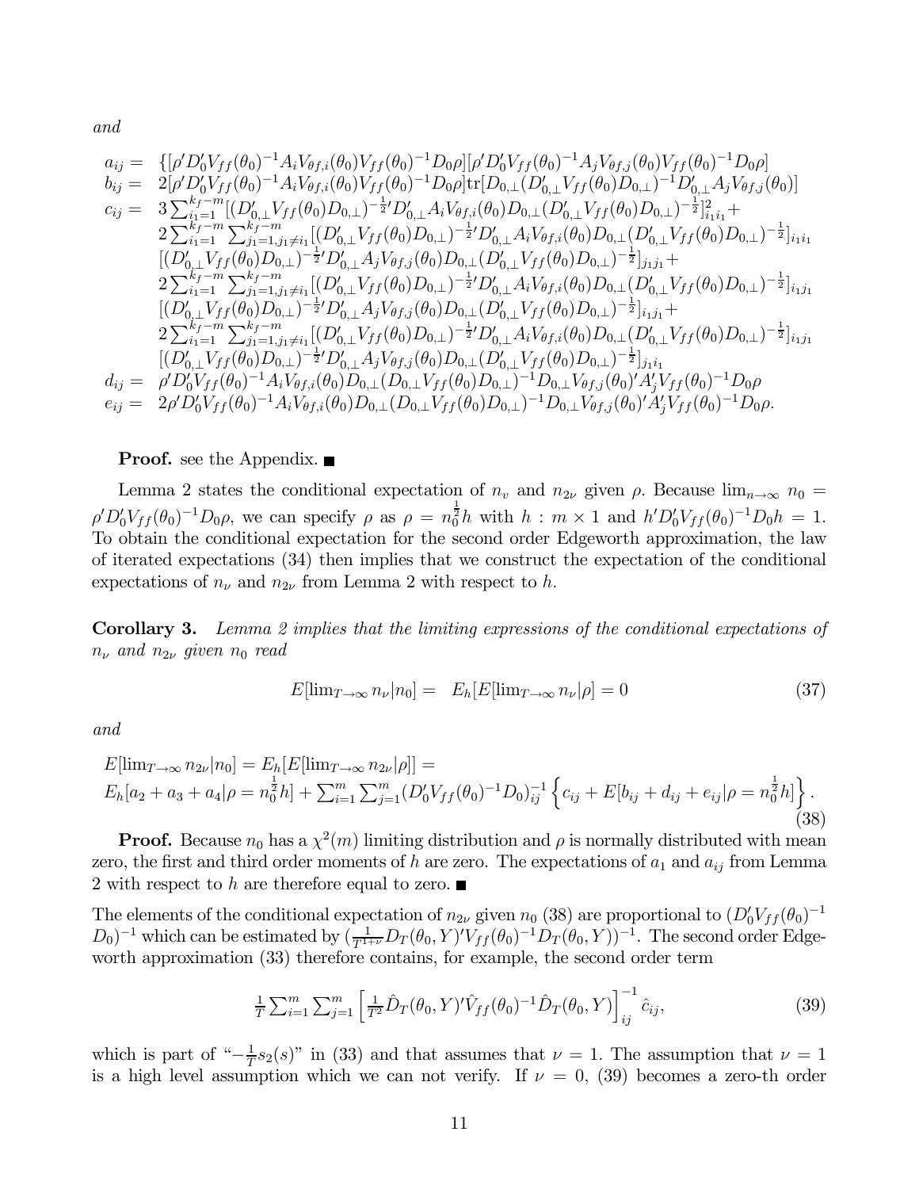*and*

$$
\begin{array}{rl}
a_{ij} = & \{[\rho' D_0' V_{ff}(\theta_0)^{-1} A_i V_{\theta f,i}(\theta_0) V_{ff}(\theta_0)^{-1} D_0 \rho][\rho' D_0' V_{ff}(\theta_0)^{-1} A_j V_{\theta f,j}(\theta_0) V_{ff}(\theta_0)^{-1} D_0 \rho] \\
b_{ij} = & 2[\rho' D_0' V_{ff}(\theta_0)^{-1} A_i V_{\theta f,i}(\theta_0) V_{ff}(\theta_0)^{-1} D_0 \rho] \mathrm{tr}[D_{0,\perp}(D_{0,\perp}' V_{ff}(\theta_0) D_{0,\perp})^{-1} D_{0,\perp}' A_j V_{\theta f,j}(\theta_0)] \\
c_{ij} = & 3\sum_{i_1=1}^{k_f-m} [(D_{0,\perp}' V_{ff}(\theta_0) D_{0,\perp})^{-\frac{1}{2}\prime} D_{0,\perp}' A_i V_{\theta f,i}(\theta_0) D_{0,\perp}(D_{0,\perp}' V_{ff}(\theta_0) D_{0,\perp})^{-\frac{1}{2}}]_{i_1 i_1}^2 + \\
& 2\sum_{i_1=1}^{k_f-m} \sum_{j_1=1, j_1 \neq i_1}^{k_f-m} [(D_{0,\perp}' V_{ff}(\theta_0) D_{0,\perp})^{-\frac{1}{2}\prime} D_{0,\perp}' A_i V_{\theta f,i}(\theta_0) D_{0,\perp}(D_{0,\perp}' V_{ff}(\theta_0) D_{0,\perp})^{-\frac{1}{2}}]_{i_1 i_1} \\
& [(D_{0,\perp}' V_{ff}(\theta_0) D_{0,\perp})^{-\frac{1}{2}\prime} D_{0,\perp}' A_j V_{\theta f,j}(\theta_0) D_{0,\perp}(D_{0,\perp}' V_{ff}(\theta_0) D_{0,\perp})^{-\frac{1}{2}}]_{j_1 j_1} + \\
& 2\sum_{i_1=1}^{k_f-m} \sum_{j_1=1, j_1 \neq i_1}^{k_f-m} [(D_{0,\perp}' V_{ff}(\theta_0) D_{0,\perp})^{-\frac{1}{2}\prime} D_{0,\perp}' A_i V_{\theta f,i}(\theta_0) D_{0,\perp}(D_{0,\perp}' V_{ff}(\theta_0) D_{0,\perp})^{-\frac{1}{2}}]_{i_1 j_1} \\
& [(D_{0,\perp}' V_{ff}(\theta_0) D_{0,\perp})^{-\frac{1}{2}\prime} D_{0,\perp}' A_j V_{\theta f,j}(\theta_0) D_{0,\perp}(D_{0,\perp}' V_{ff}(\theta_0) D_{0,\perp})^{-\frac{1}{2}}]_{i_1 j_1} + \\
& 2\sum_{i_1=1}^{k_f-m} \sum_{j_1=1, j_1 \neq i_1}^{k_f-m} [(D_{0,\perp}' V_{ff}(\theta_0) D_{0,\perp})^{-\frac{1}{2}\prime} D_{0,\perp}' A_i V_{\theta f,i}(\theta_0) D_{0,\perp}(D_{0,\perp}' V_{ff}(\theta_0) D_{0,\perp})^{-\frac{1}{2}}]_{i_1 j_1} \\
& [(D_{0,\perp}' V_{ff}(\theta_0) D_{0,\perp})^{-\frac{1}{2}\prime} D_{0,\perp}' A_j V_{\theta f,j}(\theta_0) D_{0,\perp}(D_{0,\perp}' V_{ff}(\theta_0) D_{0,\perp})^{-\frac{1}{2}}]_{j_1 i_1} \\
d_{ij} = & \rho' D_0' V_{ff}(\theta_0)^{-1} A_i V_{\theta f,i}(\theta_0) D_{0,\perp}(D_{0,\perp} V_{ff}(\theta_0) D_{0,\perp})^{-1} D_{0,\perp} V_{\theta f,j}(\theta_0)' A_j' V_{ff}(\theta_0)^{-1} D_0 \rho \\
e_{ij} = & 2\rho' D_0' V_{ff}(\theta_0)^{-1} A_i V_{\theta f,i}(\theta_0) D_{0,\perp}(D_{0,\perp} V_{ff}(\theta_0) D_{0,\perp})^{-1} D_{0,\perp} V_{\theta f,j}(\theta_0)' A_j' V_{ff}(\theta_0)^{-1} D_0 \rho.
\end{array}
$$

**Proof.** see the Appendix. ∎

Lemma 2 states the conditional expectation of $n_v$ and $n_{2\nu}$ given $\rho$. Because $\lim_{n\to\infty} n_0 = \rho' D_0' V_{ff}(\theta_0)^{-1} D_0 \rho$, we can specify $\rho$ as $\rho = n_0^{\frac{1}{2}} h$ with $h : m \times 1$ and $h' D_0' V_{ff}(\theta_0)^{-1} D_0 h = 1$. To obtain the conditional expectation for the second order Edgeworth approximation, the law of iterated expectations (34) then implies that we construct the expectation of the conditional expectations of $n_\nu$ and $n_{2\nu}$ from Lemma 2 with respect to $h$.

**Corollary 3.** *Lemma 2 implies that the limiting expressions of the conditional expectations of $n_\nu$ and $n_{2\nu}$ given $n_0$ read*

$$
E[\lim_{T\to\infty} n_\nu | n_0] = \quad E_h[E[\lim_{T\to\infty} n_\nu | \rho] = 0 \tag{37}
$$

*and*

$$
\begin{array}{l}
E[\lim_{T\to\infty} n_{2\nu} | n_0] = E_h[E[\lim_{T\to\infty} n_{2\nu} | \rho]] = \\
E_h[a_2 + a_3 + a_4 | \rho = n_0^{\frac{1}{2}} h] + \sum_{i=1}^m \sum_{j=1}^m (D_0' V_{ff}(\theta_0)^{-1} D_0)_{ij}^{-1} \left\{ c_{ij} + E[b_{ij} + d_{ij} + e_{ij} | \rho = n_0^{\frac{1}{2}} h] \right\}.
\end{array} \tag{38}
$$

**Proof.** Because $n_0$ has a $\chi^2(m)$ limiting distribution and $\rho$ is normally distributed with mean zero, the first and third order moments of $h$ are zero. The expectations of $a_1$ and $a_{ij}$ from Lemma 2 with respect to $h$ are therefore equal to zero. ∎

The elements of the conditional expectation of $n_{2\nu}$ given $n_0$ (38) are proportional to $(D_0' V_{ff}(\theta_0)^{-1} D_0)^{-1}$ which can be estimated by $(\frac{1}{T^{1+\nu}} D_T(\theta_0, Y)' V_{ff}(\theta_0)^{-1} D_T(\theta_0, Y))^{-1}$. The second order Edgeworth approximation (33) therefore contains, for example, the second order term

$$
\tfrac{1}{T} \sum_{i=1}^m \sum_{j=1}^m \left[ \tfrac{1}{T^2} \hat{D}_T(\theta_0, Y)' \hat{V}_{ff}(\theta_0)^{-1} \hat{D}_T(\theta_0, Y) \right]_{ij}^{-1} \hat{c}_{ij}, \tag{39}
$$

which is part of "$-\frac{1}{T} s_2(s)$" in (33) and that assumes that $\nu = 1$. The assumption that $\nu = 1$ is a high level assumption which we can not verify. If $\nu = 0$, (39) becomes a zero-th order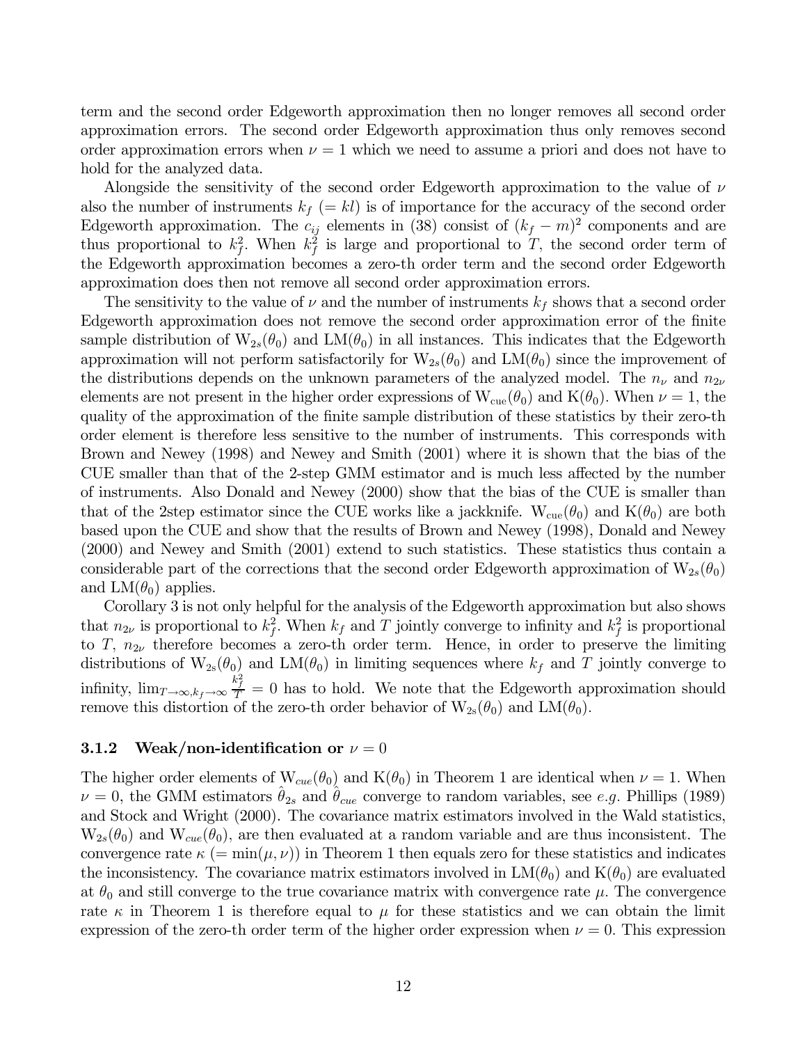term and the second order Edgeworth approximation then no longer removes all second order approximation errors. The second order Edgeworth approximation thus only removes second order approximation errors when $\nu = 1$ which we need to assume a priori and does not have to hold for the analyzed data.

Alongside the sensitivity of the second order Edgeworth approximation to the value of $\nu$ also the number of instruments $k_f$ $(= kl)$ is of importance for the accuracy of the second order Edgeworth approximation. The $c_{ij}$ elements in (38) consist of $(k_f - m)^2$ components and are thus proportional to $k_f^2$. When $k_f^2$ is large and proportional to $T$, the second order term of the Edgeworth approximation becomes a zero-th order term and the second order Edgeworth approximation does then not remove all second order approximation errors.

The sensitivity to the value of $\nu$ and the number of instruments $k_f$ shows that a second order Edgeworth approximation does not remove the second order approximation error of the finite sample distribution of $\mathrm{W}_{2s}(\theta_0)$ and $\mathrm{LM}(\theta_0)$ in all instances. This indicates that the Edgeworth approximation will not perform satisfactorily for $\mathrm{W}_{2s}(\theta_0)$ and $\mathrm{LM}(\theta_0)$ since the improvement of the distributions depends on the unknown parameters of the analyzed model. The $n_\nu$ and $n_{2\nu}$ elements are not present in the higher order expressions of $\mathrm{W}_{\mathrm{cue}}(\theta_0)$ and $\mathrm{K}(\theta_0)$. When $\nu = 1$, the quality of the approximation of the finite sample distribution of these statistics by their zero-th order element is therefore less sensitive to the number of instruments. This corresponds with Brown and Newey (1998) and Newey and Smith (2001) where it is shown that the bias of the CUE smaller than that of the 2-step GMM estimator and is much less affected by the number of instruments. Also Donald and Newey (2000) show that the bias of the CUE is smaller than that of the 2step estimator since the CUE works like a jackknife. $\mathrm{W}_{\mathrm{cue}}(\theta_0)$ and $\mathrm{K}(\theta_0)$ are both based upon the CUE and show that the results of Brown and Newey (1998), Donald and Newey (2000) and Newey and Smith (2001) extend to such statistics. These statistics thus contain a considerable part of the corrections that the second order Edgeworth approximation of $\mathrm{W}_{2s}(\theta_0)$ and $\mathrm{LM}(\theta_0)$ applies.

Corollary 3 is not only helpful for the analysis of the Edgeworth approximation but also shows that $n_{2\nu}$ is proportional to $k_f^2$. When $k_f$ and $T$ jointly converge to infinity and $k_f^2$ is proportional to $T$, $n_{2\nu}$ therefore becomes a zero-th order term. Hence, in order to preserve the limiting distributions of $\mathrm{W}_{2\mathrm{s}}(\theta_0)$ and $\mathrm{LM}(\theta_0)$ in limiting sequences where $k_f$ and $T$ jointly converge to infinity, $\lim_{T\to\infty, k_f\to\infty} \frac{k_f^2}{T} = 0$ has to hold. We note that the Edgeworth approximation should remove this distortion of the zero-th order behavior of $\mathrm{W}_{2\mathrm{s}}(\theta_0)$ and $\mathrm{LM}(\theta_0)$.

### 3.1.2 Weak/non-identification or $\nu = 0$

The higher order elements of $\mathrm{W}_{cue}(\theta_0)$ and $\mathrm{K}(\theta_0)$ in Theorem 1 are identical when $\nu = 1$. When $\nu = 0$, the GMM estimators $\hat{\theta}_{2s}$ and $\hat{\theta}_{cue}$ converge to random variables, see *e.g.* Phillips (1989) and Stock and Wright (2000). The covariance matrix estimators involved in the Wald statistics, $\mathrm{W}_{2s}(\theta_0)$ and $\mathrm{W}_{cue}(\theta_0)$, are then evaluated at a random variable and are thus inconsistent. The convergence rate $\kappa$ $(= \min(\mu, \nu))$ in Theorem 1 then equals zero for these statistics and indicates the inconsistency. The covariance matrix estimators involved in $\mathrm{LM}(\theta_0)$ and $\mathrm{K}(\theta_0)$ are evaluated at $\theta_0$ and still converge to the true covariance matrix with convergence rate $\mu$. The convergence rate $\kappa$ in Theorem 1 is therefore equal to $\mu$ for these statistics and we can obtain the limit expression of the zero-th order term of the higher order expression when $\nu = 0$. This expression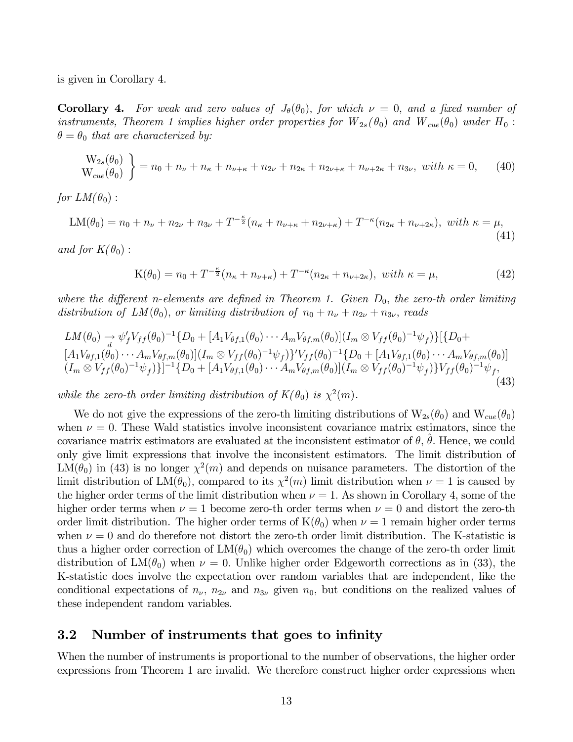is given in Corollary 4.

**Corollary 4.** *For weak and zero values of $J_\theta(\theta_0)$, for which $\nu = 0$, and a fixed number of instruments, Theorem 1 implies higher order properties for $W_{2s}(\theta_0)$ and $W_{cue}(\theta_0)$ under $H_0$ : $\theta = \theta_0$ that are characterized by:*

$$\left. \begin{array}{c} \mathrm{W}_{2s}(\theta_0) \\ \mathrm{W}_{cue}(\theta_0) \end{array} \right\} = n_0 + n_\nu + n_\kappa + n_{\nu+\kappa} + n_{2\nu} + n_{2\kappa} + n_{2\nu+\kappa} + n_{\nu+2\kappa} + n_{3\nu}, \text{ with } \kappa = 0, \tag{40}$$

*for $LM(\theta_0)$ :*

$$\mathrm{LM}(\theta_0) = n_0 + n_\nu + n_{2\nu} + n_{3\nu} + T^{-\frac{\kappa}{2}}(n_\kappa + n_{\nu+\kappa} + n_{2\nu+\kappa}) + T^{-\kappa}(n_{2\kappa} + n_{\nu+2\kappa}), \text{ with } \kappa = \mu, \tag{41}$$

*and for $K(\theta_0)$ :*

$$\mathrm{K}(\theta_0) = n_0 + T^{-\frac{\kappa}{2}}(n_\kappa + n_{\nu+\kappa}) + T^{-\kappa}(n_{2\kappa} + n_{\nu+2\kappa}), \text{ with } \kappa = \mu, \tag{42}$$

*where the different n-elements are defined in Theorem 1. Given $D_0$, the zero-th order limiting distribution of $LM(\theta_0)$, or limiting distribution of $n_0 + n_\nu + n_{2\nu} + n_{3\nu}$, reads*

$$\begin{aligned} LM(\theta_0) \underset{d}{\rightarrow} \psi_f' V_{ff}(\theta_0)^{-1}\{D_0 + [A_1 V_{\theta f,1}(\theta_0) \cdots A_m V_{\theta f,m}(\theta_0)](I_m \otimes V_{ff}(\theta_0)^{-1}\psi_f)\}[\{D_0 + \\ [A_1 V_{\theta f,1}(\theta_0) \cdots A_m V_{\theta f,m}(\theta_0)](I_m \otimes V_{ff}(\theta_0)^{-1}\psi_f)\}' V_{ff}(\theta_0)^{-1}\{D_0 + [A_1 V_{\theta f,1}(\theta_0) \cdots A_m V_{\theta f,m}(\theta_0)] \\ (I_m \otimes V_{ff}(\theta_0)^{-1}\psi_f)\}]^{-1}\{D_0 + [A_1 V_{\theta f,1}(\theta_0) \cdots A_m V_{\theta f,m}(\theta_0)](I_m \otimes V_{ff}(\theta_0)^{-1}\psi_f)\} V_{ff}(\theta_0)^{-1}\psi_f, \end{aligned} \tag{43}$$

*while the zero-th order limiting distribution of $K(\theta_0)$ is $\chi^2(m)$.*

We do not give the expressions of the zero-th limiting distributions of $\mathrm{W}_{2s}(\theta_0)$ and $\mathrm{W}_{cue}(\theta_0)$ when $\nu = 0$. These Wald statistics involve inconsistent covariance matrix estimators, since the covariance matrix estimators are evaluated at the inconsistent estimator of $\theta$, $\hat{\theta}$. Hence, we could only give limit expressions that involve the inconsistent estimators. The limit distribution of $\mathrm{LM}(\theta_0)$ in (43) is no longer $\chi^2(m)$ and depends on nuisance parameters. The distortion of the limit distribution of $\mathrm{LM}(\theta_0)$, compared to its $\chi^2(m)$ limit distribution when $\nu = 1$ is caused by the higher order terms of the limit distribution when $\nu = 1$. As shown in Corollary 4, some of the higher order terms when $\nu = 1$ become zero-th order terms when $\nu = 0$ and distort the zero-th order limit distribution. The higher order terms of $\mathrm{K}(\theta_0)$ when $\nu = 1$ remain higher order terms when $\nu = 0$ and do therefore not distort the zero-th order limit distribution. The K-statistic is thus a higher order correction of $\mathrm{LM}(\theta_0)$ which overcomes the change of the zero-th order limit distribution of $\mathrm{LM}(\theta_0)$ when $\nu = 0$. Unlike higher order Edgeworth corrections as in (33), the K-statistic does involve the expectation over random variables that are independent, like the conditional expectations of $n_\nu$, $n_{2\nu}$ and $n_{3\nu}$ given $n_0$, but conditions on the realized values of these independent random variables.

## 3.2 Number of instruments that goes to infinity

When the number of instruments is proportional to the number of observations, the higher order expressions from Theorem 1 are invalid. We therefore construct higher order expressions when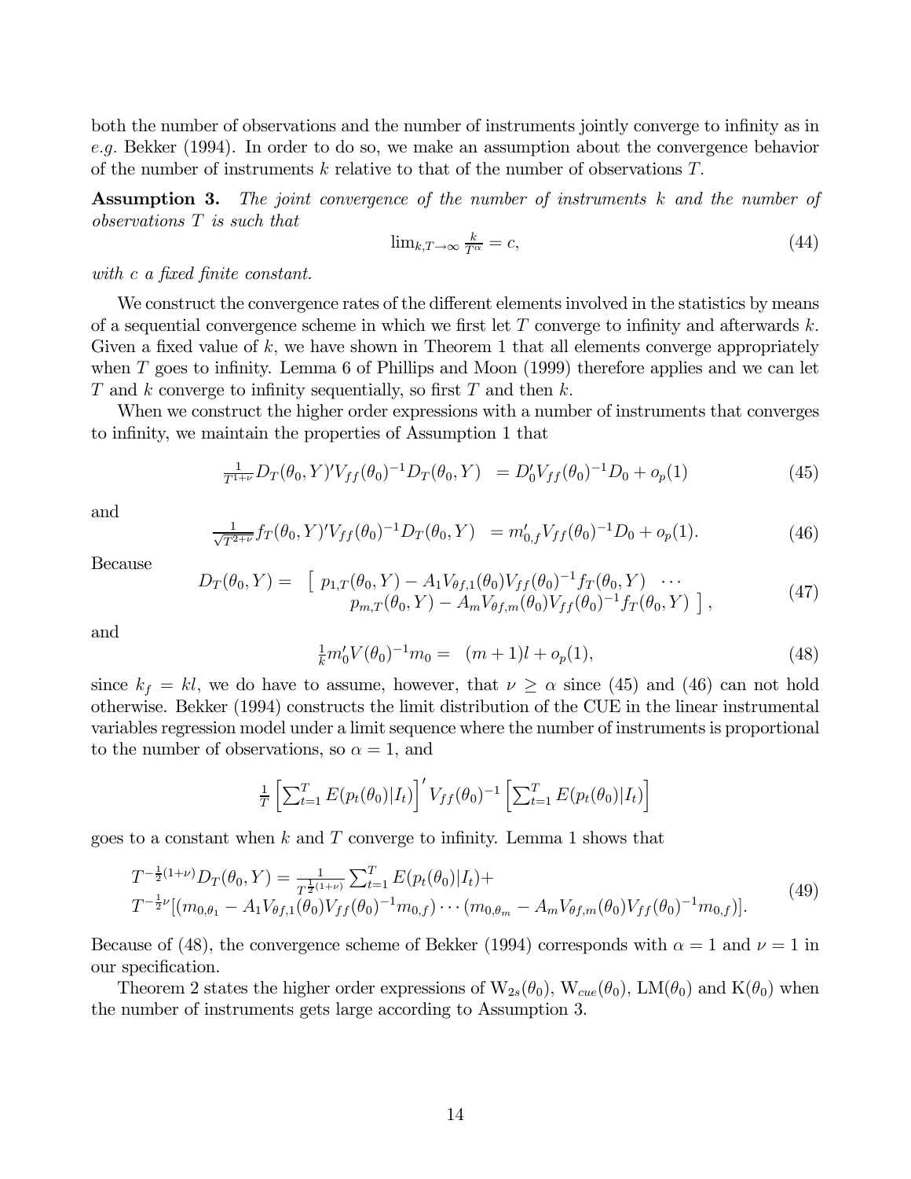both the number of observations and the number of instruments jointly converge to infinity as in *e.g.* Bekker (1994). In order to do so, we make an assumption about the convergence behavior of the number of instruments $k$ relative to that of the number of observations $T$.

**Assumption 3.** *The joint convergence of the number of instruments $k$ and the number of observations $T$ is such that*

$$\lim_{k,T\to\infty} \tfrac{k}{T^{\alpha}} = c, \tag{44}$$

*with $c$ a fixed finite constant.*

We construct the convergence rates of the different elements involved in the statistics by means of a sequential convergence scheme in which we first let $T$ converge to infinity and afterwards $k$. Given a fixed value of $k$, we have shown in Theorem 1 that all elements converge appropriately when $T$ goes to infinity. Lemma 6 of Phillips and Moon (1999) therefore applies and we can let $T$ and $k$ converge to infinity sequentially, so first $T$ and then $k$.

When we construct the higher order expressions with a number of instruments that converges to infinity, we maintain the properties of Assumption 1 that

$$\tfrac{1}{T^{1+\nu}} D_T(\theta_0, Y)' V_{ff}(\theta_0)^{-1} D_T(\theta_0, Y) \;\; = D_0' V_{ff}(\theta_0)^{-1} D_0 + o_p(1) \tag{45}$$

and

$$\tfrac{1}{\sqrt{T^{2+\nu}}} f_T(\theta_0, Y)' V_{ff}(\theta_0)^{-1} D_T(\theta_0, Y) \;\; = m_{0,f}' V_{ff}(\theta_0)^{-1} D_0 + o_p(1). \tag{46}$$

Because

$$\begin{aligned} D_T(\theta_0, Y) = \;\; & \left[ \; p_{1,T}(\theta_0, Y) - A_1 V_{\theta f,1}(\theta_0) V_{ff}(\theta_0)^{-1} f_T(\theta_0, Y) \;\; \cdots \right. \\ & \left. \quad p_{m,T}(\theta_0, Y) - A_m V_{\theta f,m}(\theta_0) V_{ff}(\theta_0)^{-1} f_T(\theta_0, Y) \; \right], \end{aligned} \tag{47}$$

and

$$\tfrac{1}{k} m_0' V(\theta_0)^{-1} m_0 = \;\; (m+1)l + o_p(1), \tag{48}$$

since $k_f = kl$, we do have to assume, however, that $\nu \geq \alpha$ since (45) and (46) can not hold otherwise. Bekker (1994) constructs the limit distribution of the CUE in the linear instrumental variables regression model under a limit sequence where the number of instruments is proportional to the number of observations, so $\alpha = 1$, and

$$\tfrac{1}{T} \left[ \sum_{t=1}^{T} E(p_t(\theta_0)|I_t) \right]' V_{ff}(\theta_0)^{-1} \left[ \sum_{t=1}^{T} E(p_t(\theta_0)|I_t) \right]$$

goes to a constant when $k$ and $T$ converge to infinity. Lemma 1 shows that

$$\begin{aligned} & T^{-\frac{1}{2}(1+\nu)} D_T(\theta_0, Y) = \tfrac{1}{T^{\frac{1}{2}(1+\nu)}} \sum_{t=1}^{T} E(p_t(\theta_0)|I_t) + \\ & T^{-\frac{1}{2}\nu} [(m_{0,\theta_1} - A_1 V_{\theta f,1}(\theta_0) V_{ff}(\theta_0)^{-1} m_{0,f}) \cdots (m_{0,\theta_m} - A_m V_{\theta f,m}(\theta_0) V_{ff}(\theta_0)^{-1} m_{0,f})]. \end{aligned} \tag{49}$$

Because of (48), the convergence scheme of Bekker (1994) corresponds with $\alpha = 1$ and $\nu = 1$ in our specification.

Theorem 2 states the higher order expressions of $\mathrm{W}_{2s}(\theta_0)$, $\mathrm{W}_{cue}(\theta_0)$, $\mathrm{LM}(\theta_0)$ and $\mathrm{K}(\theta_0)$ when the number of instruments gets large according to Assumption 3.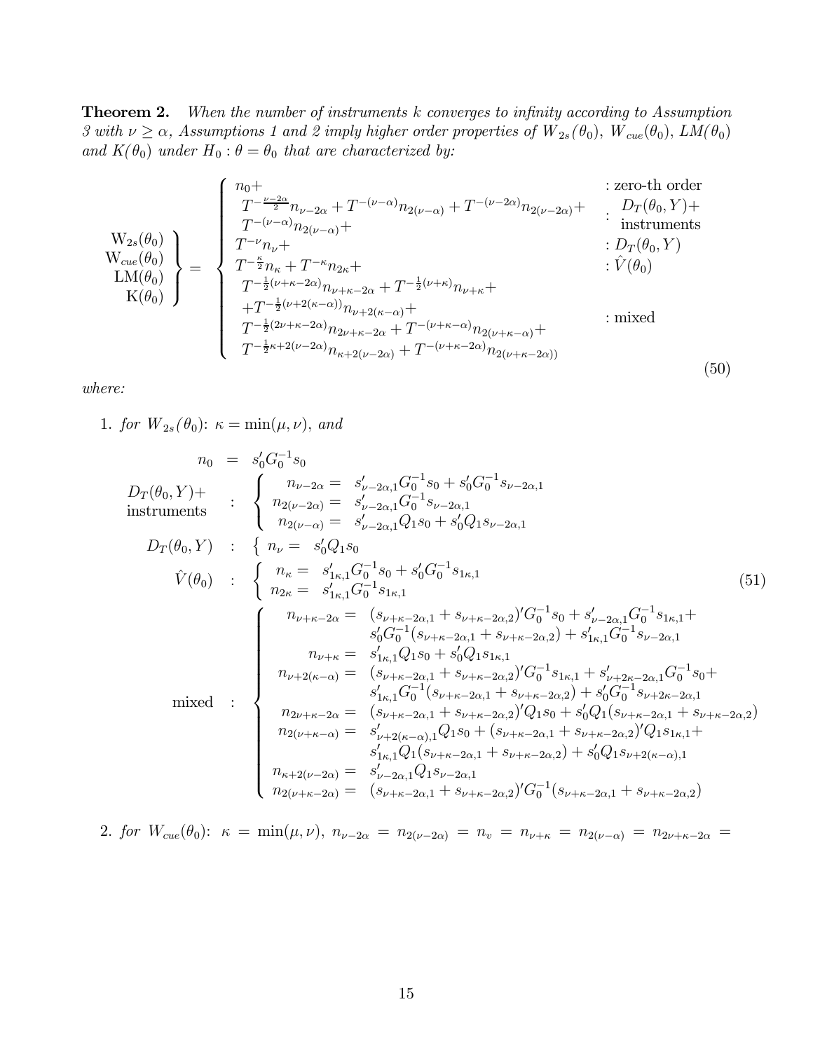**Theorem 2.** *When the number of instruments $k$ converges to infinity according to Assumption 3 with $\nu \geq \alpha$, Assumptions 1 and 2 imply higher order properties of $W_{2s}(\theta_0)$, $W_{cue}(\theta_0)$, $LM(\theta_0)$ and $K(\theta_0)$ under $H_0 : \theta = \theta_0$ that are characterized by:*

$$
\left.\begin{array}{r} \mathrm{W}_{2s}(\theta_0) \\ \mathrm{W}_{cue}(\theta_0) \\ \mathrm{LM}(\theta_0) \\ \mathrm{K}(\theta_0) \end{array}\right\} = \left\{ \begin{array}{ll}
n_0 + & : \text{zero-th order} \\
T^{-\frac{\nu-2\alpha}{2}} n_{\nu-2\alpha} + T^{-(\nu-\alpha)} n_{2(\nu-\alpha)} + T^{-(\nu-2\alpha)} n_{2(\nu-2\alpha)} + & : \begin{array}{c} D_T(\theta_0, Y)+ \\ \text{instruments} \end{array} \\
T^{-(\nu-\alpha)} n_{2(\nu-\alpha)} + & \\
T^{-\nu} n_\nu + & : D_T(\theta_0, Y) \\
T^{-\frac{\kappa}{2}} n_\kappa + T^{-\kappa} n_{2\kappa} + & : \hat{V}(\theta_0) \\
T^{-\frac{1}{2}(\nu+\kappa-2\alpha)} n_{\nu+\kappa-2\alpha} + T^{-\frac{1}{2}(\nu+\kappa)} n_{\nu+\kappa} + & \\
+T^{-\frac{1}{2}(\nu+2(\kappa-\alpha))} n_{\nu+2(\kappa-\alpha)} + & \\
T^{-\frac{1}{2}(2\nu+\kappa-2\alpha)} n_{2\nu+\kappa-2\alpha} + T^{-(\nu+\kappa-\alpha)} n_{2(\nu+\kappa-\alpha)} + & : \text{mixed} \\
T^{-\frac{1}{2}\kappa+2(\nu-2\alpha)} n_{\kappa+2(\nu-2\alpha)} + T^{-(\nu+\kappa-2\alpha)} n_{2(\nu+\kappa-2\alpha))} &
\end{array}\right. \tag{50}
$$

*where:*

1. *for $W_{2s}(\theta_0)$: $\kappa = \min(\mu, \nu)$, and*

$$
\begin{array}{rcl}
n_0 & = & s_0' G_0^{-1} s_0 \\
\begin{array}{c} D_T(\theta_0, Y)+ \\ \text{instruments} \end{array} & : & \left\{ \begin{array}{rl} n_{\nu-2\alpha} = & s_{\nu-2\alpha,1}' G_0^{-1} s_0 + s_0' G_0^{-1} s_{\nu-2\alpha,1} \\ n_{2(\nu-2\alpha)} = & s_{\nu-2\alpha,1}' G_0^{-1} s_{\nu-2\alpha,1} \\ n_{2(\nu-\alpha)} = & s_{\nu-2\alpha,1}' Q_1 s_0 + s_0' Q_1 s_{\nu-2\alpha,1} \end{array}\right. \\
D_T(\theta_0, Y) & : & \left\{ \; n_\nu = \; s_0' Q_1 s_0 \right. \\
\hat{V}(\theta_0) & : & \left\{ \begin{array}{rl} n_\kappa = & s_{1\kappa,1}' G_0^{-1} s_0 + s_0' G_0^{-1} s_{1\kappa,1} \\ n_{2\kappa} = & s_{1\kappa,1}' G_0^{-1} s_{1\kappa,1} \end{array}\right. \\
\text{mixed} & : & \left\{ \begin{array}{rl}
n_{\nu+\kappa-2\alpha} = & (s_{\nu+\kappa-2\alpha,1} + s_{\nu+\kappa-2\alpha,2})' G_0^{-1} s_0 + s_{\nu-2\alpha,1}' G_0^{-1} s_{1\kappa,1} + \\
& s_0' G_0^{-1} (s_{\nu+\kappa-2\alpha,1} + s_{\nu+\kappa-2\alpha,2}) + s_{1\kappa,1}' G_0^{-1} s_{\nu-2\alpha,1} \\
n_{\nu+\kappa} = & s_{1\kappa,1}' Q_1 s_0 + s_0' Q_1 s_{1\kappa,1} \\
n_{\nu+2(\kappa-\alpha)} = & (s_{\nu+\kappa-2\alpha,1} + s_{\nu+\kappa-2\alpha,2})' G_0^{-1} s_{1\kappa,1} + s_{\nu+2\kappa-2\alpha,1}' G_0^{-1} s_0 + \\
& s_{1\kappa,1}' G_0^{-1} (s_{\nu+\kappa-2\alpha,1} + s_{\nu+\kappa-2\alpha,2}) + s_0' G_0^{-1} s_{\nu+2\kappa-2\alpha,1} \\
n_{2\nu+\kappa-2\alpha} = & (s_{\nu+\kappa-2\alpha,1} + s_{\nu+\kappa-2\alpha,2})' Q_1 s_0 + s_0' Q_1 (s_{\nu+\kappa-2\alpha,1} + s_{\nu+\kappa-2\alpha,2}) \\
n_{2(\nu+\kappa-\alpha)} = & s_{\nu+2(\kappa-\alpha),1}' Q_1 s_0 + (s_{\nu+\kappa-2\alpha,1} + s_{\nu+\kappa-2\alpha,2})' Q_1 s_{1\kappa,1} + \\
& s_{1\kappa,1}' Q_1 (s_{\nu+\kappa-2\alpha,1} + s_{\nu+\kappa-2\alpha,2}) + s_0' Q_1 s_{\nu+2(\kappa-\alpha),1} \\
n_{\kappa+2(\nu-2\alpha)} = & s_{\nu-2\alpha,1}' Q_1 s_{\nu-2\alpha,1} \\
n_{2(\nu+\kappa-2\alpha)} = & (s_{\nu+\kappa-2\alpha,1} + s_{\nu+\kappa-2\alpha,2})' G_0^{-1} (s_{\nu+\kappa-2\alpha,1} + s_{\nu+\kappa-2\alpha,2})
\end{array}\right.
\end{array} \tag{51}
$$

2. *for $W_{cue}(\theta_0)$: $\kappa = \min(\mu, \nu)$, $n_{\nu-2\alpha} = n_{2(\nu-2\alpha)} = n_v = n_{\nu+\kappa} = n_{2(\nu-\alpha)} = n_{2\nu+\kappa-2\alpha} =$*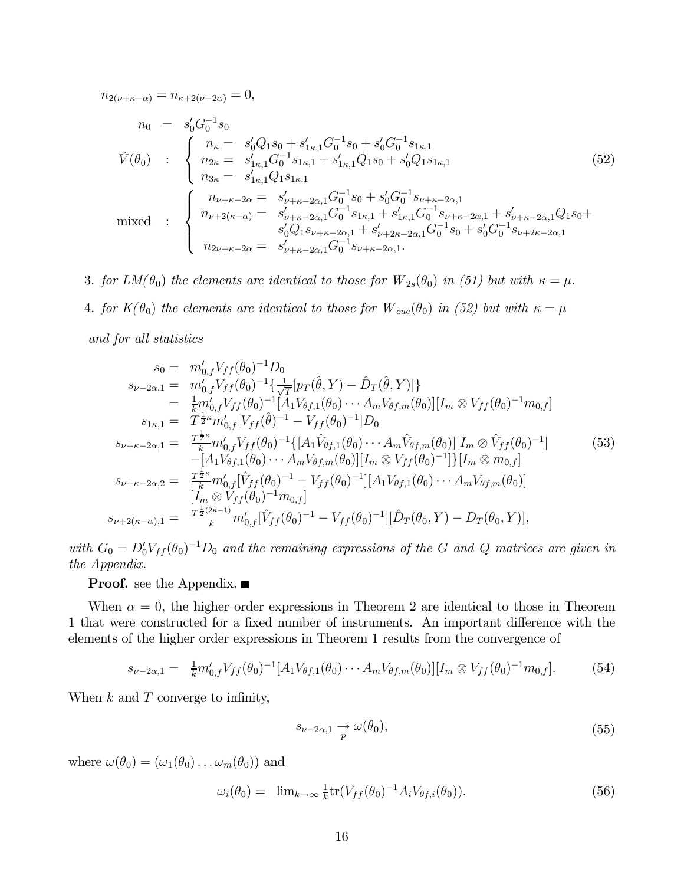$$n_{2(\nu+\kappa-\alpha)} = n_{\kappa+2(\nu-2\alpha)} = 0,$$

$$
\begin{array}{rcl}
n_0 & = & s_0' G_0^{-1} s_0 \\
\hat{V}(\theta_0) & : & \left\{ \begin{array}{rl} n_\kappa = & s_0' Q_1 s_0 + s_{1\kappa,1}' G_0^{-1} s_0 + s_0' G_0^{-1} s_{1\kappa,1} \\ n_{2\kappa} = & s_{1\kappa,1}' G_0^{-1} s_{1\kappa,1} + s_{1\kappa,1}' Q_1 s_0 + s_0' Q_1 s_{1\kappa,1} \\ n_{3\kappa} = & s_{1\kappa,1}' Q_1 s_{1\kappa,1} \end{array} \right. \\
\text{mixed} & : & \left\{ \begin{array}{rl} n_{\nu+\kappa-2\alpha} = & s_{\nu+\kappa-2\alpha,1}' G_0^{-1} s_0 + s_0' G_0^{-1} s_{\nu+\kappa-2\alpha,1} \\ n_{\nu+2(\kappa-\alpha)} = & s_{\nu+\kappa-2\alpha,1}' G_0^{-1} s_{1\kappa,1} + s_{1\kappa,1}' G_0^{-1} s_{\nu+\kappa-2\alpha,1} + s_{\nu+\kappa-2\alpha,1}' Q_1 s_0 + \\ & s_0' Q_1 s_{\nu+\kappa-2\alpha,1} + s_{\nu+2\kappa-2\alpha,1}' G_0^{-1} s_0 + s_0' G_0^{-1} s_{\nu+2\kappa-2\alpha,1} \\ n_{2\nu+\kappa-2\alpha} = & s_{\nu+\kappa-2\alpha,1}' G_0^{-1} s_{\nu+\kappa-2\alpha,1}. \end{array} \right.
\end{array}
\tag{52}
$$

3. *for $LM(\theta_0)$ the elements are identical to those for $W_{2s}(\theta_0)$ in (51) but with $\kappa = \mu$.*

4. *for $K(\theta_0)$ the elements are identical to those for $W_{cue}(\theta_0)$ in (52) but with $\kappa = \mu$*

*and for all statistics*

$$
\begin{array}{rl}
s_0 = & m_{0,f}' V_{ff}(\theta_0)^{-1} D_0 \\
s_{\nu-2\alpha,1} = & m_{0,f}' V_{ff}(\theta_0)^{-1} \{ \frac{1}{\sqrt{T}} [p_T(\hat{\theta}, Y) - \hat{D}_T(\hat{\theta}, Y)] \} \\
= & \frac{1}{k} m_{0,f}' V_{ff}(\theta_0)^{-1} [A_1 V_{\theta f,1}(\theta_0) \cdots A_m V_{\theta f,m}(\theta_0)] [I_m \otimes V_{ff}(\theta_0)^{-1} m_{0,f}] \\
s_{1\kappa,1} = & T^{\frac{1}{2}\kappa} m_{0,f}' [V_{ff}(\hat{\theta})^{-1} - V_{ff}(\theta_0)^{-1}] D_0 \\
s_{\nu+\kappa-2\alpha,1} = & \frac{T^{\frac{1}{2}\kappa}}{k} m_{0,f}' V_{ff}(\theta_0)^{-1} \{ [A_1 \hat{V}_{\theta f,1}(\theta_0) \cdots A_m \hat{V}_{\theta f,m}(\theta_0)] [I_m \otimes \hat{V}_{ff}(\theta_0)^{-1}] \\
& - [A_1 V_{\theta f,1}(\theta_0) \cdots A_m V_{\theta f,m}(\theta_0)] [I_m \otimes V_{ff}(\theta_0)^{-1}] \} [I_m \otimes m_{0,f}] \\
s_{\nu+\kappa-2\alpha,2} = & \frac{T^{\frac{1}{2}\kappa}}{k} m_{0,f}' [\hat{V}_{ff}(\theta_0)^{-1} - V_{ff}(\theta_0)^{-1}] [A_1 V_{\theta f,1}(\theta_0) \cdots A_m V_{\theta f,m}(\theta_0)] \\
& [I_m \otimes V_{ff}(\theta_0)^{-1} m_{0,f}] \\
s_{\nu+2(\kappa-\alpha),1} = & \frac{T^{\frac{1}{2}(2\kappa-1)}}{k} m_{0,f}' [\hat{V}_{ff}(\theta_0)^{-1} - V_{ff}(\theta_0)^{-1}] [\hat{D}_T(\theta_0, Y) - D_T(\theta_0, Y)],
\end{array}
\tag{53}
$$

*with $G_0 = D_0' V_{ff}(\theta_0)^{-1} D_0$ and the remaining expressions of the $G$ and $Q$ matrices are given in the Appendix.*

**Proof.** see the Appendix. ■

When $\alpha = 0$, the higher order expressions in Theorem 2 are identical to those in Theorem 1 that were constructed for a fixed number of instruments. An important difference with the elements of the higher order expressions in Theorem 1 results from the convergence of

$$s_{\nu-2\alpha,1} = \frac{1}{k} m_{0,f}' V_{ff}(\theta_0)^{-1} [A_1 V_{\theta f,1}(\theta_0) \cdots A_m V_{\theta f,m}(\theta_0)] [I_m \otimes V_{ff}(\theta_0)^{-1} m_{0,f}]. \tag{54}$$

When $k$ and $T$ converge to infinity,

$$s_{\nu-2\alpha,1} \underset{p}{\rightarrow} \omega(\theta_0), \tag{55}$$

where $\omega(\theta_0) = (\omega_1(\theta_0) \ldots \omega_m(\theta_0))$ and

$$\omega_i(\theta_0) = \lim_{k \to \infty} \frac{1}{k} \text{tr}(V_{ff}(\theta_0)^{-1} A_i V_{\theta f,i}(\theta_0)). \tag{56}$$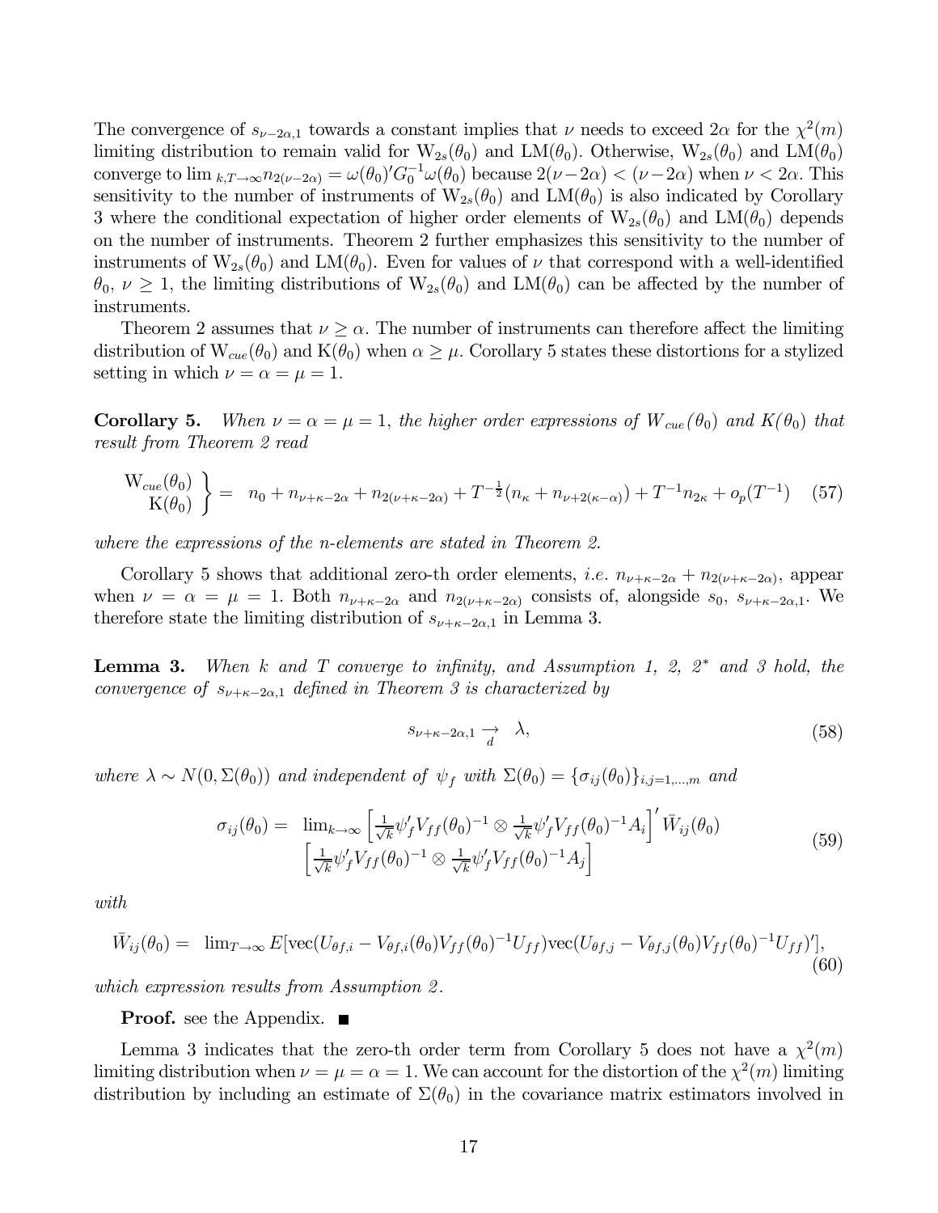The convergence of $s_{\nu-2\alpha,1}$ towards a constant implies that $\nu$ needs to exceed $2\alpha$ for the $\chi^2(m)$ limiting distribution to remain valid for $\mathrm{W}_{2s}(\theta_0)$ and $\mathrm{LM}(\theta_0)$. Otherwise, $\mathrm{W}_{2s}(\theta_0)$ and $\mathrm{LM}(\theta_0)$ converge to $\lim_{k,T\to\infty} n_{2(\nu-2\alpha)} = \omega(\theta_0)'G_0^{-1}\omega(\theta_0)$ because $2(\nu-2\alpha) < (\nu-2\alpha)$ when $\nu < 2\alpha$. This sensitivity to the number of instruments of $\mathrm{W}_{2s}(\theta_0)$ and $\mathrm{LM}(\theta_0)$ is also indicated by Corollary 3 where the conditional expectation of higher order elements of $\mathrm{W}_{2s}(\theta_0)$ and $\mathrm{LM}(\theta_0)$ depends on the number of instruments. Theorem 2 further emphasizes this sensitivity to the number of instruments of $\mathrm{W}_{2s}(\theta_0)$ and $\mathrm{LM}(\theta_0)$. Even for values of $\nu$ that correspond with a well-identified $\theta_0$, $\nu \geq 1$, the limiting distributions of $\mathrm{W}_{2s}(\theta_0)$ and $\mathrm{LM}(\theta_0)$ can be affected by the number of instruments.

Theorem 2 assumes that $\nu \geq \alpha$. The number of instruments can therefore affect the limiting distribution of $\mathrm{W}_{cue}(\theta_0)$ and $\mathrm{K}(\theta_0)$ when $\alpha \geq \mu$. Corollary 5 states these distortions for a stylized setting in which $\nu = \alpha = \mu = 1$.

**Corollary 5.** *When $\nu = \alpha = \mu = 1$, the higher order expressions of $W_{cue}(\theta_0)$ and $K(\theta_0)$ that result from Theorem 2 read*

$$\left.\begin{array}{r} \mathrm{W}_{cue}(\theta_0) \\ \mathrm{K}(\theta_0) \end{array}\right\} = n_0 + n_{\nu+\kappa-2\alpha} + n_{2(\nu+\kappa-2\alpha)} + T^{-\frac{1}{2}}(n_\kappa + n_{\nu+2(\kappa-\alpha)}) + T^{-1}n_{2\kappa} + o_p(T^{-1}) \quad (57)$$

*where the expressions of the n-elements are stated in Theorem 2.*

Corollary 5 shows that additional zero-th order elements, *i.e.* $n_{\nu+\kappa-2\alpha} + n_{2(\nu+\kappa-2\alpha)}$, appear when $\nu = \alpha = \mu = 1$. Both $n_{\nu+\kappa-2\alpha}$ and $n_{2(\nu+\kappa-2\alpha)}$ consists of, alongside $s_0$, $s_{\nu+\kappa-2\alpha,1}$. We therefore state the limiting distribution of $s_{\nu+\kappa-2\alpha,1}$ in Lemma 3.

**Lemma 3.** *When $k$ and $T$ converge to infinity, and Assumption 1, 2, 2\* and 3 hold, the convergence of $s_{\nu+\kappa-2\alpha,1}$ defined in Theorem 3 is characterized by*

$$s_{\nu+\kappa-2\alpha,1} \underset{d}{\to} \lambda, \quad (58)$$

*where $\lambda \sim N(0, \Sigma(\theta_0))$ and independent of $\psi_f$ with $\Sigma(\theta_0) = \{\sigma_{ij}(\theta_0)\}_{i,j=1,\ldots,m}$ and*

$$\begin{array}{rl} \sigma_{ij}(\theta_0) = & \lim_{k\to\infty}\left[\frac{1}{\sqrt{k}}\psi_f' V_{ff}(\theta_0)^{-1} \otimes \frac{1}{\sqrt{k}}\psi_f' V_{ff}(\theta_0)^{-1}A_i\right]' \bar{W}_{ij}(\theta_0) \\ & \left[\frac{1}{\sqrt{k}}\psi_f' V_{ff}(\theta_0)^{-1} \otimes \frac{1}{\sqrt{k}}\psi_f' V_{ff}(\theta_0)^{-1}A_j\right] \end{array} \quad (59)$$

*with*

$$\bar{W}_{ij}(\theta_0) = \lim_{T\to\infty} E[\mathrm{vec}(U_{\theta f,i} - V_{\theta f,i}(\theta_0)V_{ff}(\theta_0)^{-1}U_{ff})\mathrm{vec}(U_{\theta f,j} - V_{\theta f,j}(\theta_0)V_{ff}(\theta_0)^{-1}U_{ff})'], \quad (60)$$

*which expression results from Assumption 2.*

**Proof.** see the Appendix. ■

Lemma 3 indicates that the zero-th order term from Corollary 5 does not have a $\chi^2(m)$ limiting distribution when $\nu = \mu = \alpha = 1$. We can account for the distortion of the $\chi^2(m)$ limiting distribution by including an estimate of $\Sigma(\theta_0)$ in the covariance matrix estimators involved in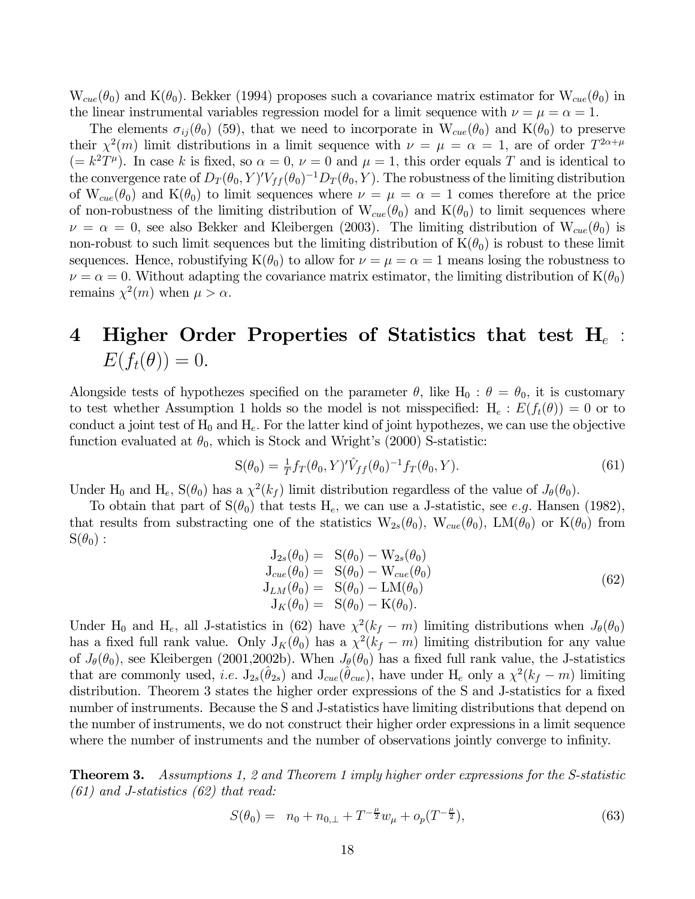$\text{W}_{cue}(\theta_0)$ and $\text{K}(\theta_0)$. Bekker (1994) proposes such a covariance matrix estimator for $\text{W}_{cue}(\theta_0)$ in the linear instrumental variables regression model for a limit sequence with $\nu = \mu = \alpha = 1$.

The elements $\sigma_{ij}(\theta_0)$ (59), that we need to incorporate in $\text{W}_{cue}(\theta_0)$ and $\text{K}(\theta_0)$ to preserve their $\chi^2(m)$ limit distributions in a limit sequence with $\nu = \mu = \alpha = 1$, are of order $T^{2\alpha+\mu}$ ($= k^2 T^{\mu}$). In case $k$ is fixed, so $\alpha = 0$, $\nu = 0$ and $\mu = 1$, this order equals $T$ and is identical to the convergence rate of $D_T(\theta_0, Y)'V_{ff}(\theta_0)^{-1}D_T(\theta_0, Y)$. The robustness of the limiting distribution of $\text{W}_{cue}(\theta_0)$ and $\text{K}(\theta_0)$ to limit sequences where $\nu = \mu = \alpha = 1$ comes therefore at the price of non-robustness of the limiting distribution of $\text{W}_{cue}(\theta_0)$ and $\text{K}(\theta_0)$ to limit sequences where $\nu = \alpha = 0$, see also Bekker and Kleibergen (2003). The limiting distribution of $\text{W}_{cue}(\theta_0)$ is non-robust to such limit sequences but the limiting distribution of $\text{K}(\theta_0)$ is robust to these limit sequences. Hence, robustifying $\text{K}(\theta_0)$ to allow for $\nu = \mu = \alpha = 1$ means losing the robustness to $\nu = \alpha = 0$. Without adapting the covariance matrix estimator, the limiting distribution of $\text{K}(\theta_0)$ remains $\chi^2(m)$ when $\mu > \alpha$.

# 4 Higher Order Properties of Statistics that test $\text{H}_e$ : $E(f_t(\theta)) = 0$.

Alongside tests of hypothezes specified on the parameter $\theta$, like $\text{H}_0 : \theta = \theta_0$, it is customary to test whether Assumption 1 holds so the model is not misspecified: $\text{H}_e : E(f_t(\theta)) = 0$ or to conduct a joint test of $\text{H}_0$ and $\text{H}_e$. For the latter kind of joint hypothezes, we can use the objective function evaluated at $\theta_0$, which is Stock and Wright's (2000) S-statistic:

$$\text{S}(\theta_0) = \tfrac{1}{T} f_T(\theta_0, Y)'\hat{V}_{ff}(\theta_0)^{-1} f_T(\theta_0, Y). \tag{61}$$

Under $\text{H}_0$ and $\text{H}_e$, $\text{S}(\theta_0)$ has a $\chi^2(k_f)$ limit distribution regardless of the value of $J_\theta(\theta_0)$.

To obtain that part of $\text{S}(\theta_0)$ that tests $\text{H}_e$, we can use a J-statistic, see *e.g.* Hansen (1982), that results from substracting one of the statistics $\text{W}_{2s}(\theta_0)$, $\text{W}_{cue}(\theta_0)$, $\text{LM}(\theta_0)$ or $\text{K}(\theta_0)$ from $\text{S}(\theta_0)$ :

$$\begin{aligned} \text{J}_{2s}(\theta_0) &= \text{S}(\theta_0) - \text{W}_{2s}(\theta_0) \\ \text{J}_{cue}(\theta_0) &= \text{S}(\theta_0) - \text{W}_{cue}(\theta_0) \\ \text{J}_{LM}(\theta_0) &= \text{S}(\theta_0) - \text{LM}(\theta_0) \\ \text{J}_{K}(\theta_0) &= \text{S}(\theta_0) - \text{K}(\theta_0). \end{aligned} \tag{62}$$

Under $\text{H}_0$ and $\text{H}_e$, all J-statistics in (62) have $\chi^2(k_f - m)$ limiting distributions when $J_\theta(\theta_0)$ has a fixed full rank value. Only $\text{J}_K(\theta_0)$ has a $\chi^2(k_f - m)$ limiting distribution for any value of $J_\theta(\theta_0)$, see Kleibergen (2001,2002b). When $J_\theta(\theta_0)$ has a fixed full rank value, the J-statistics that are commonly used, *i.e.* $\text{J}_{2s}(\hat{\theta}_{2s})$ and $\text{J}_{cue}(\hat{\theta}_{cue})$, have under $\text{H}_e$ only a $\chi^2(k_f - m)$ limiting distribution. Theorem 3 states the higher order expressions of the S and J-statistics for a fixed number of instruments. Because the S and J-statistics have limiting distributions that depend on the number of instruments, we do not construct their higher order expressions in a limit sequence where the number of instruments and the number of observations jointly converge to infinity.

**Theorem 3.** *Assumptions 1, 2 and Theorem 1 imply higher order expressions for the S-statistic (61) and J-statistics (62) that read:*

$$S(\theta_0) = \; n_0 + n_{0,\perp} + T^{-\frac{\mu}{2}} w_\mu + o_p(T^{-\frac{\mu}{2}}), \tag{63}$$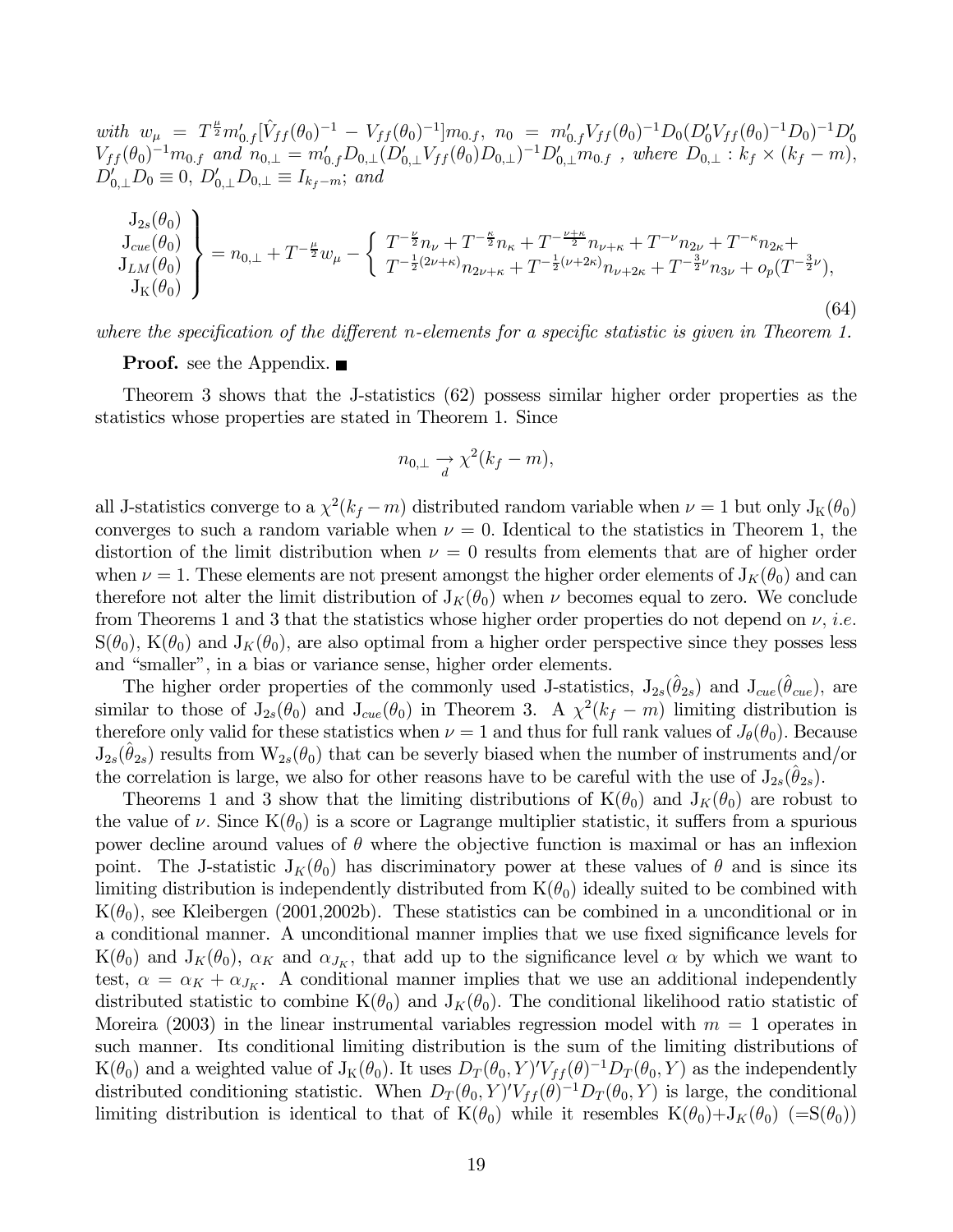*with* $w_\mu = T^{\frac{\mu}{2}} m_{0.f}'[\hat{V}_{ff}(\theta_0)^{-1} - V_{ff}(\theta_0)^{-1}]m_{0.f}$, $n_0 = m_{0.f}' V_{ff}(\theta_0)^{-1} D_0 (D_0' V_{ff}(\theta_0)^{-1} D_0)^{-1} D_0'$ $V_{ff}(\theta_0)^{-1} m_{0.f}$ *and* $n_{0,\perp} = m_{0.f}' D_{0,\perp}(D_{0,\perp}' V_{ff}(\theta_0) D_{0,\perp})^{-1} D_{0,\perp}' m_{0.f}$ *, where* $D_{0,\perp} : k_f \times (k_f - m)$, $D_{0,\perp}' D_0 \equiv 0$, $D_{0,\perp}' D_{0,\perp} \equiv I_{k_f - m}$*; and*

$$
\left.\begin{array}{c} \mathrm{J}_{2s}(\theta_0) \\ \mathrm{J}_{cue}(\theta_0) \\ \mathrm{J}_{LM}(\theta_0) \\ \mathrm{J}_{\mathrm{K}}(\theta_0) \end{array}\right\} = n_{0,\perp} + T^{-\frac{\mu}{2}} w_\mu - \left\{ \begin{array}{l} T^{-\frac{\nu}{2}} n_\nu + T^{-\frac{\kappa}{2}} n_\kappa + T^{-\frac{\nu+\kappa}{2}} n_{\nu+\kappa} + T^{-\nu} n_{2\nu} + T^{-\kappa} n_{2\kappa} + \\ T^{-\frac{1}{2}(2\nu+\kappa)} n_{2\nu+\kappa} + T^{-\frac{1}{2}(\nu+2\kappa)} n_{\nu+2\kappa} + T^{-\frac{3}{2}\nu} n_{3\nu} + o_p(T^{-\frac{3}{2}\nu}), \end{array}\right. \tag{64}
$$

*where the specification of the different n-elements for a specific statistic is given in Theorem 1.*

**Proof.** see the Appendix. ■

Theorem 3 shows that the J-statistics (62) possess similar higher order properties as the statistics whose properties are stated in Theorem 1. Since

$$
n_{0,\perp} \underset{d}{\rightarrow} \chi^2(k_f - m),
$$

all J-statistics converge to a $\chi^2(k_f - m)$ distributed random variable when $\nu = 1$ but only $\mathrm{J}_{\mathrm{K}}(\theta_0)$ converges to such a random variable when $\nu = 0$. Identical to the statistics in Theorem 1, the distortion of the limit distribution when $\nu = 0$ results from elements that are of higher order when $\nu = 1$. These elements are not present amongst the higher order elements of $\mathrm{J}_K(\theta_0)$ and can therefore not alter the limit distribution of $\mathrm{J}_K(\theta_0)$ when $\nu$ becomes equal to zero. We conclude from Theorems 1 and 3 that the statistics whose higher order properties do not depend on $\nu$, *i.e.* $\mathrm{S}(\theta_0)$, $\mathrm{K}(\theta_0)$ and $\mathrm{J}_K(\theta_0)$, are also optimal from a higher order perspective since they posses less and "smaller", in a bias or variance sense, higher order elements.

The higher order properties of the commonly used J-statistics, $\mathrm{J}_{2s}(\hat{\theta}_{2s})$ and $\mathrm{J}_{cue}(\hat{\theta}_{cue})$, are similar to those of $\mathrm{J}_{2s}(\theta_0)$ and $\mathrm{J}_{cue}(\theta_0)$ in Theorem 3. A $\chi^2(k_f - m)$ limiting distribution is therefore only valid for these statistics when $\nu = 1$ and thus for full rank values of $J_\theta(\theta_0)$. Because $\mathrm{J}_{2s}(\hat{\theta}_{2s})$ results from $\mathrm{W}_{2s}(\theta_0)$ that can be severly biased when the number of instruments and/or the correlation is large, we also for other reasons have to be careful with the use of $\mathrm{J}_{2s}(\hat{\theta}_{2s})$.

Theorems 1 and 3 show that the limiting distributions of $\mathrm{K}(\theta_0)$ and $\mathrm{J}_K(\theta_0)$ are robust to the value of $\nu$. Since $\mathrm{K}(\theta_0)$ is a score or Lagrange multiplier statistic, it suffers from a spurious power decline around values of $\theta$ where the objective function is maximal or has an inflexion point. The J-statistic $\mathrm{J}_K(\theta_0)$ has discriminatory power at these values of $\theta$ and is since its limiting distribution is independently distributed from $\mathrm{K}(\theta_0)$ ideally suited to be combined with $\mathrm{K}(\theta_0)$, see Kleibergen (2001,2002b). These statistics can be combined in a unconditional or in a conditional manner. A unconditional manner implies that we use fixed significance levels for $\mathrm{K}(\theta_0)$ and $\mathrm{J}_K(\theta_0)$, $\alpha_K$ and $\alpha_{J_K}$, that add up to the significance level $\alpha$ by which we want to test, $\alpha = \alpha_K + \alpha_{J_K}$. A conditional manner implies that we use an additional independently distributed statistic to combine $\mathrm{K}(\theta_0)$ and $\mathrm{J}_K(\theta_0)$. The conditional likelihood ratio statistic of Moreira (2003) in the linear instrumental variables regression model with $m = 1$ operates in such manner. Its conditional limiting distribution is the sum of the limiting distributions of $\mathrm{K}(\theta_0)$ and a weighted value of $\mathrm{J}_{\mathrm{K}}(\theta_0)$. It uses $D_T(\theta_0, Y)' V_{ff}(\theta)^{-1} D_T(\theta_0, Y)$ as the independently distributed conditioning statistic. When $D_T(\theta_0, Y)' V_{ff}(\theta)^{-1} D_T(\theta_0, Y)$ is large, the conditional limiting distribution is identical to that of $\mathrm{K}(\theta_0)$ while it resembles $\mathrm{K}(\theta_0)$+$\mathrm{J}_K(\theta_0)$ (=$\mathrm{S}(\theta_0)$)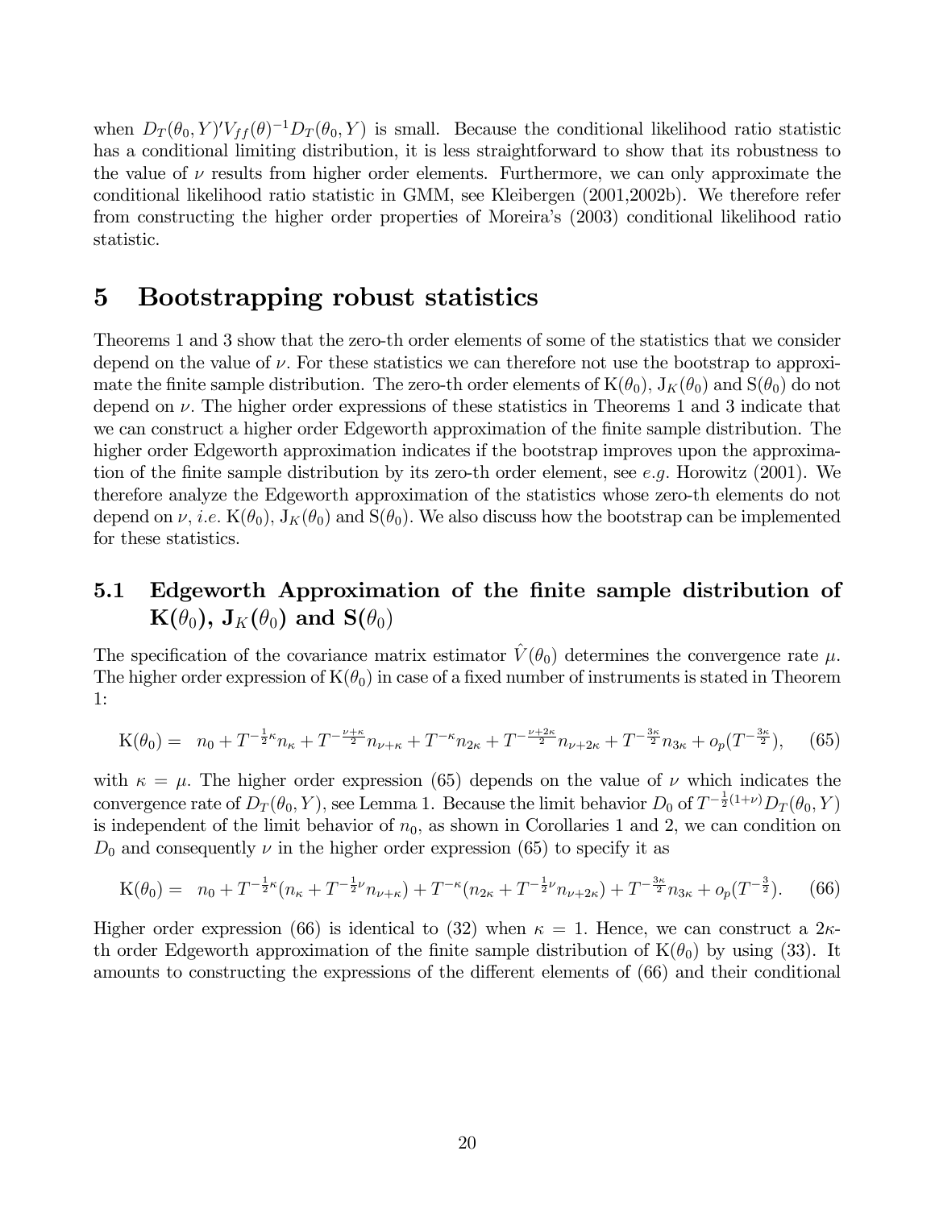when $D_T(\theta_0, Y)'V_{ff}(\theta)^{-1}D_T(\theta_0, Y)$ is small. Because the conditional likelihood ratio statistic has a conditional limiting distribution, it is less straightforward to show that its robustness to the value of $\nu$ results from higher order elements. Furthermore, we can only approximate the conditional likelihood ratio statistic in GMM, see Kleibergen (2001,2002b). We therefore refer from constructing the higher order properties of Moreira's (2003) conditional likelihood ratio statistic.

# 5 Bootstrapping robust statistics

Theorems 1 and 3 show that the zero-th order elements of some of the statistics that we consider depend on the value of $\nu$. For these statistics we can therefore not use the bootstrap to approximate the finite sample distribution. The zero-th order elements of $\mathrm{K}(\theta_0)$, $\mathrm{J}_K(\theta_0)$ and $\mathrm{S}(\theta_0)$ do not depend on $\nu$. The higher order expressions of these statistics in Theorems 1 and 3 indicate that we can construct a higher order Edgeworth approximation of the finite sample distribution. The higher order Edgeworth approximation indicates if the bootstrap improves upon the approximation of the finite sample distribution by its zero-th order element, see *e.g.* Horowitz (2001). We therefore analyze the Edgeworth approximation of the statistics whose zero-th elements do not depend on $\nu$, *i.e.* $\mathrm{K}(\theta_0)$, $\mathrm{J}_K(\theta_0)$ and $\mathrm{S}(\theta_0)$. We also discuss how the bootstrap can be implemented for these statistics.

## 5.1 Edgeworth Approximation of the finite sample distribution of $\mathbf{K}(\theta_0)$, $\mathbf{J}_K(\theta_0)$ and $\mathbf{S}(\theta_0)$

The specification of the covariance matrix estimator $\hat{V}(\theta_0)$ determines the convergence rate $\mu$. The higher order expression of $\mathrm{K}(\theta_0)$ in case of a fixed number of instruments is stated in Theorem 1:

$$\mathrm{K}(\theta_0) = \ n_0 + T^{-\frac{1}{2}\kappa}n_\kappa + T^{-\frac{\nu+\kappa}{2}}n_{\nu+\kappa} + T^{-\kappa}n_{2\kappa} + T^{-\frac{\nu+2\kappa}{2}}n_{\nu+2\kappa} + T^{-\frac{3\kappa}{2}}n_{3\kappa} + o_p(T^{-\frac{3\kappa}{2}}), \quad (65)$$

with $\kappa = \mu$. The higher order expression (65) depends on the value of $\nu$ which indicates the convergence rate of $D_T(\theta_0, Y)$, see Lemma 1. Because the limit behavior $D_0$ of $T^{-\frac{1}{2}(1+\nu)}D_T(\theta_0, Y)$ is independent of the limit behavior of $n_0$, as shown in Corollaries 1 and 2, we can condition on $D_0$ and consequently $\nu$ in the higher order expression (65) to specify it as

$$\mathrm{K}(\theta_0) = \ n_0 + T^{-\frac{1}{2}\kappa}(n_\kappa + T^{-\frac{1}{2}\nu}n_{\nu+\kappa}) + T^{-\kappa}(n_{2\kappa} + T^{-\frac{1}{2}\nu}n_{\nu+2\kappa}) + T^{-\frac{3\kappa}{2}}n_{3\kappa} + o_p(T^{-\frac{3}{2}}). \quad (66)$$

Higher order expression (66) is identical to (32) when $\kappa = 1$. Hence, we can construct a $2\kappa$-th order Edgeworth approximation of the finite sample distribution of $\mathrm{K}(\theta_0)$ by using (33). It amounts to constructing the expressions of the different elements of (66) and their conditional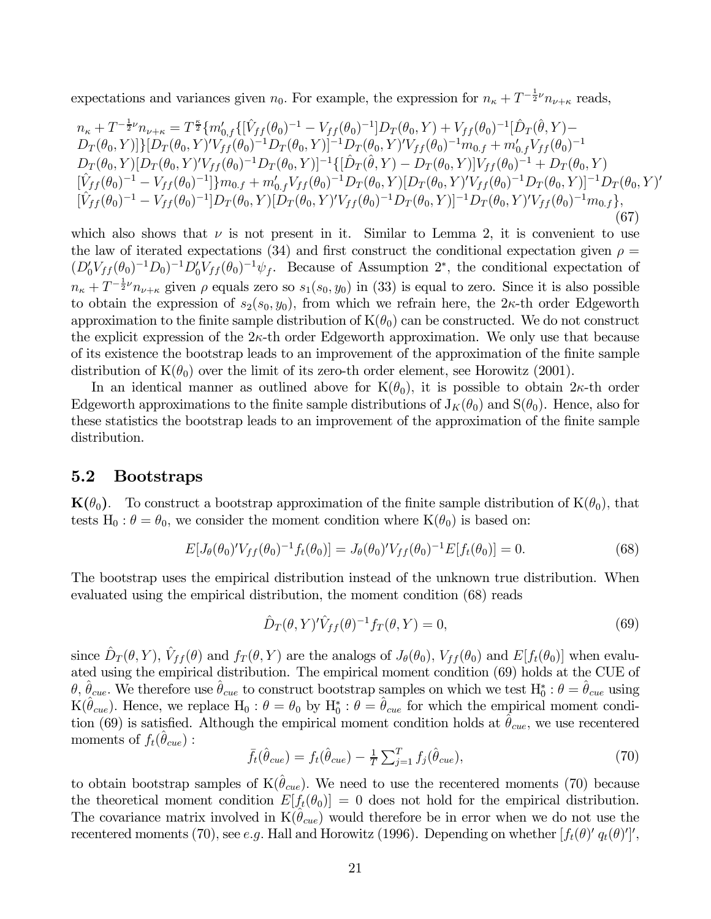expectations and variances given $n_0$. For example, the expression for $n_\kappa + T^{-\frac{1}{2}\nu} n_{\nu+\kappa}$ reads,

$$
\begin{aligned}
&n_\kappa + T^{-\frac{1}{2}\nu} n_{\nu+\kappa} = T^{\frac{\kappa}{2}} \{ m_{0,f}' \{ [\hat{V}_{ff}(\theta_0)^{-1} - V_{ff}(\theta_0)^{-1}] D_T(\theta_0, Y) + V_{ff}(\theta_0)^{-1} [\hat{D}_T(\hat{\theta}, Y) - \\
&D_T(\theta_0, Y)] \} [D_T(\theta_0, Y)' V_{ff}(\theta_0)^{-1} D_T(\theta_0, Y)]^{-1} D_T(\theta_0, Y)' V_{ff}(\theta_0)^{-1} m_{0.f} + m_{0.f}' V_{ff}(\theta_0)^{-1} \\
&D_T(\theta_0, Y) [D_T(\theta_0, Y)' V_{ff}(\theta_0)^{-1} D_T(\theta_0, Y)]^{-1} \{ [\hat{D}_T(\hat{\theta}, Y) - D_T(\theta_0, Y)] V_{ff}(\theta_0)^{-1} + D_T(\theta_0, Y) \\
&[\hat{V}_{ff}(\theta_0)^{-1} - V_{ff}(\theta_0)^{-1}] \} m_{0.f} + m_{0.f}' V_{ff}(\theta_0)^{-1} D_T(\theta_0, Y) [D_T(\theta_0, Y)' V_{ff}(\theta_0)^{-1} D_T(\theta_0, Y)]^{-1} D_T(\theta_0, Y)' \\
&[\hat{V}_{ff}(\theta_0)^{-1} - V_{ff}(\theta_0)^{-1}] D_T(\theta_0, Y) [D_T(\theta_0, Y)' V_{ff}(\theta_0)^{-1} D_T(\theta_0, Y)]^{-1} D_T(\theta_0, Y)' V_{ff}(\theta_0)^{-1} m_{0.f} \},
\end{aligned} \tag{67}
$$

which also shows that $\nu$ is not present in it. Similar to Lemma 2, it is convenient to use the law of iterated expectations (34) and first construct the conditional expectation given $\rho = (D_0' V_{ff}(\theta_0)^{-1} D_0)^{-1} D_0' V_{ff}(\theta_0)^{-1} \psi_f$. Because of Assumption 2*, the conditional expectation of $n_\kappa + T^{-\frac{1}{2}\nu} n_{\nu+\kappa}$ given $\rho$ equals zero so $s_1(s_0, y_0)$ in (33) is equal to zero. Since it is also possible to obtain the expression of $s_2(s_0, y_0)$, from which we refrain here, the $2\kappa$-th order Edgeworth approximation to the finite sample distribution of $\mathrm{K}(\theta_0)$ can be constructed. We do not construct the explicit expression of the $2\kappa$-th order Edgeworth approximation. We only use that because of its existence the bootstrap leads to an improvement of the approximation of the finite sample distribution of $\mathrm{K}(\theta_0)$ over the limit of its zero-th order element, see Horowitz (2001).

In an identical manner as outlined above for $\mathrm{K}(\theta_0)$, it is possible to obtain $2\kappa$-th order Edgeworth approximations to the finite sample distributions of $\mathrm{J}_K(\theta_0)$ and $\mathrm{S}(\theta_0)$. Hence, also for these statistics the bootstrap leads to an improvement of the approximation of the finite sample distribution.

## 5.2 Bootstraps

**$\mathbf{K}(\theta_0)$.** To construct a bootstrap approximation of the finite sample distribution of $\mathrm{K}(\theta_0)$, that tests $\mathrm{H}_0 : \theta = \theta_0$, we consider the moment condition where $\mathrm{K}(\theta_0)$ is based on:

$$
E[J_\theta(\theta_0)' V_{ff}(\theta_0)^{-1} f_t(\theta_0)] = J_\theta(\theta_0)' V_{ff}(\theta_0)^{-1} E[f_t(\theta_0)] = 0. \tag{68}
$$

The bootstrap uses the empirical distribution instead of the unknown true distribution. When evaluated using the empirical distribution, the moment condition (68) reads

$$
\hat{D}_T(\theta, Y)' \hat{V}_{ff}(\theta)^{-1} f_T(\theta, Y) = 0, \tag{69}
$$

since $\hat{D}_T(\theta, Y)$, $\hat{V}_{ff}(\theta)$ and $f_T(\theta, Y)$ are the analogs of $J_\theta(\theta_0)$, $V_{ff}(\theta_0)$ and $E[f_t(\theta_0)]$ when evaluated using the empirical distribution. The empirical moment condition (69) holds at the CUE of $\theta$, $\hat{\theta}_{cue}$. We therefore use $\hat{\theta}_{cue}$ to construct bootstrap samples on which we test $\mathrm{H}_0^* : \theta = \hat{\theta}_{cue}$ using $\mathrm{K}(\hat{\theta}_{cue})$. Hence, we replace $\mathrm{H}_0 : \theta = \theta_0$ by $\mathrm{H}_0^* : \theta = \hat{\theta}_{cue}$ for which the empirical moment condition (69) is satisfied. Although the empirical moment condition holds at $\hat{\theta}_{cue}$, we use recentered moments of $f_t(\hat{\theta}_{cue})$ :

$$
\bar{f}_t(\hat{\theta}_{cue}) = f_t(\hat{\theta}_{cue}) - \tfrac{1}{T} \textstyle\sum_{j=1}^T f_j(\hat{\theta}_{cue}), \tag{70}
$$

to obtain bootstrap samples of $\mathrm{K}(\hat{\theta}_{cue})$. We need to use the recentered moments (70) because the theoretical moment condition $E[f_t(\theta_0)] = 0$ does not hold for the empirical distribution. The covariance matrix involved in $\mathrm{K}(\hat{\theta}_{cue})$ would therefore be in error when we do not use the recentered moments (70), see *e.g.* Hall and Horowitz (1996). Depending on whether $[f_t(\theta)' \; q_t(\theta)']'$,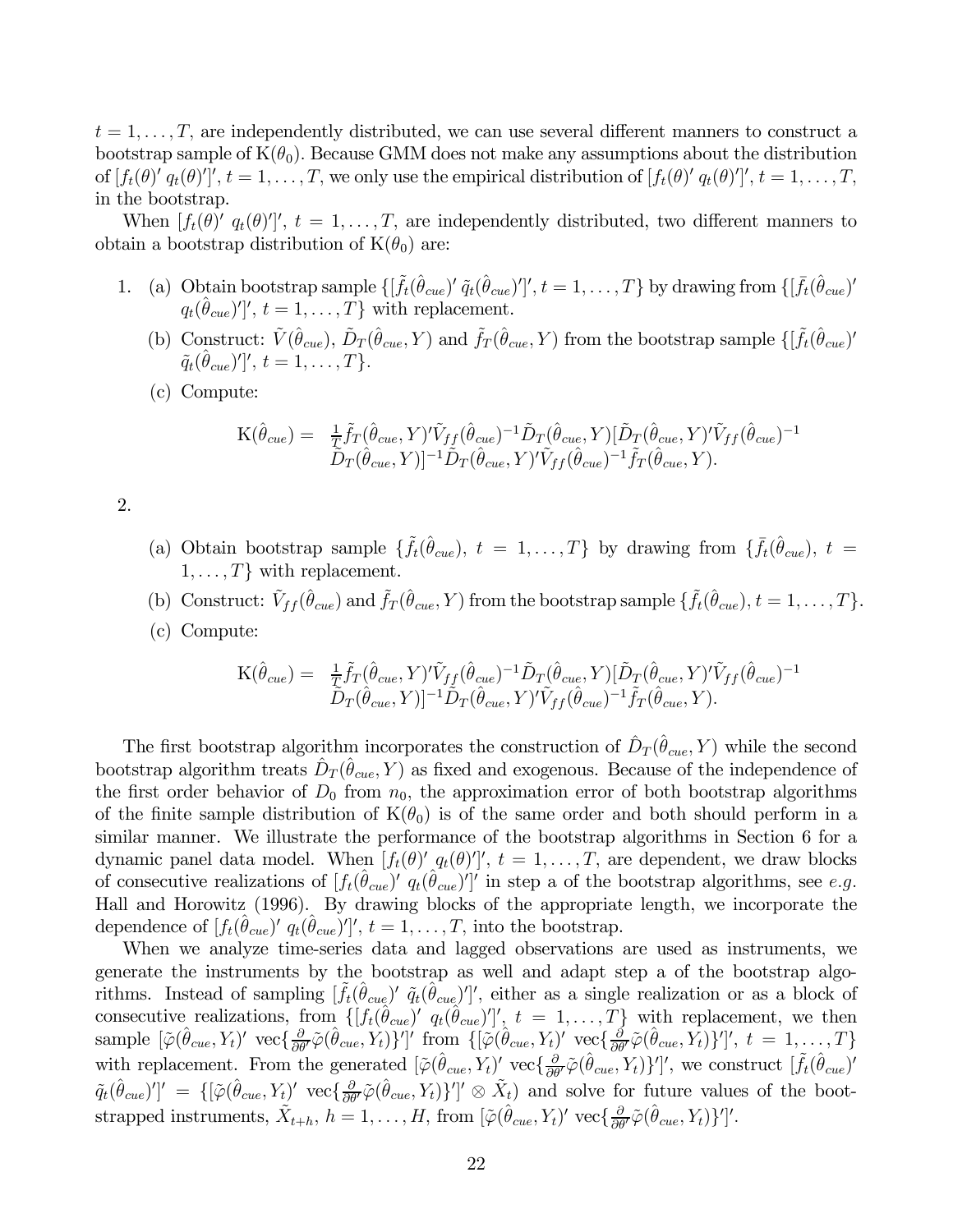$t = 1, \ldots, T$, are independently distributed, we can use several different manners to construct a bootstrap sample of $\mathrm{K}(\theta_0)$. Because GMM does not make any assumptions about the distribution of $[f_t(\theta)'\ q_t(\theta)']'$, $t = 1, \ldots, T$, we only use the empirical distribution of $[f_t(\theta)'\ q_t(\theta)']'$, $t = 1, \ldots, T$, in the bootstrap.

When $[f_t(\theta)'\ q_t(\theta)']'$, $t = 1, \ldots, T$, are independently distributed, two different manners to obtain a bootstrap distribution of $\mathrm{K}(\theta_0)$ are:

1. (a) Obtain bootstrap sample $\{[\tilde{f}_t(\hat{\theta}_{cue})'\ \tilde{q}_t(\hat{\theta}_{cue})']', t = 1, \ldots, T\}$ by drawing from $\{[\bar{f}_t(\hat{\theta}_{cue})'\ q_t(\hat{\theta}_{cue})']', t = 1, \ldots, T\}$ with replacement.

   (b) Construct: $\tilde{V}(\hat{\theta}_{cue})$, $\tilde{D}_T(\hat{\theta}_{cue}, Y)$ and $\tilde{f}_T(\hat{\theta}_{cue}, Y)$ from the bootstrap sample $\{[\tilde{f}_t(\hat{\theta}_{cue})'\ \tilde{q}_t(\hat{\theta}_{cue})']', t = 1, \ldots, T\}$.

   (c) Compute:

$$\mathrm{K}(\hat{\theta}_{cue}) = \frac{1}{T}\tilde{f}_T(\hat{\theta}_{cue}, Y)'\tilde{V}_{ff}(\hat{\theta}_{cue})^{-1}\tilde{D}_T(\hat{\theta}_{cue}, Y)[\tilde{D}_T(\hat{\theta}_{cue}, Y)'\tilde{V}_{ff}(\hat{\theta}_{cue})^{-1}\tilde{D}_T(\hat{\theta}_{cue}, Y)]^{-1}\tilde{D}_T(\hat{\theta}_{cue}, Y)'\tilde{V}_{ff}(\hat{\theta}_{cue})^{-1}\tilde{f}_T(\hat{\theta}_{cue}, Y).$$

2. (a) Obtain bootstrap sample $\{\tilde{f}_t(\hat{\theta}_{cue}),\ t = 1, \ldots, T\}$ by drawing from $\{\bar{f}_t(\hat{\theta}_{cue}),\ t = 1, \ldots, T\}$ with replacement.

   (b) Construct: $\tilde{V}_{ff}(\hat{\theta}_{cue})$ and $\tilde{f}_T(\hat{\theta}_{cue}, Y)$ from the bootstrap sample $\{\tilde{f}_t(\hat{\theta}_{cue}), t = 1, \ldots, T\}$.

   (c) Compute:

$$\mathrm{K}(\hat{\theta}_{cue}) = \frac{1}{T}\tilde{f}_T(\hat{\theta}_{cue}, Y)'\tilde{V}_{ff}(\hat{\theta}_{cue})^{-1}\tilde{D}_T(\hat{\theta}_{cue}, Y)[\tilde{D}_T(\hat{\theta}_{cue}, Y)'\tilde{V}_{ff}(\hat{\theta}_{cue})^{-1}\tilde{D}_T(\hat{\theta}_{cue}, Y)]^{-1}\tilde{D}_T(\hat{\theta}_{cue}, Y)'\tilde{V}_{ff}(\hat{\theta}_{cue})^{-1}\tilde{f}_T(\hat{\theta}_{cue}, Y).$$

The first bootstrap algorithm incorporates the construction of $\hat{D}_T(\hat{\theta}_{cue}, Y)$ while the second bootstrap algorithm treats $\hat{D}_T(\hat{\theta}_{cue}, Y)$ as fixed and exogenous. Because of the independence of the first order behavior of $D_0$ from $n_0$, the approximation error of both bootstrap algorithms of the finite sample distribution of $\mathrm{K}(\theta_0)$ is of the same order and both should perform in a similar manner. We illustrate the performance of the bootstrap algorithms in Section 6 for a dynamic panel data model. When $[f_t(\theta)'\ q_t(\theta)']'$, $t = 1, \ldots, T$, are dependent, we draw blocks of consecutive realizations of $[f_t(\hat{\theta}_{cue})'\ q_t(\hat{\theta}_{cue})']'$ in step a of the bootstrap algorithms, see *e.g.* Hall and Horowitz (1996). By drawing blocks of the appropriate length, we incorporate the dependence of $[f_t(\hat{\theta}_{cue})'\ q_t(\hat{\theta}_{cue})']'$, $t = 1, \ldots, T$, into the bootstrap.

When we analyze time-series data and lagged observations are used as instruments, we generate the instruments by the bootstrap as well and adapt step a of the bootstrap algorithms. Instead of sampling $[\tilde{f}_t(\hat{\theta}_{cue})'\ \tilde{q}_t(\hat{\theta}_{cue})']'$, either as a single realization or as a block of consecutive realizations, from $\{[f_t(\hat{\theta}_{cue})'\ q_t(\hat{\theta}_{cue})']', t = 1, \ldots, T\}$ with replacement, we then sample $[\tilde{\varphi}(\hat{\theta}_{cue}, Y_t)'\ \mathrm{vec}\{\frac{\partial}{\partial\theta'}\tilde{\varphi}(\hat{\theta}_{cue}, Y_t)\}']'$ from $\{[\tilde{\varphi}(\hat{\theta}_{cue}, Y_t)'\ \mathrm{vec}\{\frac{\partial}{\partial\theta'}\tilde{\varphi}(\hat{\theta}_{cue}, Y_t)\}']', t = 1, \ldots, T\}$ with replacement. From the generated $[\tilde{\varphi}(\hat{\theta}_{cue}, Y_t)'\ \mathrm{vec}\{\frac{\partial}{\partial\theta'}\tilde{\varphi}(\hat{\theta}_{cue}, Y_t)\}']'$, we construct $[\tilde{f}_t(\hat{\theta}_{cue})'\ \tilde{q}_t(\hat{\theta}_{cue})']' = \{[\tilde{\varphi}(\hat{\theta}_{cue}, Y_t)'\ \mathrm{vec}\{\frac{\partial}{\partial\theta'}\tilde{\varphi}(\hat{\theta}_{cue}, Y_t)\}']' \otimes \tilde{X}_t)$ and solve for future values of the bootstrapped instruments, $\tilde{X}_{t+h}$, $h = 1, \ldots, H$, from $[\tilde{\varphi}(\hat{\theta}_{cue}, Y_t)'\ \mathrm{vec}\{\frac{\partial}{\partial\theta'}\tilde{\varphi}(\hat{\theta}_{cue}, Y_t)\}']'$.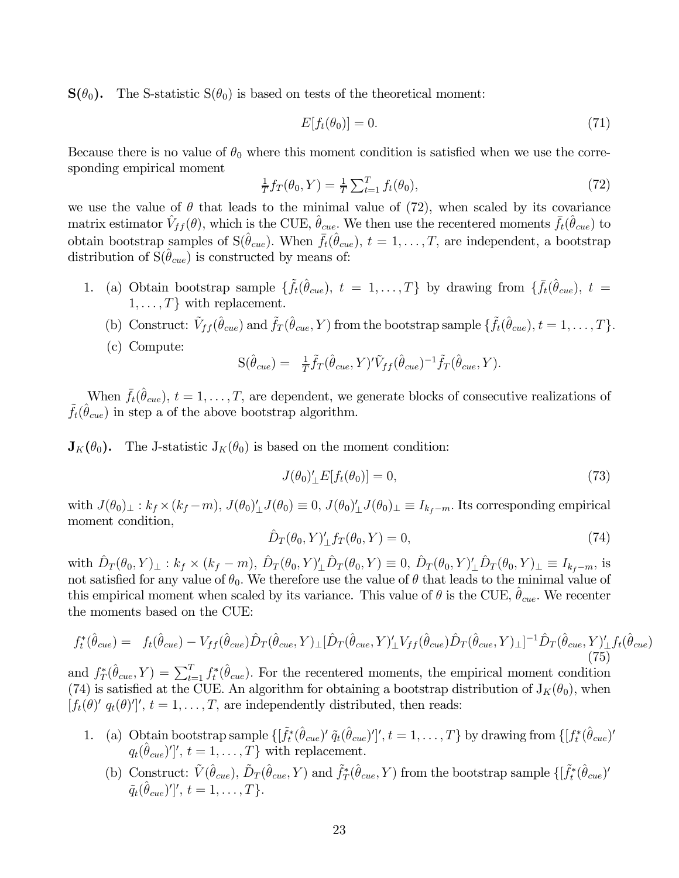**S($\theta_0$).** The S-statistic S($\theta_0$) is based on tests of the theoretical moment:

$$E[f_t(\theta_0)] = 0. \tag{71}$$

Because there is no value of $\theta_0$ where this moment condition is satisfied when we use the corresponding empirical moment

$$\tfrac{1}{T} f_T(\theta_0, Y) = \tfrac{1}{T}\textstyle\sum_{t=1}^{T} f_t(\theta_0), \tag{72}$$

we use the value of $\theta$ that leads to the minimal value of (72), when scaled by its covariance matrix estimator $\hat{V}_{ff}(\theta)$, which is the CUE, $\hat{\theta}_{cue}$. We then use the recentered moments $\bar{f}_t(\hat{\theta}_{cue})$ to obtain bootstrap samples of S($\hat{\theta}_{cue}$). When $\bar{f}_t(\hat{\theta}_{cue})$, $t = 1, \ldots, T$, are independent, a bootstrap distribution of S($\hat{\theta}_{cue}$) is constructed by means of:

1. (a) Obtain bootstrap sample $\{\tilde{f}_t(\hat{\theta}_{cue}),\ t = 1, \ldots, T\}$ by drawing from $\{\bar{f}_t(\hat{\theta}_{cue}),\ t = 1, \ldots, T\}$ with replacement.

   (b) Construct: $\tilde{V}_{ff}(\hat{\theta}_{cue})$ and $\tilde{f}_T(\hat{\theta}_{cue}, Y)$ from the bootstrap sample $\{\tilde{f}_t(\hat{\theta}_{cue}), t = 1, \ldots, T\}$.

   (c) Compute:
   $$\mathrm{S}(\hat{\theta}_{cue}) = \ \tfrac{1}{T}\tilde{f}_T(\hat{\theta}_{cue}, Y)'\tilde{V}_{ff}(\hat{\theta}_{cue})^{-1}\tilde{f}_T(\hat{\theta}_{cue}, Y).$$

When $\bar{f}_t(\hat{\theta}_{cue})$, $t = 1, \ldots, T$, are dependent, we generate blocks of consecutive realizations of $\tilde{f}_t(\hat{\theta}_{cue})$ in step a of the above bootstrap algorithm.

**J$_K$($\theta_0$).** The J-statistic J$_K$($\theta_0$) is based on the moment condition:

$$J(\theta_0)'_{\perp} E[f_t(\theta_0)] = 0, \tag{73}$$

with $J(\theta_0)_{\perp} : k_f \times (k_f - m)$, $J(\theta_0)'_{\perp} J(\theta_0) \equiv 0$, $J(\theta_0)'_{\perp} J(\theta_0)_{\perp} \equiv I_{k_f - m}$. Its corresponding empirical moment condition,

$$\hat{D}_T(\theta_0, Y)'_{\perp} f_T(\theta_0, Y) = 0, \tag{74}$$

with $\hat{D}_T(\theta_0, Y)_{\perp} : k_f \times (k_f - m)$, $\hat{D}_T(\theta_0, Y)'_{\perp}\hat{D}_T(\theta_0, Y) \equiv 0$, $\hat{D}_T(\theta_0, Y)'_{\perp}\hat{D}_T(\theta_0, Y)_{\perp} \equiv I_{k_f - m}$, is not satisfied for any value of $\theta_0$. We therefore use the value of $\theta$ that leads to the minimal value of this empirical moment when scaled by its variance. This value of $\theta$ is the CUE, $\hat{\theta}_{cue}$. We recenter the moments based on the CUE:

$$f_t^*(\hat{\theta}_{cue}) = \ f_t(\hat{\theta}_{cue}) - V_{ff}(\hat{\theta}_{cue})\hat{D}_T(\hat{\theta}_{cue}, Y)_{\perp}[\hat{D}_T(\hat{\theta}_{cue}, Y)'_{\perp} V_{ff}(\hat{\theta}_{cue})\hat{D}_T(\hat{\theta}_{cue}, Y)_{\perp}]^{-1}\hat{D}_T(\hat{\theta}_{cue}, Y)'_{\perp} f_t(\hat{\theta}_{cue}) \tag{75}$$

and $f_T^*(\hat{\theta}_{cue}, Y) = \sum_{t=1}^{T} f_t^*(\hat{\theta}_{cue})$. For the recentered moments, the empirical moment condition (74) is satisfied at the CUE. An algorithm for obtaining a bootstrap distribution of J$_K$($\theta_0$), when $[f_t(\theta)'\ q_t(\theta)']'$, $t = 1, \ldots, T$, are independently distributed, then reads:

1. (a) Obtain bootstrap sample $\{[\tilde{f}_t^*(\hat{\theta}_{cue})'\ \tilde{q}_t(\hat{\theta}_{cue})']', t = 1, \ldots, T\}$ by drawing from $\{[f_t^*(\hat{\theta}_{cue})'\ q_t(\hat{\theta}_{cue})']', t = 1, \ldots, T\}$ with replacement.

   (b) Construct: $\tilde{V}(\hat{\theta}_{cue})$, $\tilde{D}_T(\hat{\theta}_{cue}, Y)$ and $\tilde{f}_T^*(\hat{\theta}_{cue}, Y)$ from the bootstrap sample $\{[\tilde{f}_t^*(\hat{\theta}_{cue})'\ \tilde{q}_t(\hat{\theta}_{cue})']', t = 1, \ldots, T\}$.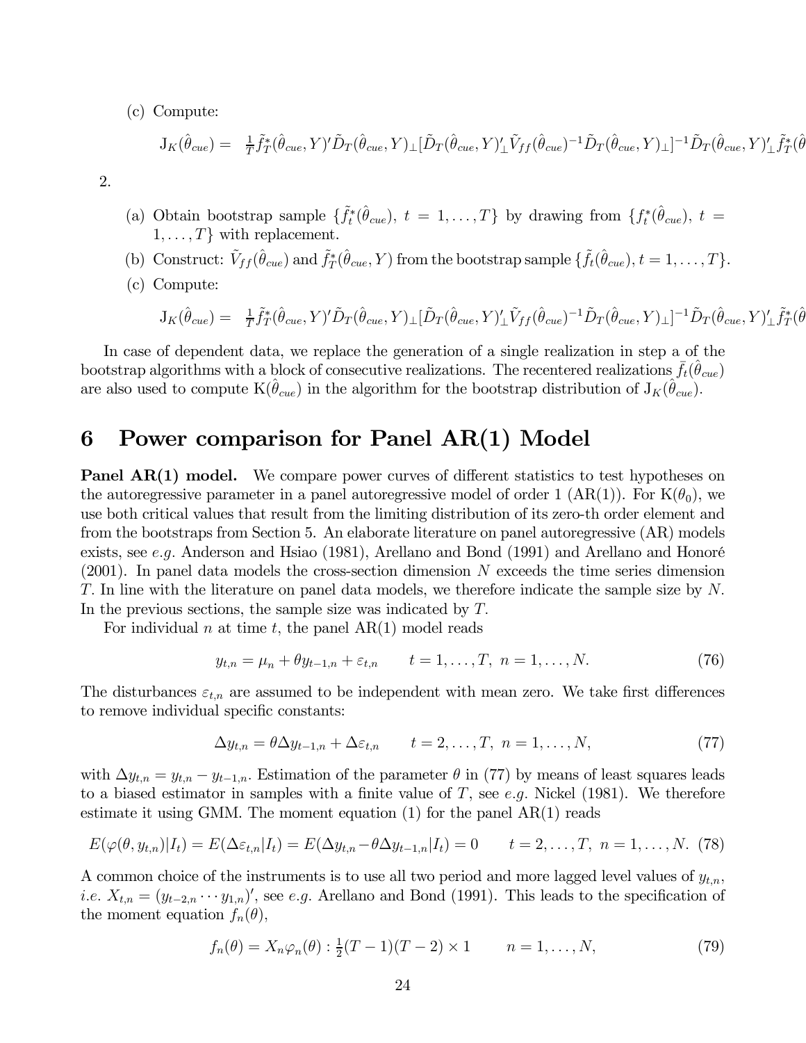(c) Compute:

$$\mathrm{J}_K(\hat{\theta}_{cue}) = \tfrac{1}{T}\tilde{f}_T^*(\hat{\theta}_{cue}, Y)'\tilde{D}_T(\hat{\theta}_{cue}, Y)_\perp[\tilde{D}_T(\hat{\theta}_{cue}, Y)'_\perp \tilde{V}_{ff}(\hat{\theta}_{cue})^{-1}\tilde{D}_T(\hat{\theta}_{cue}, Y)_\perp]^{-1}\tilde{D}_T(\hat{\theta}_{cue}, Y)'_\perp \tilde{f}_T^*(\hat{\theta}$$

2.

(a) Obtain bootstrap sample $\{\tilde{f}_t^*(\hat{\theta}_{cue}),\ t = 1, \ldots, T\}$ by drawing from $\{f_t^*(\hat{\theta}_{cue}),\ t = 1, \ldots, T\}$ with replacement.

(b) Construct: $\tilde{V}_{ff}(\hat{\theta}_{cue})$ and $\tilde{f}_T^*(\hat{\theta}_{cue}, Y)$ from the bootstrap sample $\{\tilde{f}_t(\hat{\theta}_{cue}), t = 1, \ldots, T\}$.

(c) Compute:

$$\mathrm{J}_K(\hat{\theta}_{cue}) = \tfrac{1}{T}\tilde{f}_T^*(\hat{\theta}_{cue}, Y)'\tilde{D}_T(\hat{\theta}_{cue}, Y)_\perp[\tilde{D}_T(\hat{\theta}_{cue}, Y)'_\perp \tilde{V}_{ff}(\hat{\theta}_{cue})^{-1}\tilde{D}_T(\hat{\theta}_{cue}, Y)_\perp]^{-1}\tilde{D}_T(\hat{\theta}_{cue}, Y)'_\perp \tilde{f}_T^*(\hat{\theta}$$

In case of dependent data, we replace the generation of a single realization in step a of the bootstrap algorithms with a block of consecutive realizations. The recentered realizations $\bar{f}_t(\hat{\theta}_{cue})$ are also used to compute $\mathrm{K}(\hat{\theta}_{cue})$ in the algorithm for the bootstrap distribution of $\mathrm{J}_K(\hat{\theta}_{cue})$.

# 6 Power comparison for Panel AR(1) Model

**Panel AR(1) model.** We compare power curves of different statistics to test hypotheses on the autoregressive parameter in a panel autoregressive model of order 1 (AR(1)). For $\mathrm{K}(\theta_0)$, we use both critical values that result from the limiting distribution of its zero-th order element and from the bootstraps from Section 5. An elaborate literature on panel autoregressive (AR) models exists, see *e.g.* Anderson and Hsiao (1981), Arellano and Bond (1991) and Arellano and Honoré (2001). In panel data models the cross-section dimension $N$ exceeds the time series dimension $T$. In line with the literature on panel data models, we therefore indicate the sample size by $N$. In the previous sections, the sample size was indicated by $T$.

For individual $n$ at time $t$, the panel AR(1) model reads

$$y_{t,n} = \mu_n + \theta y_{t-1,n} + \varepsilon_{t,n} \qquad t = 1, \ldots, T,\ n = 1, \ldots, N. \tag{76}$$

The disturbances $\varepsilon_{t,n}$ are assumed to be independent with mean zero. We take first differences to remove individual specific constants:

$$\Delta y_{t,n} = \theta \Delta y_{t-1,n} + \Delta\varepsilon_{t,n} \qquad t = 2, \ldots, T,\ n = 1, \ldots, N, \tag{77}$$

with $\Delta y_{t,n} = y_{t,n} - y_{t-1,n}$. Estimation of the parameter $\theta$ in (77) by means of least squares leads to a biased estimator in samples with a finite value of $T$, see *e.g.* Nickel (1981). We therefore estimate it using GMM. The moment equation (1) for the panel AR(1) reads

$$E(\varphi(\theta, y_{t,n})|I_t) = E(\Delta\varepsilon_{t,n}|I_t) = E(\Delta y_{t,n} - \theta\Delta y_{t-1,n}|I_t) = 0 \qquad t = 2, \ldots, T,\ n = 1, \ldots, N. \tag{78}$$

A common choice of the instruments is to use all two period and more lagged level values of $y_{t,n}$, *i.e.* $X_{t,n} = (y_{t-2,n} \cdots y_{1,n})'$, see *e.g.* Arellano and Bond (1991). This leads to the specification of the moment equation $f_n(\theta)$,

$$f_n(\theta) = X_n\varphi_n(\theta) : \tfrac{1}{2}(T-1)(T-2) \times 1 \qquad n = 1, \ldots, N, \tag{79}$$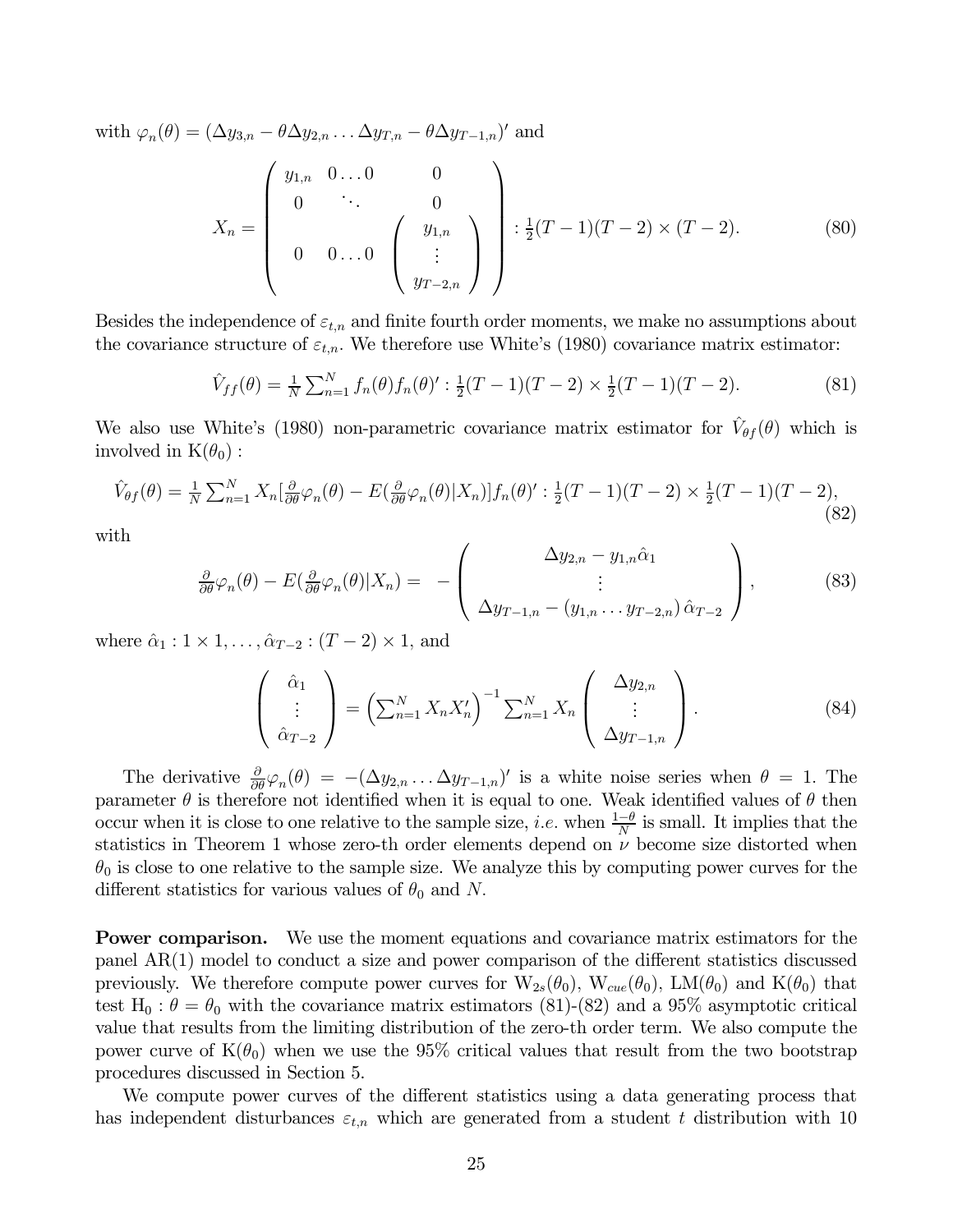with $\varphi_n(\theta) = (\Delta y_{3,n} - \theta \Delta y_{2,n} \ldots \Delta y_{T,n} - \theta \Delta y_{T-1,n})'$ and

$$X_n = \begin{pmatrix} y_{1,n} & 0 \ldots 0 & 0 \\ 0 & \ddots & 0 \\ 0 & 0 \ldots 0 & \begin{pmatrix} y_{1,n} \\ \vdots \\ y_{T-2,n} \end{pmatrix} \end{pmatrix} : \tfrac{1}{2}(T-1)(T-2) \times (T-2). \tag{80}$$

Besides the independence of $\varepsilon_{t,n}$ and finite fourth order moments, we make no assumptions about the covariance structure of $\varepsilon_{t,n}$. We therefore use White's (1980) covariance matrix estimator:

$$\hat{V}_{ff}(\theta) = \tfrac{1}{N} \textstyle\sum_{n=1}^{N} f_n(\theta) f_n(\theta)' : \tfrac{1}{2}(T-1)(T-2) \times \tfrac{1}{2}(T-1)(T-2). \tag{81}$$

We also use White's (1980) non-parametric covariance matrix estimator for $\hat{V}_{\theta f}(\theta)$ which is involved in $\mathrm{K}(\theta_0)$ :

$$\hat{V}_{\theta f}(\theta) = \tfrac{1}{N} \textstyle\sum_{n=1}^{N} X_n [\frac{\partial}{\partial \theta} \varphi_n(\theta) - E(\frac{\partial}{\partial \theta} \varphi_n(\theta) | X_n)] f_n(\theta)' : \tfrac{1}{2}(T-1)(T-2) \times \tfrac{1}{2}(T-1)(T-2), \tag{82}$$

with

$$\tfrac{\partial}{\partial \theta} \varphi_n(\theta) - E(\tfrac{\partial}{\partial \theta} \varphi_n(\theta) | X_n) = -\begin{pmatrix} \Delta y_{2,n} - y_{1,n} \hat{\alpha}_1 \\ \vdots \\ \Delta y_{T-1,n} - (y_{1,n} \ldots y_{T-2,n}) \hat{\alpha}_{T-2} \end{pmatrix}, \tag{83}$$

where $\hat{\alpha}_1 : 1 \times 1, \ldots, \hat{\alpha}_{T-2} : (T-2) \times 1$, and

$$\begin{pmatrix} \hat{\alpha}_1 \\ \vdots \\ \hat{\alpha}_{T-2} \end{pmatrix} = \left( \textstyle\sum_{n=1}^{N} X_n X_n' \right)^{-1} \textstyle\sum_{n=1}^{N} X_n \begin{pmatrix} \Delta y_{2,n} \\ \vdots \\ \Delta y_{T-1,n} \end{pmatrix}. \tag{84}$$

The derivative $\frac{\partial}{\partial \theta} \varphi_n(\theta) = -(\Delta y_{2,n} \ldots \Delta y_{T-1,n})'$ is a white noise series when $\theta = 1$. The parameter $\theta$ is therefore not identified when it is equal to one. Weak identified values of $\theta$ then occur when it is close to one relative to the sample size, *i.e.* when $\frac{1-\theta}{N}$ is small. It implies that the statistics in Theorem 1 whose zero-th order elements depend on $\nu$ become size distorted when $\theta_0$ is close to one relative to the sample size. We analyze this by computing power curves for the different statistics for various values of $\theta_0$ and $N$.

**Power comparison.** We use the moment equations and covariance matrix estimators for the panel AR(1) model to conduct a size and power comparison of the different statistics discussed previously. We therefore compute power curves for $\mathrm{W}_{2s}(\theta_0)$, $\mathrm{W}_{cue}(\theta_0)$, $\mathrm{LM}(\theta_0)$ and $\mathrm{K}(\theta_0)$ that test $\mathrm{H}_0 : \theta = \theta_0$ with the covariance matrix estimators (81)-(82) and a 95% asymptotic critical value that results from the limiting distribution of the zero-th order term. We also compute the power curve of $\mathrm{K}(\theta_0)$ when we use the 95% critical values that result from the two bootstrap procedures discussed in Section 5.

We compute power curves of the different statistics using a data generating process that has independent disturbances $\varepsilon_{t,n}$ which are generated from a student $t$ distribution with 10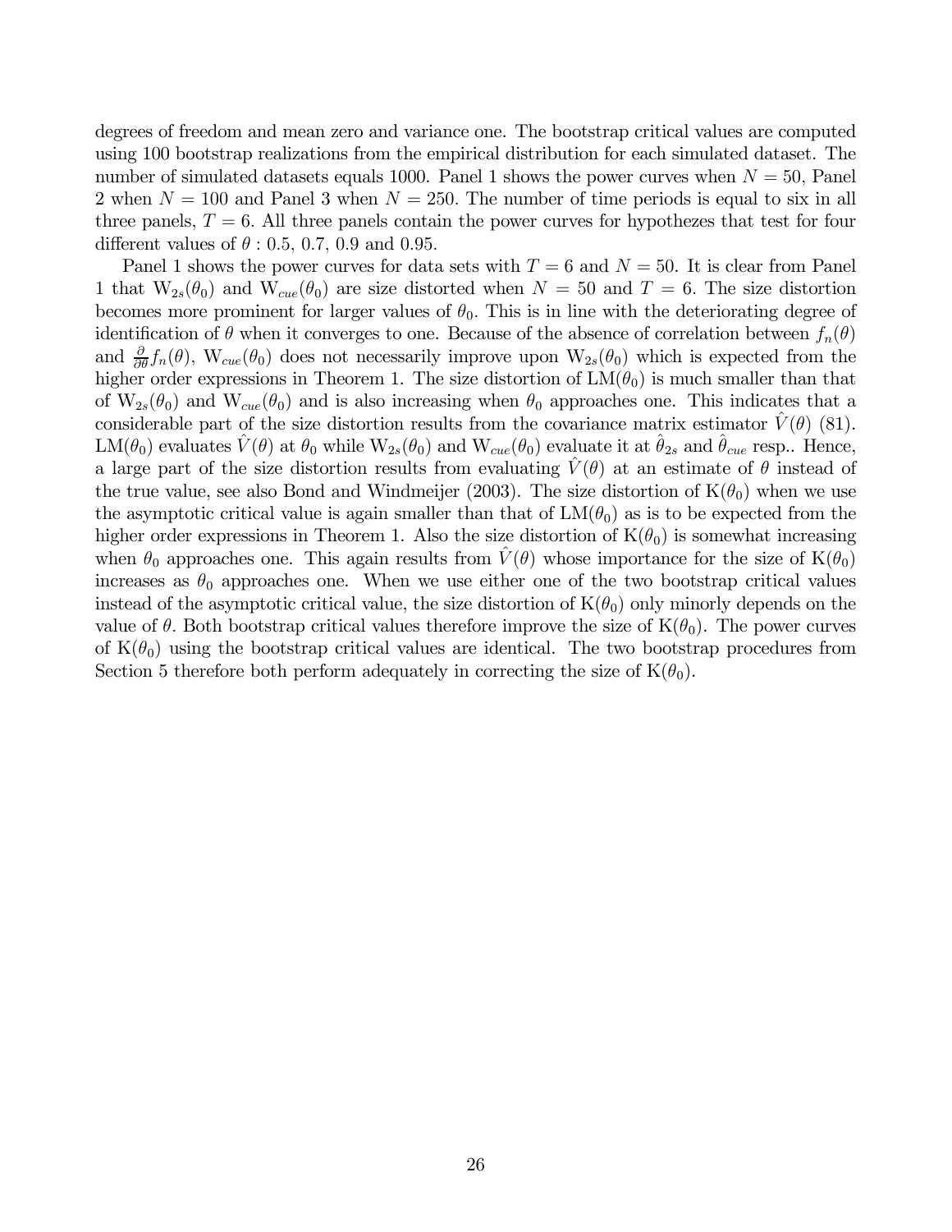degrees of freedom and mean zero and variance one. The bootstrap critical values are computed using 100 bootstrap realizations from the empirical distribution for each simulated dataset. The number of simulated datasets equals 1000. Panel 1 shows the power curves when $N = 50$, Panel 2 when $N = 100$ and Panel 3 when $N = 250$. The number of time periods is equal to six in all three panels, $T = 6$. All three panels contain the power curves for hypothezes that test for four different values of $\theta$ : 0.5, 0.7, 0.9 and 0.95.

Panel 1 shows the power curves for data sets with $T = 6$ and $N = 50$. It is clear from Panel 1 that $\mathrm{W}_{2s}(\theta_0)$ and $\mathrm{W}_{cue}(\theta_0)$ are size distorted when $N = 50$ and $T = 6$. The size distortion becomes more prominent for larger values of $\theta_0$. This is in line with the deteriorating degree of identification of $\theta$ when it converges to one. Because of the absence of correlation between $f_n(\theta)$ and $\frac{\partial}{\partial\theta}f_n(\theta)$, $\mathrm{W}_{cue}(\theta_0)$ does not necessarily improve upon $\mathrm{W}_{2s}(\theta_0)$ which is expected from the higher order expressions in Theorem 1. The size distortion of $\mathrm{LM}(\theta_0)$ is much smaller than that of $\mathrm{W}_{2s}(\theta_0)$ and $\mathrm{W}_{cue}(\theta_0)$ and is also increasing when $\theta_0$ approaches one. This indicates that a considerable part of the size distortion results from the covariance matrix estimator $\hat{V}(\theta)$ (81). $\mathrm{LM}(\theta_0)$ evaluates $\hat{V}(\theta)$ at $\theta_0$ while $\mathrm{W}_{2s}(\theta_0)$ and $\mathrm{W}_{cue}(\theta_0)$ evaluate it at $\hat{\theta}_{2s}$ and $\hat{\theta}_{cue}$ resp.. Hence, a large part of the size distortion results from evaluating $\hat{V}(\theta)$ at an estimate of $\theta$ instead of the true value, see also Bond and Windmeijer (2003). The size distortion of $\mathrm{K}(\theta_0)$ when we use the asymptotic critical value is again smaller than that of $\mathrm{LM}(\theta_0)$ as is to be expected from the higher order expressions in Theorem 1. Also the size distortion of $\mathrm{K}(\theta_0)$ is somewhat increasing when $\theta_0$ approaches one. This again results from $\hat{V}(\theta)$ whose importance for the size of $\mathrm{K}(\theta_0)$ increases as $\theta_0$ approaches one. When we use either one of the two bootstrap critical values instead of the asymptotic critical value, the size distortion of $\mathrm{K}(\theta_0)$ only minorly depends on the value of $\theta$. Both bootstrap critical values therefore improve the size of $\mathrm{K}(\theta_0)$. The power curves of $\mathrm{K}(\theta_0)$ using the bootstrap critical values are identical. The two bootstrap procedures from Section 5 therefore both perform adequately in correcting the size of $\mathrm{K}(\theta_0)$.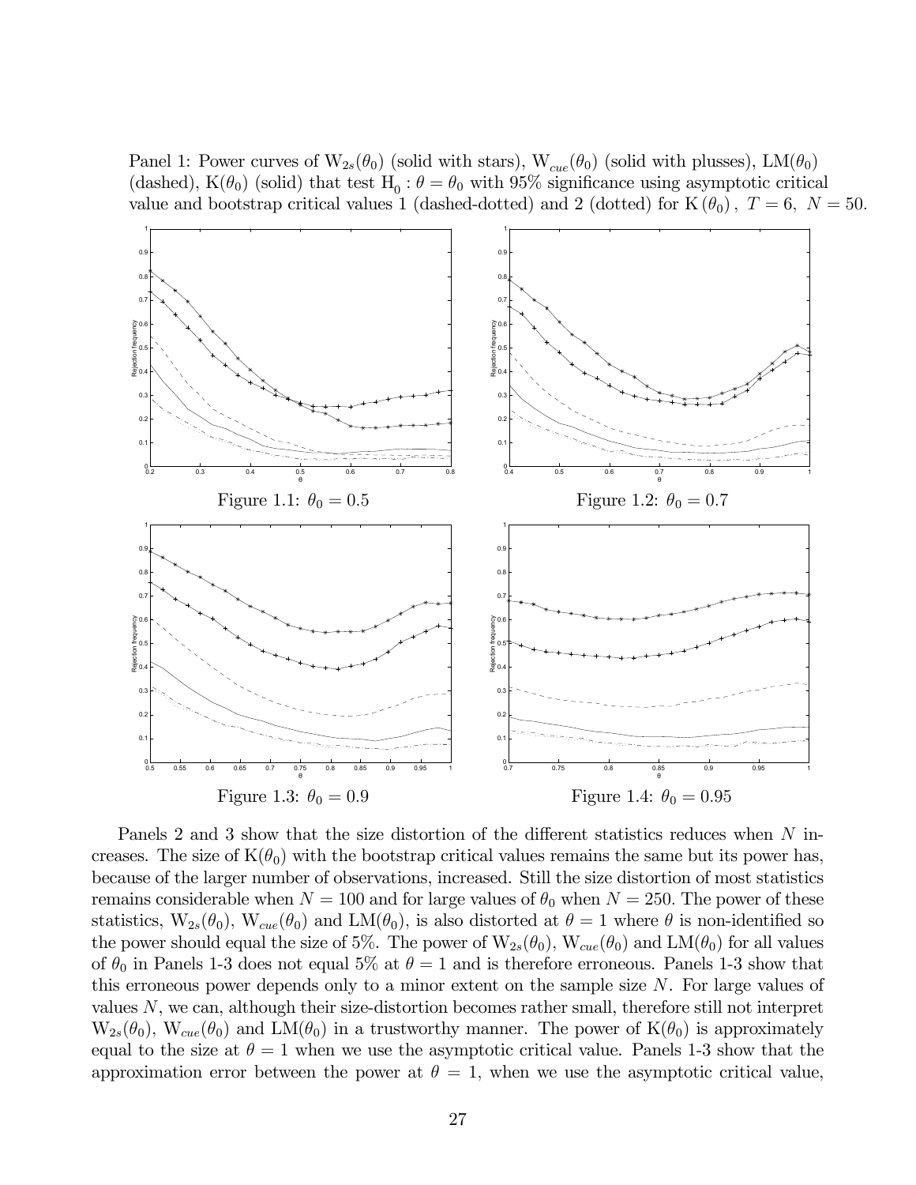Panel 1: Power curves of $\mathrm{W}_{2s}(\theta_0)$ (solid with stars), $\mathrm{W}_{cue}(\theta_0)$ (solid with plusses), $\mathrm{LM}(\theta_0)$ (dashed), $\mathrm{K}(\theta_0)$ (solid) that test $\mathrm{H}_0 : \theta = \theta_0$ with 95% significance using asymptotic critical value and bootstrap critical values 1 (dashed-dotted) and 2 (dotted) for $\mathrm{K}(\theta_0)$, $T = 6$, $N = 50$.

Figure 1.1: $\theta_0 = 0.5$

Figure 1.2: $\theta_0 = 0.7$

Figure 1.3: $\theta_0 = 0.9$

Figure 1.4: $\theta_0 = 0.95$

Panels 2 and 3 show that the size distortion of the different statistics reduces when $N$ increases. The size of $\mathrm{K}(\theta_0)$ with the bootstrap critical values remains the same but its power has, because of the larger number of observations, increased. Still the size distortion of most statistics remains considerable when $N = 100$ and for large values of $\theta_0$ when $N = 250$. The power of these statistics, $\mathrm{W}_{2s}(\theta_0)$, $\mathrm{W}_{cue}(\theta_0)$ and $\mathrm{LM}(\theta_0)$, is also distorted at $\theta = 1$ where $\theta$ is non-identified so the power should equal the size of 5%. The power of $\mathrm{W}_{2s}(\theta_0)$, $\mathrm{W}_{cue}(\theta_0)$ and $\mathrm{LM}(\theta_0)$ for all values of $\theta_0$ in Panels 1-3 does not equal 5% at $\theta = 1$ and is therefore erroneous. Panels 1-3 show that this erroneous power depends only to a minor extent on the sample size $N$. For large values of values $N$, we can, although their size-distortion becomes rather small, therefore still not interpret $\mathrm{W}_{2s}(\theta_0)$, $\mathrm{W}_{cue}(\theta_0)$ and $\mathrm{LM}(\theta_0)$ in a trustworthy manner. The power of $\mathrm{K}(\theta_0)$ is approximately equal to the size at $\theta = 1$ when we use the asymptotic critical value. Panels 1-3 show that the approximation error between the power at $\theta = 1$, when we use the asymptotic critical value,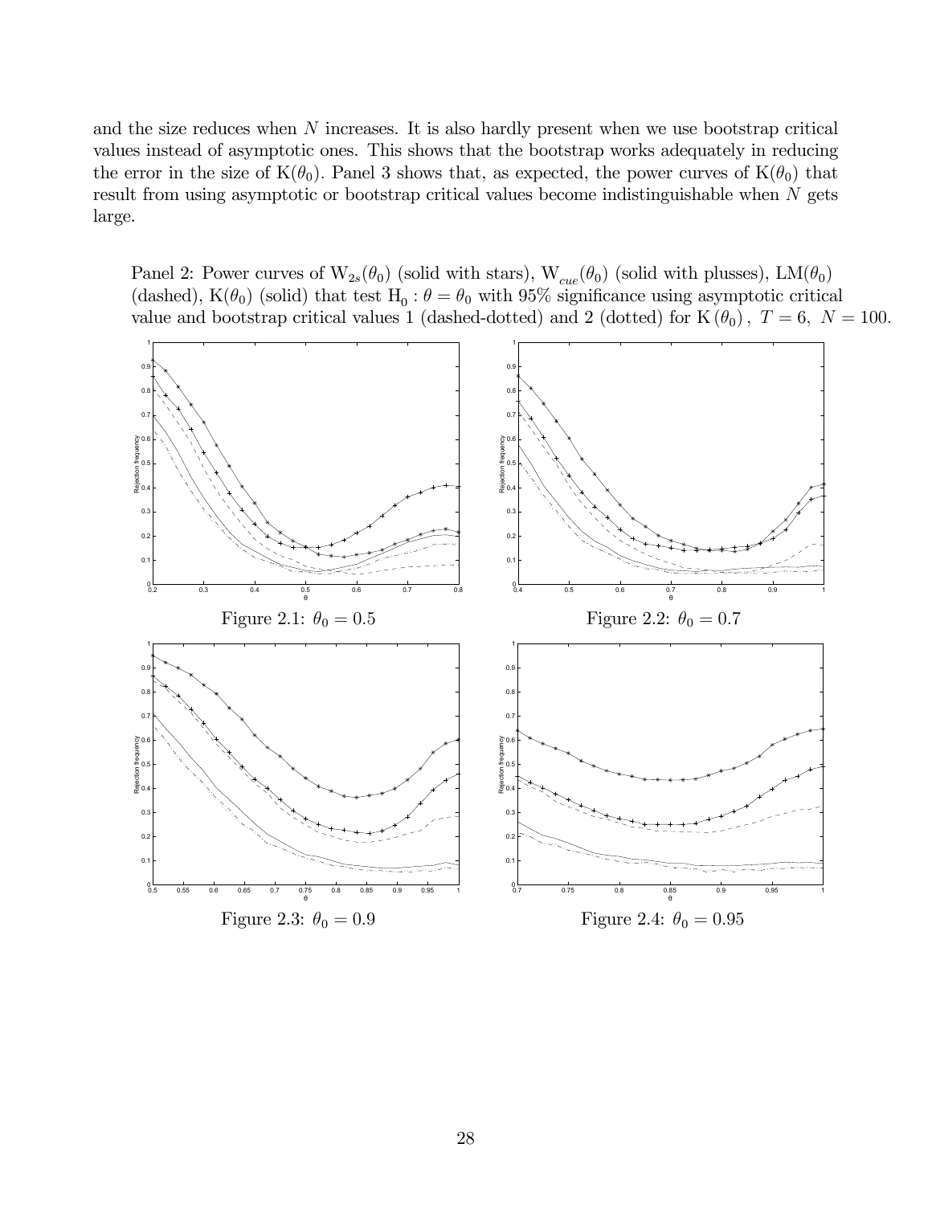and the size reduces when $N$ increases. It is also hardly present when we use bootstrap critical values instead of asymptotic ones. This shows that the bootstrap works adequately in reducing the error in the size of $\mathrm{K}(\theta_0)$. Panel 3 shows that, as expected, the power curves of $\mathrm{K}(\theta_0)$ that result from using asymptotic or bootstrap critical values become indistinguishable when $N$ gets large.

Panel 2: Power curves of $\mathrm{W}_{2s}(\theta_0)$ (solid with stars), $\mathrm{W}_{cue}(\theta_0)$ (solid with plusses), $\mathrm{LM}(\theta_0)$ (dashed), $\mathrm{K}(\theta_0)$ (solid) that test $\mathrm{H}_0 : \theta = \theta_0$ with 95% significance using asymptotic critical value and bootstrap critical values 1 (dashed-dotted) and 2 (dotted) for $\mathrm{K}(\theta_0)$, $T = 6$, $N = 100$.

Figure 2.1: $\theta_0 = 0.5$

Figure 2.2: $\theta_0 = 0.7$

Figure 2.3: $\theta_0 = 0.9$

Figure 2.4: $\theta_0 = 0.95$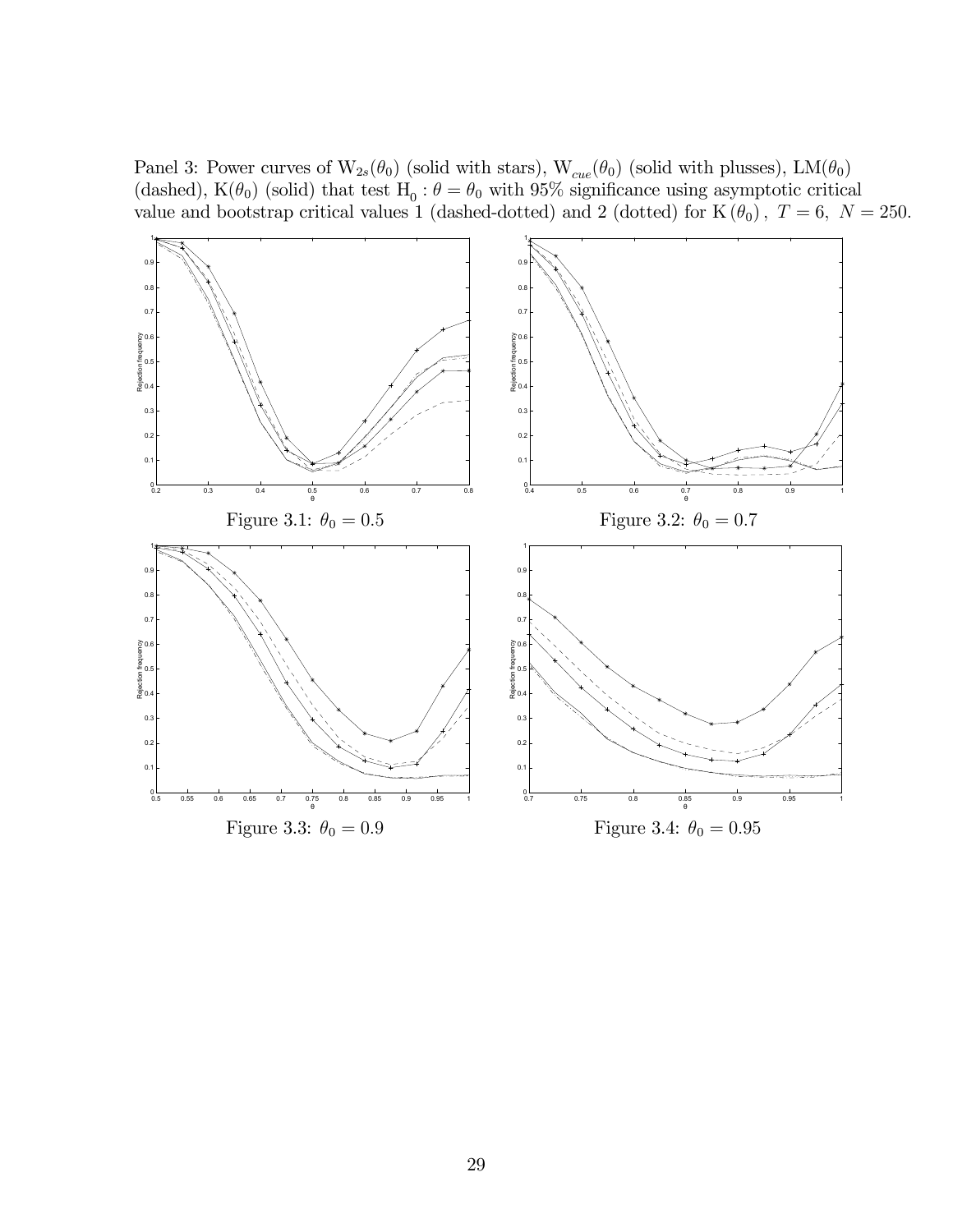Panel 3: Power curves of $W_{2s}(\theta_0)$ (solid with stars), $W_{cue}(\theta_0)$ (solid with plusses), $LM(\theta_0)$ (dashed), $K(\theta_0)$ (solid) that test $H_0 : \theta = \theta_0$ with 95% significance using asymptotic critical value and bootstrap critical values 1 (dashed-dotted) and 2 (dotted) for $K(\theta_0)$, $T = 6$, $N = 250$.

Figure 3.1: $\theta_0 = 0.5$

Figure 3.2: $\theta_0 = 0.7$

Figure 3.3: $\theta_0 = 0.9$

Figure 3.4: $\theta_0 = 0.95$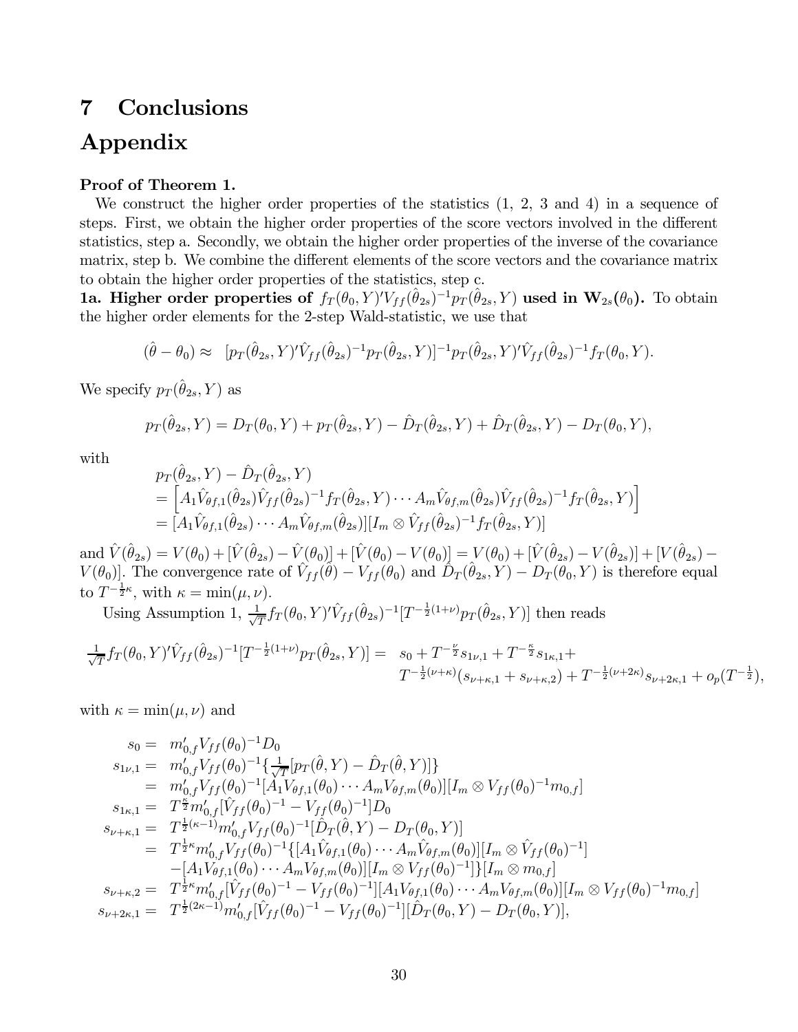# 7 Conclusions

# Appendix

**Proof of Theorem 1.**

We construct the higher order properties of the statistics (1, 2, 3 and 4) in a sequence of steps. First, we obtain the higher order properties of the score vectors involved in the different statistics, step a. Secondly, we obtain the higher order properties of the inverse of the covariance matrix, step b. We combine the different elements of the score vectors and the covariance matrix to obtain the higher order properties of the statistics, step c.

**1a. Higher order properties of $f_T(\theta_0, Y)'V_{ff}(\hat{\theta}_{2s})^{-1}p_T(\hat{\theta}_{2s}, Y)$ used in $\mathbf{W}_{2s}(\theta_0)$.** To obtain the higher order elements for the 2-step Wald-statistic, we use that

$$(\hat{\theta} - \theta_0) \approx \ [p_T(\hat{\theta}_{2s}, Y)'\hat{V}_{ff}(\hat{\theta}_{2s})^{-1}p_T(\hat{\theta}_{2s}, Y)]^{-1}p_T(\hat{\theta}_{2s}, Y)'\hat{V}_{ff}(\hat{\theta}_{2s})^{-1}f_T(\theta_0, Y).$$

We specify $p_T(\hat{\theta}_{2s}, Y)$ as

$$p_T(\hat{\theta}_{2s}, Y) = D_T(\theta_0, Y) + p_T(\hat{\theta}_{2s}, Y) - \hat{D}_T(\hat{\theta}_{2s}, Y) + \hat{D}_T(\hat{\theta}_{2s}, Y) - D_T(\theta_0, Y),$$

with

$$\begin{aligned}
&p_T(\hat{\theta}_{2s}, Y) - \hat{D}_T(\hat{\theta}_{2s}, Y) \\
&= \left[A_1\hat{V}_{\theta f,1}(\hat{\theta}_{2s})\hat{V}_{ff}(\hat{\theta}_{2s})^{-1}f_T(\hat{\theta}_{2s}, Y) \cdots A_m\hat{V}_{\theta f,m}(\hat{\theta}_{2s})\hat{V}_{ff}(\hat{\theta}_{2s})^{-1}f_T(\hat{\theta}_{2s}, Y)\right] \\
&= [A_1\hat{V}_{\theta f,1}(\hat{\theta}_{2s}) \cdots A_m\hat{V}_{\theta f,m}(\hat{\theta}_{2s})][I_m \otimes \hat{V}_{ff}(\hat{\theta}_{2s})^{-1}f_T(\hat{\theta}_{2s}, Y)]
\end{aligned}$$

and $\hat{V}(\hat{\theta}_{2s}) = V(\theta_0) + [\hat{V}(\hat{\theta}_{2s}) - \hat{V}(\theta_0)] + [\hat{V}(\theta_0) - V(\theta_0)] = V(\theta_0) + [\hat{V}(\hat{\theta}_{2s}) - V(\hat{\theta}_{2s})] + [V(\hat{\theta}_{2s}) - V(\theta_0)]$. The convergence rate of $\hat{V}_{ff}(\hat{\theta}) - V_{ff}(\theta_0)$ and $\hat{D}_T(\hat{\theta}_{2s}, Y) - D_T(\theta_0, Y)$ is therefore equal to $T^{-\frac{1}{2}\kappa}$, with $\kappa = \min(\mu, \nu)$.

Using Assumption 1, $\frac{1}{\sqrt{T}}f_T(\theta_0, Y)'\hat{V}_{ff}(\hat{\theta}_{2s})^{-1}[T^{-\frac{1}{2}(1+\nu)}p_T(\hat{\theta}_{2s}, Y)]$ then reads

$$\begin{aligned}
\tfrac{1}{\sqrt{T}}f_T(\theta_0, Y)'\hat{V}_{ff}(\hat{\theta}_{2s})^{-1}[T^{-\frac{1}{2}(1+\nu)}p_T(\hat{\theta}_{2s}, Y)] = \ & s_0 + T^{-\frac{\nu}{2}}s_{1\nu,1} + T^{-\frac{\kappa}{2}}s_{1\kappa,1} + \\
& T^{-\frac{1}{2}(\nu+\kappa)}(s_{\nu+\kappa,1} + s_{\nu+\kappa,2}) + T^{-\frac{1}{2}(\nu+2\kappa)}s_{\nu+2\kappa,1} + o_p(T^{-\frac{1}{2}}),
\end{aligned}$$

with $\kappa = \min(\mu, \nu)$ and

$$\begin{aligned}
s_0 = \ & m_{0,f}'V_{ff}(\theta_0)^{-1}D_0 \\
s_{1\nu,1} = \ & m_{0,f}'V_{ff}(\theta_0)^{-1}\{\tfrac{1}{\sqrt{T}}[p_T(\hat{\theta}, Y) - \hat{D}_T(\hat{\theta}, Y)]\} \\
= \ & m_{0,f}'V_{ff}(\theta_0)^{-1}[A_1V_{\theta f,1}(\theta_0) \cdots A_mV_{\theta f,m}(\theta_0)][I_m \otimes V_{ff}(\theta_0)^{-1}m_{0,f}] \\
s_{1\kappa,1} = \ & T^{\frac{\kappa}{2}}m_{0,f}'[\hat{V}_{ff}(\theta_0)^{-1} - V_{ff}(\theta_0)^{-1}]D_0 \\
s_{\nu+\kappa,1} = \ & T^{\frac{1}{2}(\kappa-1)}m_{0,f}'V_{ff}(\theta_0)^{-1}[\hat{D}_T(\hat{\theta}, Y) - D_T(\theta_0, Y)] \\
= \ & T^{\frac{1}{2}\kappa}m_{0,f}'V_{ff}(\theta_0)^{-1}\{[A_1\hat{V}_{\theta f,1}(\theta_0) \cdots A_m\hat{V}_{\theta f,m}(\theta_0)][I_m \otimes \hat{V}_{ff}(\theta_0)^{-1}] \\
& -[A_1V_{\theta f,1}(\theta_0) \cdots A_mV_{\theta f,m}(\theta_0)][I_m \otimes V_{ff}(\theta_0)^{-1}]\}[I_m \otimes m_{0,f}] \\
s_{\nu+\kappa,2} = \ & T^{\frac{1}{2}\kappa}m_{0,f}'[\hat{V}_{ff}(\theta_0)^{-1} - V_{ff}(\theta_0)^{-1}][A_1V_{\theta f,1}(\theta_0) \cdots A_mV_{\theta f,m}(\theta_0)][I_m \otimes V_{ff}(\theta_0)^{-1}m_{0,f}] \\
s_{\nu+2\kappa,1} = \ & T^{\frac{1}{2}(2\kappa-1)}m_{0,f}'[\hat{V}_{ff}(\theta_0)^{-1} - V_{ff}(\theta_0)^{-1}][\hat{D}_T(\theta_0, Y) - D_T(\theta_0, Y)],
\end{aligned}$$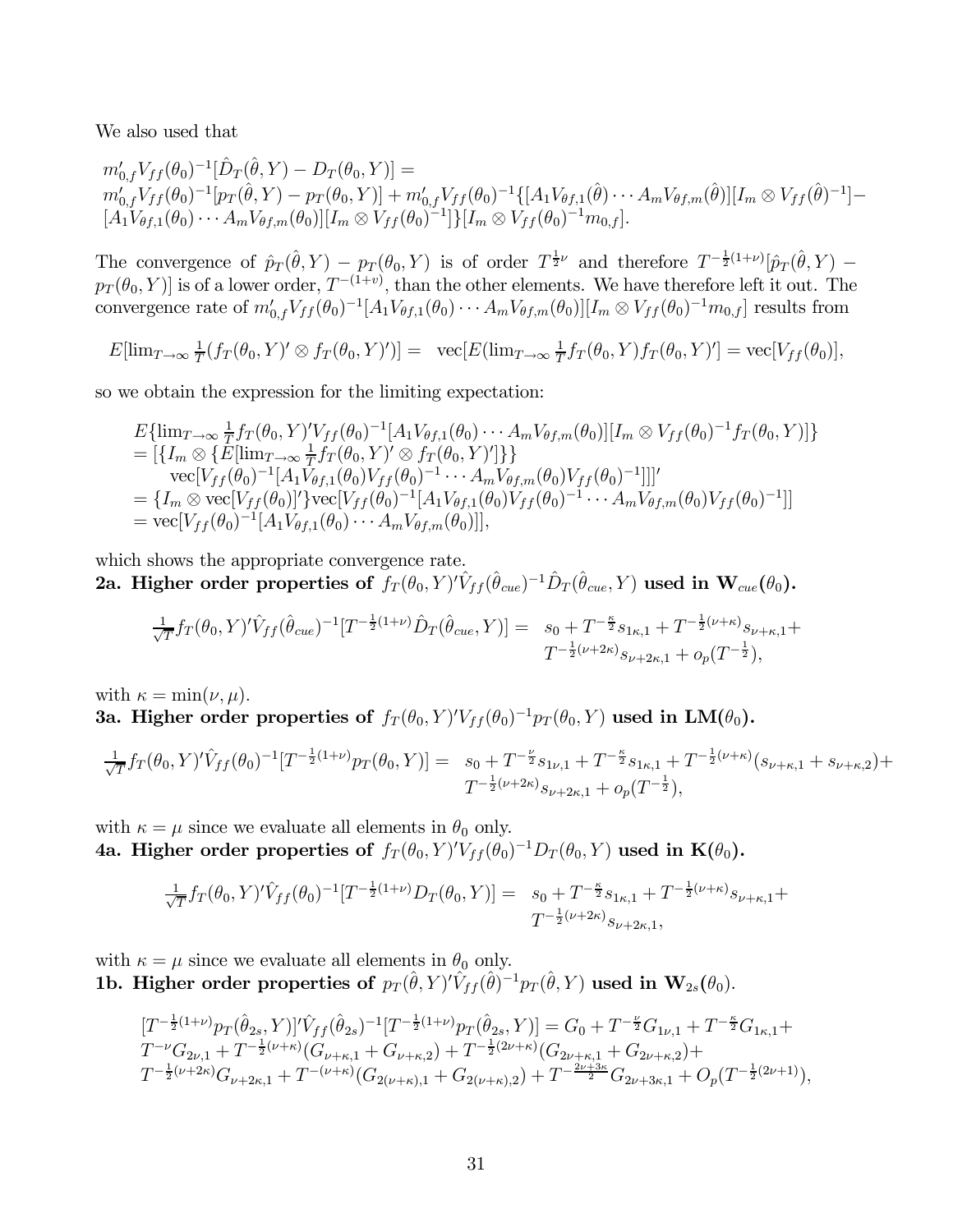We also used that

$$
\begin{array}{l}
m_{0,f}'V_{ff}(\theta_0)^{-1}[\hat{D}_T(\hat{\theta},Y)-D_T(\theta_0,Y)] = \\
m_{0,f}'V_{ff}(\theta_0)^{-1}[p_T(\hat{\theta},Y)-p_T(\theta_0,Y)] + m_{0,f}'V_{ff}(\theta_0)^{-1}\{[A_1V_{\theta f,1}(\hat{\theta})\cdots A_mV_{\theta f,m}(\hat{\theta})][I_m\otimes V_{ff}(\hat{\theta})^{-1}]- \\
[A_1V_{\theta f,1}(\theta_0)\cdots A_mV_{\theta f,m}(\theta_0)][I_m\otimes V_{ff}(\theta_0)^{-1}]\}[I_m\otimes V_{ff}(\theta_0)^{-1}m_{0,f}].
\end{array}
$$

The convergence of $\hat{p}_T(\hat{\theta},Y)-p_T(\theta_0,Y)$ is of order $T^{\frac{1}{2}\nu}$ and therefore $T^{-\frac{1}{2}(1+\nu)}[\hat{p}_T(\hat{\theta},Y)-p_T(\theta_0,Y)]$ is of a lower order, $T^{-(1+v)}$, than the other elements. We have therefore left it out. The convergence rate of $m_{0,f}'V_{ff}(\theta_0)^{-1}[A_1V_{\theta f,1}(\theta_0)\cdots A_mV_{\theta f,m}(\theta_0)][I_m\otimes V_{ff}(\theta_0)^{-1}m_{0,f}]$ results from

$$
E[\lim_{T\to\infty}\tfrac{1}{T}(f_T(\theta_0,Y)'\otimes f_T(\theta_0,Y)')] = \ \text{vec}[E(\lim_{T\to\infty}\tfrac{1}{T}f_T(\theta_0,Y)f_T(\theta_0,Y)'] = \text{vec}[V_{ff}(\theta_0)],
$$

so we obtain the expression for the limiting expectation:

$$
\begin{array}{l}
E\{\lim_{T\to\infty}\frac{1}{T}f_T(\theta_0,Y)'V_{ff}(\theta_0)^{-1}[A_1V_{\theta f,1}(\theta_0)\cdots A_mV_{\theta f,m}(\theta_0)][I_m\otimes V_{ff}(\theta_0)^{-1}f_T(\theta_0,Y)]\} \\
=[\{I_m\otimes\{E[\lim_{T\to\infty}\frac{1}{T}f_T(\theta_0,Y)'\otimes f_T(\theta_0,Y)']\}\} \\
\quad \text{vec}[V_{ff}(\theta_0)^{-1}[A_1V_{\theta f,1}(\theta_0)V_{ff}(\theta_0)^{-1}\cdots A_mV_{\theta f,m}(\theta_0)V_{ff}(\theta_0)^{-1}]]]' \\
=\{I_m\otimes\text{vec}[V_{ff}(\theta_0)]'\}\text{vec}[V_{ff}(\theta_0)^{-1}[A_1V_{\theta f,1}(\theta_0)V_{ff}(\theta_0)^{-1}\cdots A_mV_{\theta f,m}(\theta_0)V_{ff}(\theta_0)^{-1}]] \\
=\text{vec}[V_{ff}(\theta_0)^{-1}[A_1V_{\theta f,1}(\theta_0)\cdots A_mV_{\theta f,m}(\theta_0)]],
\end{array}
$$

which shows the appropriate convergence rate.

**2a. Higher order properties of $f_T(\theta_0,Y)'\hat{V}_{ff}(\hat{\theta}_{cue})^{-1}\hat{D}_T(\hat{\theta}_{cue},Y)$ used in $\mathbf{W}_{cue}(\theta_0)$.**

$$
\begin{array}{rl}
\frac{1}{\sqrt{T}}f_T(\theta_0,Y)'\hat{V}_{ff}(\hat{\theta}_{cue})^{-1}[T^{-\frac{1}{2}(1+\nu)}\hat{D}_T(\hat{\theta}_{cue},Y)] = & s_0+T^{-\frac{\kappa}{2}}s_{1\kappa,1}+T^{-\frac{1}{2}(\nu+\kappa)}s_{\nu+\kappa,1}+ \\
& T^{-\frac{1}{2}(\nu+2\kappa)}s_{\nu+2\kappa,1}+o_p(T^{-\frac{1}{2}}),
\end{array}
$$

with $\kappa=\min(\nu,\mu)$.

**3a. Higher order properties of $f_T(\theta_0,Y)'V_{ff}(\theta_0)^{-1}p_T(\theta_0,Y)$ used in $\mathbf{LM}(\theta_0)$.**

$$
\begin{array}{rl}
\frac{1}{\sqrt{T}}f_T(\theta_0,Y)'\hat{V}_{ff}(\theta_0)^{-1}[T^{-\frac{1}{2}(1+\nu)}p_T(\theta_0,Y)] = & s_0+T^{-\frac{\nu}{2}}s_{1\nu,1}+T^{-\frac{\kappa}{2}}s_{1\kappa,1}+T^{-\frac{1}{2}(\nu+\kappa)}(s_{\nu+\kappa,1}+s_{\nu+\kappa,2})+ \\
& T^{-\frac{1}{2}(\nu+2\kappa)}s_{\nu+2\kappa,1}+o_p(T^{-\frac{1}{2}}),
\end{array}
$$

with $\kappa=\mu$ since we evaluate all elements in $\theta_0$ only.

**4a. Higher order properties of $f_T(\theta_0,Y)'V_{ff}(\theta_0)^{-1}D_T(\theta_0,Y)$ used in $\mathbf{K}(\theta_0)$.**

$$
\begin{array}{rl}
\frac{1}{\sqrt{T}}f_T(\theta_0,Y)'\hat{V}_{ff}(\theta_0)^{-1}[T^{-\frac{1}{2}(1+\nu)}D_T(\theta_0,Y)] = & s_0+T^{-\frac{\kappa}{2}}s_{1\kappa,1}+T^{-\frac{1}{2}(\nu+\kappa)}s_{\nu+\kappa,1}+ \\
& T^{-\frac{1}{2}(\nu+2\kappa)}s_{\nu+2\kappa,1},
\end{array}
$$

with $\kappa=\mu$ since we evaluate all elements in $\theta_0$ only.

**1b. Higher order properties of $p_T(\hat{\theta},Y)'\hat{V}_{ff}(\hat{\theta})^{-1}p_T(\hat{\theta},Y)$ used in $\mathbf{W}_{2s}(\theta_0)$.**

$$
\begin{array}{l}
[T^{-\frac{1}{2}(1+\nu)}p_T(\hat{\theta}_{2s},Y)]'\hat{V}_{ff}(\hat{\theta}_{2s})^{-1}[T^{-\frac{1}{2}(1+\nu)}p_T(\hat{\theta}_{2s},Y)] = G_0+T^{-\frac{\nu}{2}}G_{1\nu,1}+T^{-\frac{\kappa}{2}}G_{1\kappa,1}+ \\
T^{-\nu}G_{2\nu,1}+T^{-\frac{1}{2}(\nu+\kappa)}(G_{\nu+\kappa,1}+G_{\nu+\kappa,2})+T^{-\frac{1}{2}(2\nu+\kappa)}(G_{2\nu+\kappa,1}+G_{2\nu+\kappa,2})+ \\
T^{-\frac{1}{2}(\nu+2\kappa)}G_{\nu+2\kappa,1}+T^{-(\nu+\kappa)}(G_{2(\nu+\kappa),1}+G_{2(\nu+\kappa),2})+T^{-\frac{2\nu+3\kappa}{2}}G_{2\nu+3\kappa,1}+O_p(T^{-\frac{1}{2}(2\nu+1)}),
\end{array}
$$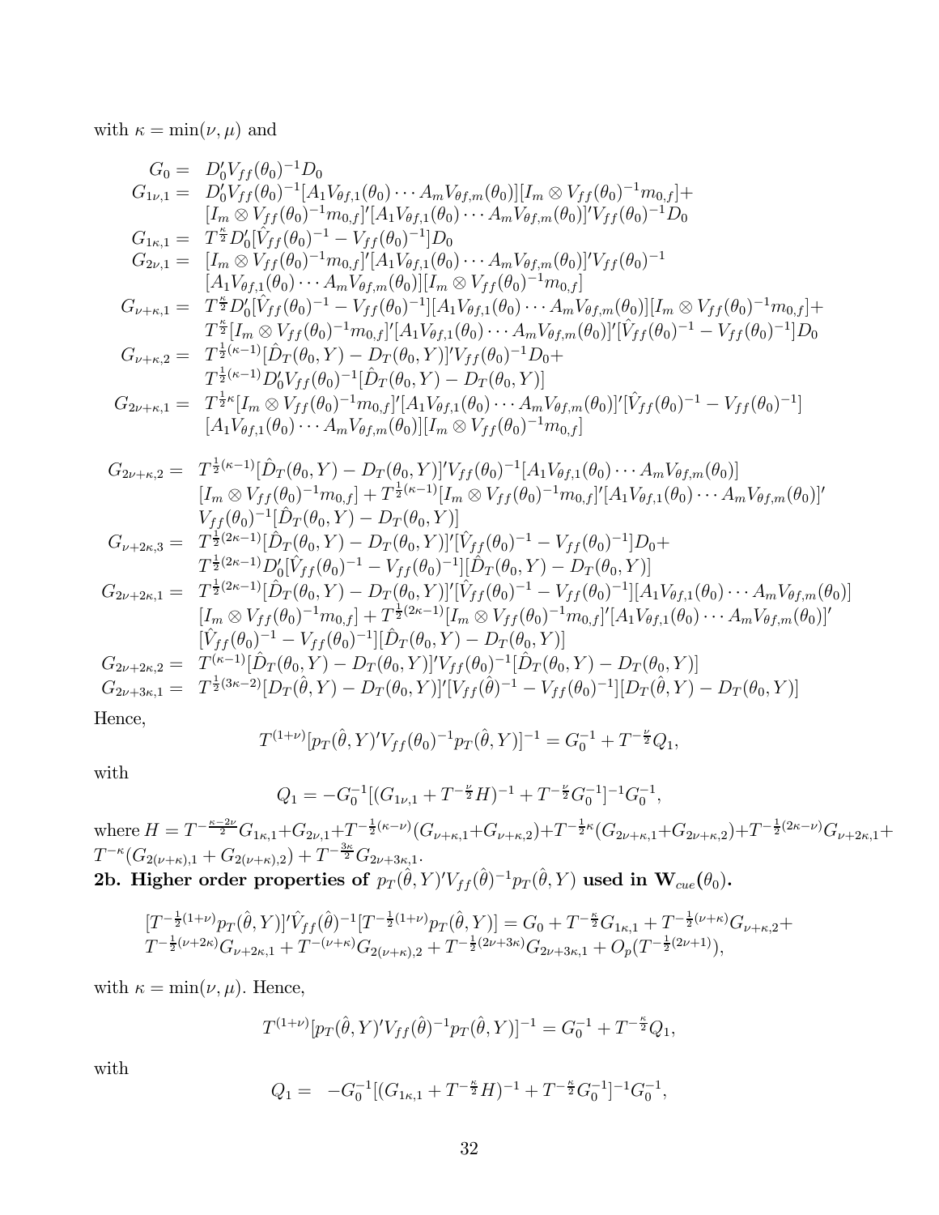with $\kappa = \min(\nu, \mu)$ and

$$
\begin{aligned}
G_0 =\ & D_0' V_{ff}(\theta_0)^{-1} D_0 \\
G_{1\nu,1} =\ & D_0' V_{ff}(\theta_0)^{-1} [A_1 V_{\theta f,1}(\theta_0) \cdots A_m V_{\theta f,m}(\theta_0)][I_m \otimes V_{ff}(\theta_0)^{-1} m_{0,f}] + \\
& [I_m \otimes V_{ff}(\theta_0)^{-1} m_{0,f}]'[A_1 V_{\theta f,1}(\theta_0) \cdots A_m V_{\theta f,m}(\theta_0)]' V_{ff}(\theta_0)^{-1} D_0 \\
G_{1\kappa,1} =\ & T^{\frac{\kappa}{2}} D_0' [\hat{V}_{ff}(\theta_0)^{-1} - V_{ff}(\theta_0)^{-1}] D_0 \\
G_{2\nu,1} =\ & [I_m \otimes V_{ff}(\theta_0)^{-1} m_{0,f}]'[A_1 V_{\theta f,1}(\theta_0) \cdots A_m V_{\theta f,m}(\theta_0)]' V_{ff}(\theta_0)^{-1} \\
& [A_1 V_{\theta f,1}(\theta_0) \cdots A_m V_{\theta f,m}(\theta_0)][I_m \otimes V_{ff}(\theta_0)^{-1} m_{0,f}] \\
G_{\nu+\kappa,1} =\ & T^{\frac{\kappa}{2}} D_0' [\hat{V}_{ff}(\theta_0)^{-1} - V_{ff}(\theta_0)^{-1}][A_1 V_{\theta f,1}(\theta_0) \cdots A_m V_{\theta f,m}(\theta_0)][I_m \otimes V_{ff}(\theta_0)^{-1} m_{0,f}] + \\
& T^{\frac{\kappa}{2}} [I_m \otimes V_{ff}(\theta_0)^{-1} m_{0,f}]'[A_1 V_{\theta f,1}(\theta_0) \cdots A_m V_{\theta f,m}(\theta_0)]' [\hat{V}_{ff}(\theta_0)^{-1} - V_{ff}(\theta_0)^{-1}] D_0 \\
G_{\nu+\kappa,2} =\ & T^{\frac{1}{2}(\kappa-1)} [\hat{D}_T(\theta_0, Y) - D_T(\theta_0, Y)]' V_{ff}(\theta_0)^{-1} D_0 + \\
& T^{\frac{1}{2}(\kappa-1)} D_0' V_{ff}(\theta_0)^{-1} [\hat{D}_T(\theta_0, Y) - D_T(\theta_0, Y)] \\
G_{2\nu+\kappa,1} =\ & T^{\frac{1}{2}\kappa} [I_m \otimes V_{ff}(\theta_0)^{-1} m_{0,f}]'[A_1 V_{\theta f,1}(\theta_0) \cdots A_m V_{\theta f,m}(\theta_0)]' [\hat{V}_{ff}(\theta_0)^{-1} - V_{ff}(\theta_0)^{-1}] \\
& [A_1 V_{\theta f,1}(\theta_0) \cdots A_m V_{\theta f,m}(\theta_0)][I_m \otimes V_{ff}(\theta_0)^{-1} m_{0,f}]
\end{aligned}
$$

$$
\begin{aligned}
G_{2\nu+\kappa,2} =\ & T^{\frac{1}{2}(\kappa-1)} [\hat{D}_T(\theta_0, Y) - D_T(\theta_0, Y)]' V_{ff}(\theta_0)^{-1} [A_1 V_{\theta f,1}(\theta_0) \cdots A_m V_{\theta f,m}(\theta_0)] \\
& [I_m \otimes V_{ff}(\theta_0)^{-1} m_{0,f}] + T^{\frac{1}{2}(\kappa-1)} [I_m \otimes V_{ff}(\theta_0)^{-1} m_{0,f}]'[A_1 V_{\theta f,1}(\theta_0) \cdots A_m V_{\theta f,m}(\theta_0)]' \\
& V_{ff}(\theta_0)^{-1} [\hat{D}_T(\theta_0, Y) - D_T(\theta_0, Y)] \\
G_{\nu+2\kappa,3} =\ & T^{\frac{1}{2}(2\kappa-1)} [\hat{D}_T(\theta_0, Y) - D_T(\theta_0, Y)]' [\hat{V}_{ff}(\theta_0)^{-1} - V_{ff}(\theta_0)^{-1}] D_0 + \\
& T^{\frac{1}{2}(2\kappa-1)} D_0' [\hat{V}_{ff}(\theta_0)^{-1} - V_{ff}(\theta_0)^{-1}][\hat{D}_T(\theta_0, Y) - D_T(\theta_0, Y)] \\
G_{2\nu+2\kappa,1} =\ & T^{\frac{1}{2}(2\kappa-1)} [\hat{D}_T(\theta_0, Y) - D_T(\theta_0, Y)]' [\hat{V}_{ff}(\theta_0)^{-1} - V_{ff}(\theta_0)^{-1}][A_1 V_{\theta f,1}(\theta_0) \cdots A_m V_{\theta f,m}(\theta_0)] \\
& [I_m \otimes V_{ff}(\theta_0)^{-1} m_{0,f}] + T^{\frac{1}{2}(2\kappa-1)} [I_m \otimes V_{ff}(\theta_0)^{-1} m_{0,f}]'[A_1 V_{\theta f,1}(\theta_0) \cdots A_m V_{\theta f,m}(\theta_0)]' \\
& [\hat{V}_{ff}(\theta_0)^{-1} - V_{ff}(\theta_0)^{-1}][\hat{D}_T(\theta_0, Y) - D_T(\theta_0, Y)] \\
G_{2\nu+2\kappa,2} =\ & T^{(\kappa-1)} [\hat{D}_T(\theta_0, Y) - D_T(\theta_0, Y)]' V_{ff}(\theta_0)^{-1} [\hat{D}_T(\theta_0, Y) - D_T(\theta_0, Y)] \\
G_{2\nu+3\kappa,1} =\ & T^{\frac{1}{2}(3\kappa-2)} [D_T(\hat{\theta}, Y) - D_T(\theta_0, Y)]' [V_{ff}(\hat{\theta})^{-1} - V_{ff}(\theta_0)^{-1}][D_T(\hat{\theta}, Y) - D_T(\theta_0, Y)]
\end{aligned}
$$

Hence,

$$
T^{(1+\nu)} [p_T(\hat{\theta}, Y)' V_{ff}(\theta_0)^{-1} p_T(\hat{\theta}, Y)]^{-1} = G_0^{-1} + T^{-\frac{\nu}{2}} Q_1,
$$

with

$$
Q_1 = -G_0^{-1} [(G_{1\nu,1} + T^{-\frac{\nu}{2}} H)^{-1} + T^{-\frac{\nu}{2}} G_0^{-1}]^{-1} G_0^{-1},
$$

where $H = T^{-\frac{\kappa-2\nu}{2}} G_{1\kappa,1} + G_{2\nu,1} + T^{-\frac{1}{2}(\kappa-\nu)} (G_{\nu+\kappa,1} + G_{\nu+\kappa,2}) + T^{-\frac{1}{2}\kappa} (G_{2\nu+\kappa,1} + G_{2\nu+\kappa,2}) + T^{-\frac{1}{2}(2\kappa-\nu)} G_{\nu+2\kappa,1} + T^{-\kappa} (G_{2(\nu+\kappa),1} + G_{2(\nu+\kappa),2}) + T^{-\frac{3\kappa}{2}} G_{2\nu+3\kappa,1}$.

**2b. Higher order properties of $p_T(\hat{\theta}, Y)' V_{ff}(\hat{\theta})^{-1} p_T(\hat{\theta}, Y)$ used in $\mathbf{W}_{cue}(\theta_0)$.**

$$
\begin{aligned}
& [T^{-\frac{1}{2}(1+\nu)} p_T(\hat{\theta}, Y)]' \hat{V}_{ff}(\hat{\theta})^{-1} [T^{-\frac{1}{2}(1+\nu)} p_T(\hat{\theta}, Y)] = G_0 + T^{-\frac{\kappa}{2}} G_{1\kappa,1} + T^{-\frac{1}{2}(\nu+\kappa)} G_{\nu+\kappa,2} + \\
& T^{-\frac{1}{2}(\nu+2\kappa)} G_{\nu+2\kappa,1} + T^{-(\nu+\kappa)} G_{2(\nu+\kappa),2} + T^{-\frac{1}{2}(2\nu+3\kappa)} G_{2\nu+3\kappa,1} + O_p(T^{-\frac{1}{2}(2\nu+1)}),
\end{aligned}
$$

with $\kappa = \min(\nu, \mu)$. Hence,

$$
T^{(1+\nu)} [p_T(\hat{\theta}, Y)' V_{ff}(\hat{\theta})^{-1} p_T(\hat{\theta}, Y)]^{-1} = G_0^{-1} + T^{-\frac{\kappa}{2}} Q_1,
$$

with

$$
Q_1 = -G_0^{-1} [(G_{1\kappa,1} + T^{-\frac{\kappa}{2}} H)^{-1} + T^{-\frac{\kappa}{2}} G_0^{-1}]^{-1} G_0^{-1},
$$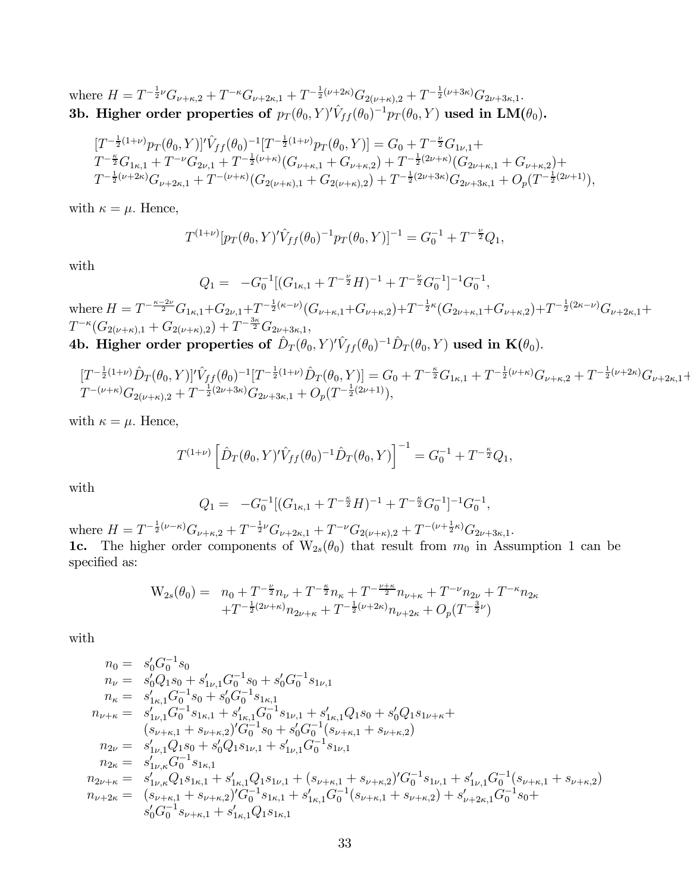where $H = T^{-\frac{1}{2}\nu}G_{\nu+\kappa,2} + T^{-\kappa}G_{\nu+2\kappa,1} + T^{-\frac{1}{2}(\nu+2\kappa)}G_{2(\nu+\kappa),2} + T^{-\frac{1}{2}(\nu+3\kappa)}G_{2\nu+3\kappa,1}$.

**3b. Higher order properties of $p_T(\theta_0, Y)'\hat{V}_{ff}(\theta_0)^{-1}p_T(\theta_0, Y)$ used in LM($\theta_0$).**

$$
\begin{aligned}
&[T^{-\frac{1}{2}(1+\nu)}p_T(\theta_0,Y)]'\hat{V}_{ff}(\theta_0)^{-1}[T^{-\frac{1}{2}(1+\nu)}p_T(\theta_0,Y)] = G_0 + T^{-\frac{\nu}{2}}G_{1\nu,1} + \\
&T^{-\frac{\kappa}{2}}G_{1\kappa,1} + T^{-\nu}G_{2\nu,1} + T^{-\frac{1}{2}(\nu+\kappa)}(G_{\nu+\kappa,1} + G_{\nu+\kappa,2}) + T^{-\frac{1}{2}(2\nu+\kappa)}(G_{2\nu+\kappa,1} + G_{\nu+\kappa,2}) + \\
&T^{-\frac{1}{2}(\nu+2\kappa)}G_{\nu+2\kappa,1} + T^{-(\nu+\kappa)}(G_{2(\nu+\kappa),1} + G_{2(\nu+\kappa),2}) + T^{-\frac{1}{2}(2\nu+3\kappa)}G_{2\nu+3\kappa,1} + O_p(T^{-\frac{1}{2}(2\nu+1)}),
\end{aligned}
$$

with $\kappa = \mu$. Hence,

$$
T^{(1+\nu)}[p_T(\theta_0,Y)'\hat{V}_{ff}(\theta_0)^{-1}p_T(\theta_0,Y)]^{-1} = G_0^{-1} + T^{-\frac{\nu}{2}}Q_1,
$$

with

$$
Q_1 = \; -G_0^{-1}[(G_{1\kappa,1} + T^{-\frac{\nu}{2}}H)^{-1} + T^{-\frac{\nu}{2}}G_0^{-1}]^{-1}G_0^{-1},
$$

where $H = T^{-\frac{\kappa-2\nu}{2}}G_{1\kappa,1} + G_{2\nu,1} + T^{-\frac{1}{2}(\kappa-\nu)}(G_{\nu+\kappa,1} + G_{\nu+\kappa,2}) + T^{-\frac{1}{2}\kappa}(G_{2\nu+\kappa,1} + G_{\nu+\kappa,2}) + T^{-\frac{1}{2}(2\kappa-\nu)}G_{\nu+2\kappa,1} + T^{-\kappa}(G_{2(\nu+\kappa),1} + G_{2(\nu+\kappa),2}) + T^{-\frac{3\kappa}{2}}G_{2\nu+3\kappa,1}$,

**4b. Higher order properties of $\hat{D}_T(\theta_0, Y)'\hat{V}_{ff}(\theta_0)^{-1}\hat{D}_T(\theta_0, Y)$ used in K($\theta_0$).**

$$
\begin{aligned}
&[T^{-\frac{1}{2}(1+\nu)}\hat{D}_T(\theta_0,Y)]'\hat{V}_{ff}(\theta_0)^{-1}[T^{-\frac{1}{2}(1+\nu)}\hat{D}_T(\theta_0,Y)] = G_0 + T^{-\frac{\kappa}{2}}G_{1\kappa,1} + T^{-\frac{1}{2}(\nu+\kappa)}G_{\nu+\kappa,2} + T^{-\frac{1}{2}(\nu+2\kappa)}G_{\nu+2\kappa,1} + \\
&T^{-(\nu+\kappa)}G_{2(\nu+\kappa),2} + T^{-\frac{1}{2}(2\nu+3\kappa)}G_{2\nu+3\kappa,1} + O_p(T^{-\frac{1}{2}(2\nu+1)}),
\end{aligned}
$$

with $\kappa = \mu$. Hence,

$$
T^{(1+\nu)}\left[\hat{D}_T(\theta_0,Y)'\hat{V}_{ff}(\theta_0)^{-1}\hat{D}_T(\theta_0,Y)\right]^{-1} = G_0^{-1} + T^{-\frac{\kappa}{2}}Q_1,
$$

with

$$
Q_1 = \; -G_0^{-1}[(G_{1\kappa,1} + T^{-\frac{\kappa}{2}}H)^{-1} + T^{-\frac{\kappa}{2}}G_0^{-1}]^{-1}G_0^{-1},
$$

where $H = T^{-\frac{1}{2}(\nu-\kappa)}G_{\nu+\kappa,2} + T^{-\frac{1}{2}\nu}G_{\nu+2\kappa,1} + T^{-\nu}G_{2(\nu+\kappa),2} + T^{-(\nu+\frac{1}{2}\kappa)}G_{2\nu+3\kappa,1}$.

**1c.** The higher order components of $\mathrm{W}_{2s}(\theta_0)$ that result from $m_0$ in Assumption 1 can be specified as:

$$
\begin{aligned}
\mathrm{W}_{2s}(\theta_0) = \; & n_0 + T^{-\frac{\nu}{2}}n_\nu + T^{-\frac{\kappa}{2}}n_\kappa + T^{-\frac{\nu+\kappa}{2}}n_{\nu+\kappa} + T^{-\nu}n_{2\nu} + T^{-\kappa}n_{2\kappa} \\
& + T^{-\frac{1}{2}(2\nu+\kappa)}n_{2\nu+\kappa} + T^{-\frac{1}{2}(\nu+2\kappa)}n_{\nu+2\kappa} + O_p(T^{-\frac{3}{2}\nu})
\end{aligned}
$$

with

$$
\begin{aligned}
n_0 =\; & s_0'G_0^{-1}s_0 \\
n_\nu =\; & s_0'Q_1s_0 + s_{1\nu,1}'G_0^{-1}s_0 + s_0'G_0^{-1}s_{1\nu,1} \\
n_\kappa =\; & s_{1\kappa,1}'G_0^{-1}s_0 + s_0'G_0^{-1}s_{1\kappa,1} \\
n_{\nu+\kappa} =\; & s_{1\nu,1}'G_0^{-1}s_{1\kappa,1} + s_{1\kappa,1}'G_0^{-1}s_{1\nu,1} + s_{1\kappa,1}'Q_1s_0 + s_0'Q_1s_{1\nu+\kappa} + \\
& (s_{\nu+\kappa,1} + s_{\nu+\kappa,2})'G_0^{-1}s_0 + s_0'G_0^{-1}(s_{\nu+\kappa,1} + s_{\nu+\kappa,2}) \\
n_{2\nu} =\; & s_{1\nu,1}'Q_1s_0 + s_0'Q_1s_{1\nu,1} + s_{1\nu,1}'G_0^{-1}s_{1\nu,1} \\
n_{2\kappa} =\; & s_{1\nu,\kappa}'G_0^{-1}s_{1\kappa,1} \\
n_{2\nu+\kappa} =\; & s_{1\nu,\kappa}'Q_1s_{1\kappa,1} + s_{1\kappa,1}'Q_1s_{1\nu,1} + (s_{\nu+\kappa,1} + s_{\nu+\kappa,2})'G_0^{-1}s_{1\nu,1} + s_{1\nu,1}'G_0^{-1}(s_{\nu+\kappa,1} + s_{\nu+\kappa,2}) \\
n_{\nu+2\kappa} =\; & (s_{\nu+\kappa,1} + s_{\nu+\kappa,2})'G_0^{-1}s_{1\kappa,1} + s_{1\kappa,1}'G_0^{-1}(s_{\nu+\kappa,1} + s_{\nu+\kappa,2}) + s_{\nu+2\kappa,1}'G_0^{-1}s_0 + \\
& s_0'G_0^{-1}s_{\nu+\kappa,1} + s_{1\kappa,1}'Q_1s_{1\kappa,1}
\end{aligned}
$$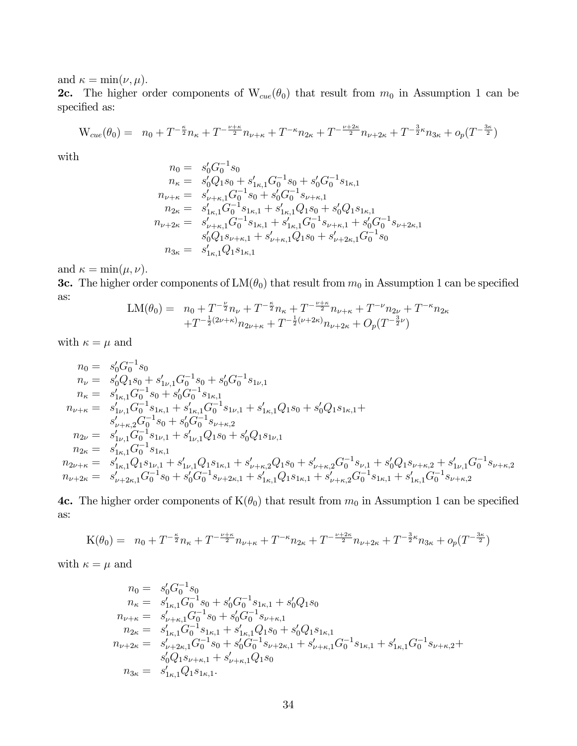and $\kappa = \min(\nu, \mu)$.

**2c.** The higher order components of $\mathrm{W}_{cue}(\theta_0)$ that result from $m_0$ in Assumption 1 can be specified as:

$$\mathrm{W}_{cue}(\theta_0) = \; n_0 + T^{-\frac{\kappa}{2}} n_\kappa + T^{-\frac{\nu+\kappa}{2}} n_{\nu+\kappa} + T^{-\kappa} n_{2\kappa} + T^{-\frac{\nu+2\kappa}{2}} n_{\nu+2\kappa} + T^{-\frac{3}{2}\kappa} n_{3\kappa} + o_p(T^{-\frac{3\kappa}{2}})$$

with

$$\begin{aligned}
n_0 =& \; s_0' G_0^{-1} s_0 \\
n_\kappa =& \; s_0' Q_1 s_0 + s_{1\kappa,1}' G_0^{-1} s_0 + s_0' G_0^{-1} s_{1\kappa,1} \\
n_{\nu+\kappa} =& \; s_{\nu+\kappa,1}' G_0^{-1} s_0 + s_0' G_0^{-1} s_{\nu+\kappa,1} \\
n_{2\kappa} =& \; s_{1\kappa,1}' G_0^{-1} s_{1\kappa,1} + s_{1\kappa,1}' Q_1 s_0 + s_0' Q_1 s_{1\kappa,1} \\
n_{\nu+2\kappa} =& \; s_{\nu+\kappa,1}' G_0^{-1} s_{1\kappa,1} + s_{1\kappa,1}' G_0^{-1} s_{\nu+\kappa,1} + s_0' G_0^{-1} s_{\nu+2\kappa,1} \\
& \; s_0' Q_1 s_{\nu+\kappa,1} + s_{\nu+\kappa,1}' Q_1 s_0 + s_{\nu+2\kappa,1}' G_0^{-1} s_0 \\
n_{3\kappa} =& \; s_{1\kappa,1}' Q_1 s_{1\kappa,1}
\end{aligned}$$

and $\kappa = \min(\mu, \nu)$.

**3c.** The higher order components of $\mathrm{LM}(\theta_0)$ that result from $m_0$ in Assumption 1 can be specified as:

$$\begin{aligned}
\mathrm{LM}(\theta_0) = & \; n_0 + T^{-\frac{\nu}{2}} n_\nu + T^{-\frac{\kappa}{2}} n_\kappa + T^{-\frac{\nu+\kappa}{2}} n_{\nu+\kappa} + T^{-\nu} n_{2\nu} + T^{-\kappa} n_{2\kappa} \\
& + T^{-\frac{1}{2}(2\nu+\kappa)} n_{2\nu+\kappa} + T^{-\frac{1}{2}(\nu+2\kappa)} n_{\nu+2\kappa} + O_p(T^{-\frac{3}{2}\nu})
\end{aligned}$$

with $\kappa = \mu$ and

$$\begin{aligned}
n_0 =& \; s_0' G_0^{-1} s_0 \\
n_\nu =& \; s_0' Q_1 s_0 + s_{1\nu,1}' G_0^{-1} s_0 + s_0' G_0^{-1} s_{1\nu,1} \\
n_\kappa =& \; s_{1\kappa,1}' G_0^{-1} s_0 + s_0' G_0^{-1} s_{1\kappa,1} \\
n_{\nu+\kappa} =& \; s_{1\nu,1}' G_0^{-1} s_{1\kappa,1} + s_{1\kappa,1}' G_0^{-1} s_{1\nu,1} + s_{1\kappa,1}' Q_1 s_0 + s_0' Q_1 s_{1\kappa,1} + \\
& \; s_{\nu+\kappa,2}' G_0^{-1} s_0 + s_0' G_0^{-1} s_{\nu+\kappa,2} \\
n_{2\nu} =& \; s_{1\nu,1}' G_0^{-1} s_{1\nu,1} + s_{1\nu,1}' Q_1 s_0 + s_0' Q_1 s_{1\nu,1} \\
n_{2\kappa} =& \; s_{1\kappa,1}' G_0^{-1} s_{1\kappa,1} \\
n_{2\nu+\kappa} =& \; s_{1\kappa,1}' Q_1 s_{1\nu,1} + s_{1\nu,1}' Q_1 s_{1\kappa,1} + s_{\nu+\kappa,2}' Q_1 s_0 + s_{\nu+\kappa,2}' G_0^{-1} s_{\nu,1} + s_0' Q_1 s_{\nu+\kappa,2} + s_{1\nu,1}' G_0^{-1} s_{\nu+\kappa,2} \\
n_{\nu+2\kappa} =& \; s_{\nu+2\kappa,1}' G_0^{-1} s_0 + s_0' G_0^{-1} s_{\nu+2\kappa,1} + s_{1\kappa,1}' Q_1 s_{1\kappa,1} + s_{\nu+\kappa,2}' G_0^{-1} s_{1\kappa,1} + s_{1\kappa,1}' G_0^{-1} s_{\nu+\kappa,2}
\end{aligned}$$

**4c.** The higher order components of $\mathrm{K}(\theta_0)$ that result from $m_0$ in Assumption 1 can be specified as:

$$\mathrm{K}(\theta_0) = \; n_0 + T^{-\frac{\kappa}{2}} n_\kappa + T^{-\frac{\nu+\kappa}{2}} n_{\nu+\kappa} + T^{-\kappa} n_{2\kappa} + T^{-\frac{\nu+2\kappa}{2}} n_{\nu+2\kappa} + T^{-\frac{3}{2}\kappa} n_{3\kappa} + o_p(T^{-\frac{3\kappa}{2}})$$

with $\kappa = \mu$ and

$$\begin{aligned}
n_0 =& \; s_0' G_0^{-1} s_0 \\
n_\kappa =& \; s_{1\kappa,1}' G_0^{-1} s_0 + s_0' G_0^{-1} s_{1\kappa,1} + s_0' Q_1 s_0 \\
n_{\nu+\kappa} =& \; s_{\nu+\kappa,1}' G_0^{-1} s_0 + s_0' G_0^{-1} s_{\nu+\kappa,1} \\
n_{2\kappa} =& \; s_{1\kappa,1}' G_0^{-1} s_{1\kappa,1} + s_{1\kappa,1}' Q_1 s_0 + s_0' Q_1 s_{1\kappa,1} \\
n_{\nu+2\kappa} =& \; s_{\nu+2\kappa,1}' G_0^{-1} s_0 + s_0' G_0^{-1} s_{\nu+2\kappa,1} + s_{\nu+\kappa,1}' G_0^{-1} s_{1\kappa,1} + s_{1\kappa,1}' G_0^{-1} s_{\nu+\kappa,2} + \\
& \; s_0' Q_1 s_{\nu+\kappa,1} + s_{\nu+\kappa,1}' Q_1 s_0 \\
n_{3\kappa} =& \; s_{1\kappa,1}' Q_1 s_{1\kappa,1}.
\end{aligned}$$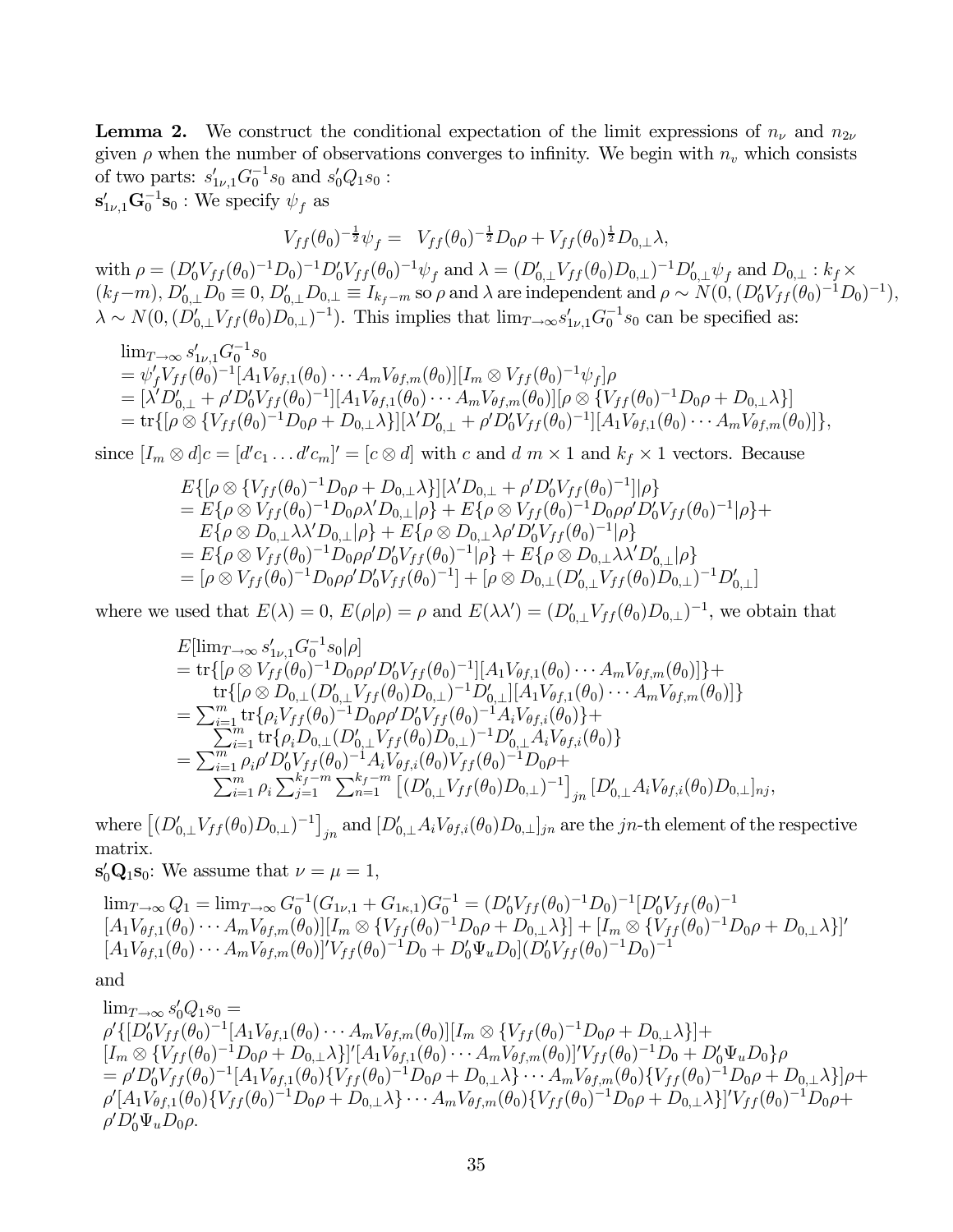**Lemma 2.** We construct the conditional expectation of the limit expressions of $n_\nu$ and $n_{2\nu}$ given $\rho$ when the number of observations converges to infinity. We begin with $n_v$ which consists of two parts: $s'_{1\nu,1}G_0^{-1}s_0$ and $s'_0Q_1s_0$ :

$\mathbf{s}'_{1\nu,1}\mathbf{G}_0^{-1}\mathbf{s}_0$ : We specify $\psi_f$ as

$$V_{ff}(\theta_0)^{-\frac{1}{2}}\psi_f = V_{ff}(\theta_0)^{-\frac{1}{2}}D_0\rho + V_{ff}(\theta_0)^{\frac{1}{2}}D_{0,\perp}\lambda,$$

with $\rho = (D'_0V_{ff}(\theta_0)^{-1}D_0)^{-1}D'_0V_{ff}(\theta_0)^{-1}\psi_f$ and $\lambda = (D'_{0,\perp}V_{ff}(\theta_0)D_{0,\perp})^{-1}D'_{0,\perp}\psi_f$ and $D_{0,\perp} : k_f \times (k_f - m)$, $D'_{0,\perp}D_0 \equiv 0$, $D'_{0,\perp}D_{0,\perp} \equiv I_{k_f-m}$ so $\rho$ and $\lambda$ are independent and $\rho \sim N(0, (D'_0V_{ff}(\theta_0)^{-1}D_0)^{-1})$, $\lambda \sim N(0, (D'_{0,\perp}V_{ff}(\theta_0)D_{0,\perp})^{-1})$. This implies that $\lim_{T\to\infty} s'_{1\nu,1}G_0^{-1}s_0$ can be specified as:

$$\begin{aligned}
&\lim_{T\to\infty} s'_{1\nu,1}G_0^{-1}s_0 \\
&= \psi'_fV_{ff}(\theta_0)^{-1}[A_1V_{\theta f,1}(\theta_0)\cdots A_mV_{\theta f,m}(\theta_0)][I_m \otimes V_{ff}(\theta_0)^{-1}\psi_f]\rho \\
&= [\lambda'D'_{0,\perp} + \rho'D'_0V_{ff}(\theta_0)^{-1}][A_1V_{\theta f,1}(\theta_0)\cdots A_mV_{\theta f,m}(\theta_0)][\rho \otimes \{V_{ff}(\theta_0)^{-1}D_0\rho + D_{0,\perp}\lambda\}] \\
&= \mathrm{tr}\{[\rho \otimes \{V_{ff}(\theta_0)^{-1}D_0\rho + D_{0,\perp}\lambda\}][\lambda'D'_{0,\perp} + \rho'D'_0V_{ff}(\theta_0)^{-1}][A_1V_{\theta f,1}(\theta_0)\cdots A_mV_{\theta f,m}(\theta_0)]\},
\end{aligned}$$

since $[I_m \otimes d]c = [d'c_1 \ldots d'c_m]' = [c \otimes d]$ with $c$ and $d$ $m \times 1$ and $k_f \times 1$ vectors. Because

$$\begin{aligned}
&E\{[\rho \otimes \{V_{ff}(\theta_0)^{-1}D_0\rho + D_{0,\perp}\lambda\}][\lambda'D_{0,\perp} + \rho'D'_0V_{ff}(\theta_0)^{-1}]|\rho\} \\
&= E\{\rho \otimes V_{ff}(\theta_0)^{-1}D_0\rho\lambda'D_{0,\perp}|\rho\} + E\{\rho \otimes V_{ff}(\theta_0)^{-1}D_0\rho\rho'D'_0V_{ff}(\theta_0)^{-1}|\rho\} + \\
&\quad E\{\rho \otimes D_{0,\perp}\lambda\lambda'D_{0,\perp}|\rho\} + E\{\rho \otimes D_{0,\perp}\lambda\rho'D'_0V_{ff}(\theta_0)^{-1}|\rho\} \\
&= E\{\rho \otimes V_{ff}(\theta_0)^{-1}D_0\rho\rho'D'_0V_{ff}(\theta_0)^{-1}|\rho\} + E\{\rho \otimes D_{0,\perp}\lambda\lambda'D'_{0,\perp}|\rho\} \\
&= [\rho \otimes V_{ff}(\theta_0)^{-1}D_0\rho\rho'D'_0V_{ff}(\theta_0)^{-1}] + [\rho \otimes D_{0,\perp}(D'_{0,\perp}V_{ff}(\theta_0)D_{0,\perp})^{-1}D'_{0,\perp}]
\end{aligned}$$

where we used that $E(\lambda) = 0$, $E(\rho|\rho) = \rho$ and $E(\lambda\lambda') = (D'_{0,\perp}V_{ff}(\theta_0)D_{0,\perp})^{-1}$, we obtain that

$$\begin{aligned}
&E[\lim_{T\to\infty} s'_{1\nu,1}G_0^{-1}s_0|\rho] \\
&= \mathrm{tr}\{[\rho \otimes V_{ff}(\theta_0)^{-1}D_0\rho\rho'D'_0V_{ff}(\theta_0)^{-1}][A_1V_{\theta f,1}(\theta_0)\cdots A_mV_{\theta f,m}(\theta_0)]\} + \\
&\quad \mathrm{tr}\{[\rho \otimes D_{0,\perp}(D'_{0,\perp}V_{ff}(\theta_0)D_{0,\perp})^{-1}D'_{0,\perp}][A_1V_{\theta f,1}(\theta_0)\cdots A_mV_{\theta f,m}(\theta_0)]\} \\
&= \textstyle\sum_{i=1}^m \mathrm{tr}\{\rho_iV_{ff}(\theta_0)^{-1}D_0\rho\rho'D'_0V_{ff}(\theta_0)^{-1}A_iV_{\theta f,i}(\theta_0)\} + \\
&\quad \textstyle\sum_{i=1}^m \mathrm{tr}\{\rho_iD_{0,\perp}(D'_{0,\perp}V_{ff}(\theta_0)D_{0,\perp})^{-1}D'_{0,\perp}A_iV_{\theta f,i}(\theta_0)\} \\
&= \textstyle\sum_{i=1}^m \rho_i\rho'D'_0V_{ff}(\theta_0)^{-1}A_iV_{\theta f,i}(\theta_0)V_{ff}(\theta_0)^{-1}D_0\rho + \\
&\quad \textstyle\sum_{i=1}^m \rho_i\sum_{j=1}^{k_f-m}\sum_{n=1}^{k_f-m}\left[(D'_{0,\perp}V_{ff}(\theta_0)D_{0,\perp})^{-1}\right]_{jn}[D'_{0,\perp}A_iV_{\theta f,i}(\theta_0)D_{0,\perp}]_{nj},
\end{aligned}$$

where $\left[(D'_{0,\perp}V_{ff}(\theta_0)D_{0,\perp})^{-1}\right]_{jn}$ and $[D'_{0,\perp}A_iV_{\theta f,i}(\theta_0)D_{0,\perp}]_{jn}$ are the $jn$-th element of the respective matrix.

$\mathbf{s}'_0\mathbf{Q}_1\mathbf{s}_0$: We assume that $\nu = \mu = 1$,

$$\begin{aligned}
&\lim_{T\to\infty} Q_1 = \lim_{T\to\infty} G_0^{-1}(G_{1\nu,1} + G_{1\kappa,1})G_0^{-1} = (D'_0V_{ff}(\theta_0)^{-1}D_0)^{-1}[D'_0V_{ff}(\theta_0)^{-1} \\
&[A_1V_{\theta f,1}(\theta_0)\cdots A_mV_{\theta f,m}(\theta_0)][I_m \otimes \{V_{ff}(\theta_0)^{-1}D_0\rho + D_{0,\perp}\lambda\}] + [I_m \otimes \{V_{ff}(\theta_0)^{-1}D_0\rho + D_{0,\perp}\lambda\}]' \\
&[A_1V_{\theta f,1}(\theta_0)\cdots A_mV_{\theta f,m}(\theta_0)]'V_{ff}(\theta_0)^{-1}D_0 + D'_0\Psi_uD_0](D'_0V_{ff}(\theta_0)^{-1}D_0)^{-1}
\end{aligned}$$

and

$$\begin{aligned}
&\lim_{T\to\infty} s'_0Q_1s_0 = \\
&\rho'\{[D'_0V_{ff}(\theta_0)^{-1}[A_1V_{\theta f,1}(\theta_0)\cdots A_mV_{\theta f,m}(\theta_0)][I_m \otimes \{V_{ff}(\theta_0)^{-1}D_0\rho + D_{0,\perp}\lambda\}] + \\
&[I_m \otimes \{V_{ff}(\theta_0)^{-1}D_0\rho + D_{0,\perp}\lambda\}]'[A_1V_{\theta f,1}(\theta_0)\cdots A_mV_{\theta f,m}(\theta_0)]'V_{ff}(\theta_0)^{-1}D_0 + D'_0\Psi_uD_0\}\rho \\
&= \rho'D'_0V_{ff}(\theta_0)^{-1}[A_1V_{\theta f,1}(\theta_0)\{V_{ff}(\theta_0)^{-1}D_0\rho + D_{0,\perp}\lambda\}\cdots A_mV_{\theta f,m}(\theta_0)\{V_{ff}(\theta_0)^{-1}D_0\rho + D_{0,\perp}\lambda\}]\rho + \\
&\rho'[A_1V_{\theta f,1}(\theta_0)\{V_{ff}(\theta_0)^{-1}D_0\rho + D_{0,\perp}\lambda\}\cdots A_mV_{\theta f,m}(\theta_0)\{V_{ff}(\theta_0)^{-1}D_0\rho + D_{0,\perp}\lambda\}]'V_{ff}(\theta_0)^{-1}D_0\rho + \\
&\rho'D'_0\Psi_uD_0\rho.
\end{aligned}$$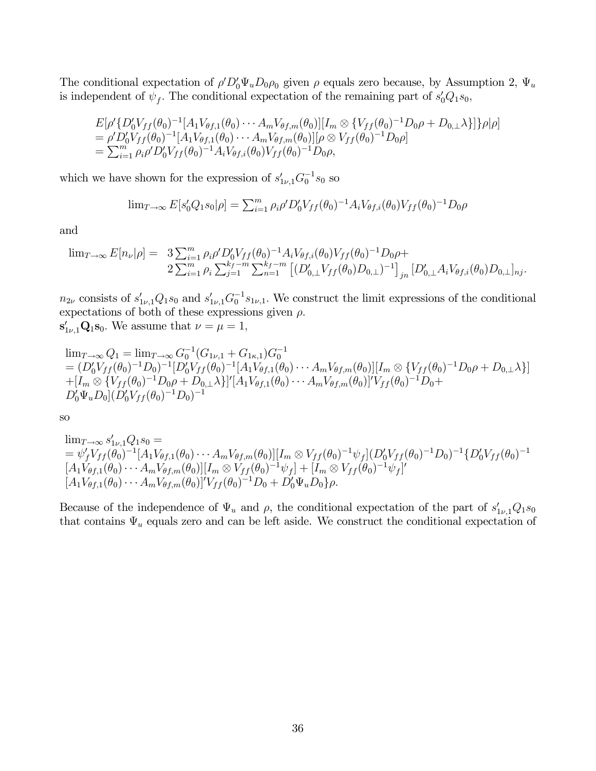The conditional expectation of $\rho' D_0' \Psi_u D_0 \rho_0$ given $\rho$ equals zero because, by Assumption 2, $\Psi_u$ is independent of $\psi_f$. The conditional expectation of the remaining part of $s_0' Q_1 s_0$,

$$
\begin{aligned}
&E[\rho'\{D_0' V_{ff}(\theta_0)^{-1}[A_1 V_{\theta f,1}(\theta_0) \cdots A_m V_{\theta f,m}(\theta_0)][I_m \otimes \{V_{ff}(\theta_0)^{-1} D_0 \rho + D_{0,\perp}\lambda\}]\}\rho|\rho] \\
&= \rho' D_0' V_{ff}(\theta_0)^{-1}[A_1 V_{\theta f,1}(\theta_0) \cdots A_m V_{\theta f,m}(\theta_0)][\rho \otimes V_{ff}(\theta_0)^{-1} D_0 \rho] \\
&= \textstyle\sum_{i=1}^m \rho_i \rho' D_0' V_{ff}(\theta_0)^{-1} A_i V_{\theta f,i}(\theta_0) V_{ff}(\theta_0)^{-1} D_0 \rho,
\end{aligned}
$$

which we have shown for the expression of $s_{1\nu,1}' G_0^{-1} s_0$ so

$$
\lim\nolimits_{T\to\infty} E[s_0' Q_1 s_0|\rho] = \textstyle\sum_{i=1}^m \rho_i \rho' D_0' V_{ff}(\theta_0)^{-1} A_i V_{\theta f,i}(\theta_0) V_{ff}(\theta_0)^{-1} D_0 \rho
$$

and

$$
\begin{aligned}
\lim\nolimits_{T\to\infty} E[n_\nu|\rho] = \; & 3\textstyle\sum_{i=1}^m \rho_i \rho' D_0' V_{ff}(\theta_0)^{-1} A_i V_{\theta f,i}(\theta_0) V_{ff}(\theta_0)^{-1} D_0 \rho + \\
& 2\textstyle\sum_{i=1}^m \rho_i \sum_{j=1}^{k_f-m} \sum_{n=1}^{k_f-m} \left[(D_{0,\perp}' V_{ff}(\theta_0) D_{0,\perp})^{-1}\right]_{jn} [D_{0,\perp}' A_i V_{\theta f,i}(\theta_0) D_{0,\perp}]_{nj}.
\end{aligned}
$$

$n_{2\nu}$ consists of $s_{1\nu,1}' Q_1 s_0$ and $s_{1\nu,1}' G_0^{-1} s_{1\nu,1}$. We construct the limit expressions of the conditional expectations of both of these expressions given $\rho$.

$\mathbf{s}_{1\nu,1}' \mathbf{Q}_1 \mathbf{s}_0$. We assume that $\nu = \mu = 1$,

$$
\begin{aligned}
&\lim\nolimits_{T\to\infty} Q_1 = \lim\nolimits_{T\to\infty} G_0^{-1}(G_{1\nu,1} + G_{1\kappa,1}) G_0^{-1} \\
&= (D_0' V_{ff}(\theta_0)^{-1} D_0)^{-1}[D_0' V_{ff}(\theta_0)^{-1}[A_1 V_{\theta f,1}(\theta_0) \cdots A_m V_{\theta f,m}(\theta_0)][I_m \otimes \{V_{ff}(\theta_0)^{-1} D_0 \rho + D_{0,\perp}\lambda\}] \\
&+[I_m \otimes \{V_{ff}(\theta_0)^{-1} D_0 \rho + D_{0,\perp}\lambda\}]'[A_1 V_{\theta f,1}(\theta_0) \cdots A_m V_{\theta f,m}(\theta_0)]' V_{ff}(\theta_0)^{-1} D_0 + \\
&D_0' \Psi_u D_0](D_0' V_{ff}(\theta_0)^{-1} D_0)^{-1}
\end{aligned}
$$

so

$$
\begin{aligned}
&\lim\nolimits_{T\to\infty} s_{1\nu,1}' Q_1 s_0 = \\
&= \psi_f' V_{ff}(\theta_0)^{-1}[A_1 V_{\theta f,1}(\theta_0) \cdots A_m V_{\theta f,m}(\theta_0)][I_m \otimes V_{ff}(\theta_0)^{-1}\psi_f](D_0' V_{ff}(\theta_0)^{-1} D_0)^{-1}\{D_0' V_{ff}(\theta_0)^{-1} \\
&[A_1 V_{\theta f,1}(\theta_0) \cdots A_m V_{\theta f,m}(\theta_0)][I_m \otimes V_{ff}(\theta_0)^{-1}\psi_f] + [I_m \otimes V_{ff}(\theta_0)^{-1}\psi_f]' \\
&[A_1 V_{\theta f,1}(\theta_0) \cdots A_m V_{\theta f,m}(\theta_0)]' V_{ff}(\theta_0)^{-1} D_0 + D_0' \Psi_u D_0\}\rho.
\end{aligned}
$$

Because of the independence of $\Psi_u$ and $\rho$, the conditional expectation of the part of $s_{1\nu,1}' Q_1 s_0$ that contains $\Psi_u$ equals zero and can be left aside. We construct the conditional expectation of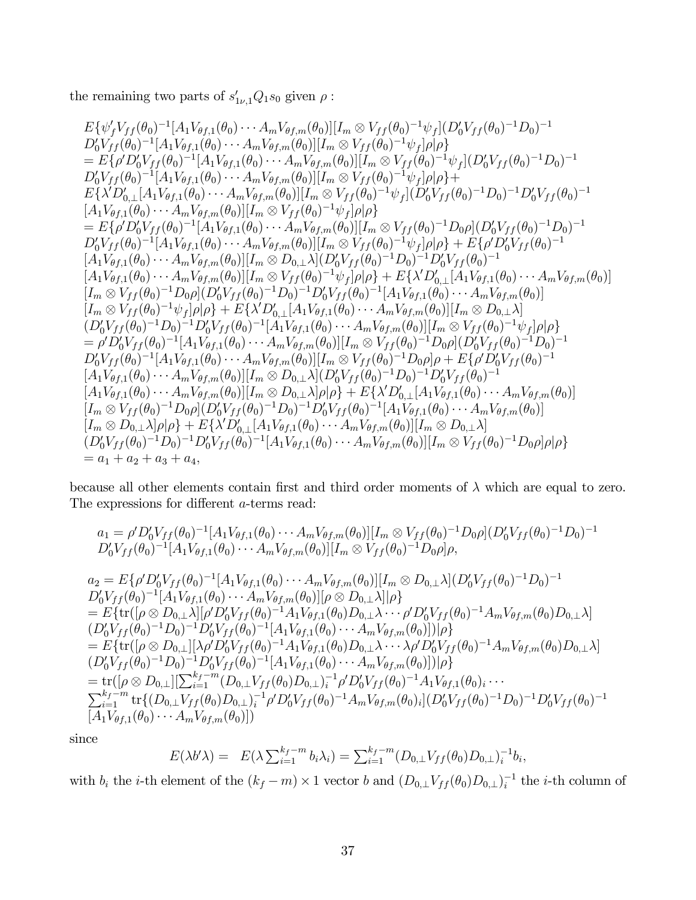the remaining two parts of $s_{1\nu,1}' Q_1 s_0$ given $\rho$ :

$$
\begin{aligned}
&E\{\psi_f' V_{ff}(\theta_0)^{-1}[A_1 V_{\theta f,1}(\theta_0) \cdots A_m V_{\theta f,m}(\theta_0)][I_m \otimes V_{ff}(\theta_0)^{-1}\psi_f](D_0' V_{ff}(\theta_0)^{-1} D_0)^{-1} \\
&D_0' V_{ff}(\theta_0)^{-1}[A_1 V_{\theta f,1}(\theta_0) \cdots A_m V_{\theta f,m}(\theta_0)][I_m \otimes V_{ff}(\theta_0)^{-1}\psi_f]\rho|\rho\} \\
&= E\{\rho' D_0' V_{ff}(\theta_0)^{-1}[A_1 V_{\theta f,1}(\theta_0) \cdots A_m V_{\theta f,m}(\theta_0)][I_m \otimes V_{ff}(\theta_0)^{-1}\psi_f](D_0' V_{ff}(\theta_0)^{-1} D_0)^{-1} \\
&D_0' V_{ff}(\theta_0)^{-1}[A_1 V_{\theta f,1}(\theta_0) \cdots A_m V_{\theta f,m}(\theta_0)][I_m \otimes V_{ff}(\theta_0)^{-1}\psi_f]\rho|\rho\} + \\
&E\{\lambda' D_{0,\perp}'[A_1 V_{\theta f,1}(\theta_0) \cdots A_m V_{\theta f,m}(\theta_0)][I_m \otimes V_{ff}(\theta_0)^{-1}\psi_f](D_0' V_{ff}(\theta_0)^{-1} D_0)^{-1} D_0' V_{ff}(\theta_0)^{-1} \\
&[A_1 V_{\theta f,1}(\theta_0) \cdots A_m V_{\theta f,m}(\theta_0)][I_m \otimes V_{ff}(\theta_0)^{-1}\psi_f]\rho|\rho\} \\
&= E\{\rho' D_0' V_{ff}(\theta_0)^{-1}[A_1 V_{\theta f,1}(\theta_0) \cdots A_m V_{\theta f,m}(\theta_0)][I_m \otimes V_{ff}(\theta_0)^{-1} D_0 \rho](D_0' V_{ff}(\theta_0)^{-1} D_0)^{-1} \\
&D_0' V_{ff}(\theta_0)^{-1}[A_1 V_{\theta f,1}(\theta_0) \cdots A_m V_{\theta f,m}(\theta_0)][I_m \otimes V_{ff}(\theta_0)^{-1}\psi_f]\rho|\rho\} + E\{\rho' D_0' V_{ff}(\theta_0)^{-1} \\
&[A_1 V_{\theta f,1}(\theta_0) \cdots A_m V_{\theta f,m}(\theta_0)][I_m \otimes D_{0,\perp}\lambda](D_0' V_{ff}(\theta_0)^{-1} D_0)^{-1} D_0' V_{ff}(\theta_0)^{-1} \\
&[A_1 V_{\theta f,1}(\theta_0) \cdots A_m V_{\theta f,m}(\theta_0)][I_m \otimes V_{ff}(\theta_0)^{-1}\psi_f]\rho|\rho\} + E\{\lambda' D_{0,\perp}'[A_1 V_{\theta f,1}(\theta_0) \cdots A_m V_{\theta f,m}(\theta_0)] \\
&[I_m \otimes V_{ff}(\theta_0)^{-1} D_0 \rho](D_0' V_{ff}(\theta_0)^{-1} D_0)^{-1} D_0' V_{ff}(\theta_0)^{-1}[A_1 V_{\theta f,1}(\theta_0) \cdots A_m V_{\theta f,m}(\theta_0)] \\
&[I_m \otimes V_{ff}(\theta_0)^{-1}\psi_f]\rho|\rho\} + E\{\lambda' D_{0,\perp}'[A_1 V_{\theta f,1}(\theta_0) \cdots A_m V_{\theta f,m}(\theta_0)][I_m \otimes D_{0,\perp}\lambda] \\
&(D_0' V_{ff}(\theta_0)^{-1} D_0)^{-1} D_0' V_{ff}(\theta_0)^{-1}[A_1 V_{\theta f,1}(\theta_0) \cdots A_m V_{\theta f,m}(\theta_0)][I_m \otimes V_{ff}(\theta_0)^{-1}\psi_f]\rho|\rho\} \\
&= \rho' D_0' V_{ff}(\theta_0)^{-1}[A_1 V_{\theta f,1}(\theta_0) \cdots A_m V_{\theta f,m}(\theta_0)][I_m \otimes V_{ff}(\theta_0)^{-1} D_0 \rho](D_0' V_{ff}(\theta_0)^{-1} D_0)^{-1} \\
&D_0' V_{ff}(\theta_0)^{-1}[A_1 V_{\theta f,1}(\theta_0) \cdots A_m V_{\theta f,m}(\theta_0)][I_m \otimes V_{ff}(\theta_0)^{-1} D_0 \rho]\rho + E\{\rho' D_0' V_{ff}(\theta_0)^{-1} \\
&[A_1 V_{\theta f,1}(\theta_0) \cdots A_m V_{\theta f,m}(\theta_0)][I_m \otimes D_{0,\perp}\lambda](D_0' V_{ff}(\theta_0)^{-1} D_0)^{-1} D_0' V_{ff}(\theta_0)^{-1} \\
&[A_1 V_{\theta f,1}(\theta_0) \cdots A_m V_{\theta f,m}(\theta_0)][I_m \otimes D_{0,\perp}\lambda]\rho|\rho\} + E\{\lambda' D_{0,\perp}'[A_1 V_{\theta f,1}(\theta_0) \cdots A_m V_{\theta f,m}(\theta_0)] \\
&[I_m \otimes V_{ff}(\theta_0)^{-1} D_0 \rho](D_0' V_{ff}(\theta_0)^{-1} D_0)^{-1} D_0' V_{ff}(\theta_0)^{-1}[A_1 V_{\theta f,1}(\theta_0) \cdots A_m V_{\theta f,m}(\theta_0)] \\
&[I_m \otimes D_{0,\perp}\lambda]\rho|\rho\} + E\{\lambda' D_{0,\perp}'[A_1 V_{\theta f,1}(\theta_0) \cdots A_m V_{\theta f,m}(\theta_0)][I_m \otimes D_{0,\perp}\lambda] \\
&(D_0' V_{ff}(\theta_0)^{-1} D_0)^{-1} D_0' V_{ff}(\theta_0)^{-1}[A_1 V_{\theta f,1}(\theta_0) \cdots A_m V_{\theta f,m}(\theta_0)][I_m \otimes V_{ff}(\theta_0)^{-1} D_0 \rho]\rho|\rho\} \\
&= a_1 + a_2 + a_3 + a_4,
\end{aligned}
$$

because all other elements contain first and third order moments of $\lambda$ which are equal to zero. The expressions for different $a$-terms read:

$$
\begin{aligned}
a_1 &= \rho' D_0' V_{ff}(\theta_0)^{-1}[A_1 V_{\theta f,1}(\theta_0) \cdots A_m V_{\theta f,m}(\theta_0)][I_m \otimes V_{ff}(\theta_0)^{-1} D_0 \rho](D_0' V_{ff}(\theta_0)^{-1} D_0)^{-1} \\
&D_0' V_{ff}(\theta_0)^{-1}[A_1 V_{\theta f,1}(\theta_0) \cdots A_m V_{\theta f,m}(\theta_0)][I_m \otimes V_{ff}(\theta_0)^{-1} D_0 \rho]\rho,
\end{aligned}
$$

$$
\begin{aligned}
a_2 &= E\{\rho' D_0' V_{ff}(\theta_0)^{-1}[A_1 V_{\theta f,1}(\theta_0) \cdots A_m V_{\theta f,m}(\theta_0)][I_m \otimes D_{0,\perp}\lambda](D_0' V_{ff}(\theta_0)^{-1} D_0)^{-1} \\
&D_0' V_{ff}(\theta_0)^{-1}[A_1 V_{\theta f,1}(\theta_0) \cdots A_m V_{\theta f,m}(\theta_0)][\rho \otimes D_{0,\perp}\lambda]|\rho\} \\
&= E\{\mathrm{tr}([\rho \otimes D_{0,\perp}\lambda][\rho' D_0' V_{ff}(\theta_0)^{-1} A_1 V_{\theta f,1}(\theta_0) D_{0,\perp}\lambda \cdots \rho' D_0' V_{ff}(\theta_0)^{-1} A_m V_{\theta f,m}(\theta_0) D_{0,\perp}\lambda] \\
&(D_0' V_{ff}(\theta_0)^{-1} D_0)^{-1} D_0' V_{ff}(\theta_0)^{-1}[A_1 V_{\theta f,1}(\theta_0) \cdots A_m V_{\theta f,m}(\theta_0)])|\rho\} \\
&= E\{\mathrm{tr}([\rho \otimes D_{0,\perp}][\lambda \rho' D_0' V_{ff}(\theta_0)^{-1} A_1 V_{\theta f,1}(\theta_0) D_{0,\perp}\lambda \cdots \lambda \rho' D_0' V_{ff}(\theta_0)^{-1} A_m V_{\theta f,m}(\theta_0) D_{0,\perp}\lambda] \\
&(D_0' V_{ff}(\theta_0)^{-1} D_0)^{-1} D_0' V_{ff}(\theta_0)^{-1}[A_1 V_{\theta f,1}(\theta_0) \cdots A_m V_{\theta f,m}(\theta_0)])|\rho\} \\
&= \mathrm{tr}([\rho \otimes D_{0,\perp}][\textstyle\sum_{i=1}^{k_f-m}(D_{0,\perp} V_{ff}(\theta_0) D_{0,\perp})_i^{-1} \rho' D_0' V_{ff}(\theta_0)^{-1} A_1 V_{\theta f,1}(\theta_0)_i \cdots \\
&\textstyle\sum_{i=1}^{k_f-m} \mathrm{tr}\{(D_{0,\perp} V_{ff}(\theta_0) D_{0,\perp})_i^{-1} \rho' D_0' V_{ff}(\theta_0)^{-1} A_m V_{\theta f,m}(\theta_0)_i](D_0' V_{ff}(\theta_0)^{-1} D_0)^{-1} D_0' V_{ff}(\theta_0)^{-1} \\
&[A_1 V_{\theta f,1}(\theta_0) \cdots A_m V_{\theta f,m}(\theta_0)])
\end{aligned}
$$

since

$$
E(\lambda b' \lambda) = \quad E(\lambda \textstyle\sum_{i=1}^{k_f-m} b_i \lambda_i) = \sum_{i=1}^{k_f-m} (D_{0,\perp} V_{ff}(\theta_0) D_{0,\perp})_i^{-1} b_i,
$$

with $b_i$ the $i$-th element of the $(k_f - m) \times 1$ vector $b$ and $(D_{0,\perp} V_{ff}(\theta_0) D_{0,\perp})_i^{-1}$ the $i$-th column of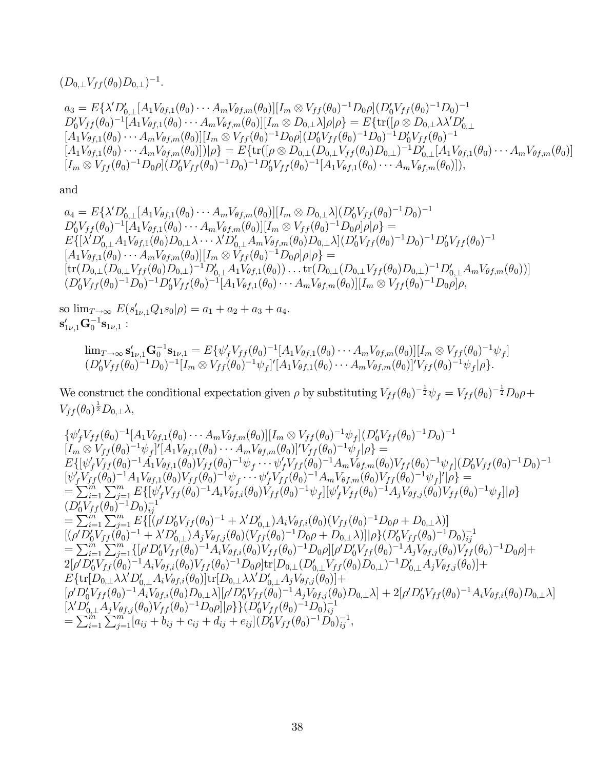$(D_{0,\perp}V_{ff}(\theta_0)D_{0,\perp})^{-1}$.

$$
\begin{aligned}
a_3 &= E\{\lambda' D_{0,\perp}'[A_1V_{\theta f,1}(\theta_0)\cdots A_mV_{\theta f,m}(\theta_0)][I_m\otimes V_{ff}(\theta_0)^{-1}D_0\rho](D_0'V_{ff}(\theta_0)^{-1}D_0)^{-1}\\
&D_0'V_{ff}(\theta_0)^{-1}[A_1V_{\theta f,1}(\theta_0)\cdots A_mV_{\theta f,m}(\theta_0)][I_m\otimes D_{0,\perp}\lambda]\rho|\rho\} = E\{\mathrm{tr}([\rho\otimes D_{0,\perp}\lambda\lambda' D_{0,\perp}'\\
&[A_1V_{\theta f,1}(\theta_0)\cdots A_mV_{\theta f,m}(\theta_0)][I_m\otimes V_{ff}(\theta_0)^{-1}D_0\rho](D_0'V_{ff}(\theta_0)^{-1}D_0)^{-1}D_0'V_{ff}(\theta_0)^{-1}\\
&[A_1V_{\theta f,1}(\theta_0)\cdots A_mV_{\theta f,m}(\theta_0)])|\rho\} = E\{\mathrm{tr}([\rho\otimes D_{0,\perp}(D_{0,\perp}V_{ff}(\theta_0)D_{0,\perp})^{-1}D_{0,\perp}'[A_1V_{\theta f,1}(\theta_0)\cdots A_mV_{\theta f,m}(\theta_0)]\\
&[I_m\otimes V_{ff}(\theta_0)^{-1}D_0\rho](D_0'V_{ff}(\theta_0)^{-1}D_0)^{-1}D_0'V_{ff}(\theta_0)^{-1}[A_1V_{\theta f,1}(\theta_0)\cdots A_mV_{\theta f,m}(\theta_0)]),
\end{aligned}
$$

and

$$
\begin{aligned}
a_4 &= E\{\lambda' D_{0,\perp}'[A_1V_{\theta f,1}(\theta_0)\cdots A_mV_{\theta f,m}(\theta_0)][I_m\otimes D_{0,\perp}\lambda](D_0'V_{ff}(\theta_0)^{-1}D_0)^{-1}\\
&D_0'V_{ff}(\theta_0)^{-1}[A_1V_{\theta f,1}(\theta_0)\cdots A_mV_{\theta f,m}(\theta_0)][I_m\otimes V_{ff}(\theta_0)^{-1}D_0\rho]\rho|\rho\} =\\
&E\{[\lambda' D_{0,\perp}'A_1V_{\theta f,1}(\theta_0)D_{0,\perp}\lambda\cdots\lambda' D_{0,\perp}'A_mV_{\theta f,m}(\theta_0)D_{0,\perp}\lambda](D_0'V_{ff}(\theta_0)^{-1}D_0)^{-1}D_0'V_{ff}(\theta_0)^{-1}\\
&[A_1V_{\theta f,1}(\theta_0)\cdots A_mV_{\theta f,m}(\theta_0)][I_m\otimes V_{ff}(\theta_0)^{-1}D_0\rho]\rho|\rho\} =\\
&[\mathrm{tr}(D_{0,\perp}(D_{0,\perp}V_{ff}(\theta_0)D_{0,\perp})^{-1}D_{0,\perp}'A_1V_{\theta f,1}(\theta_0))\ldots\mathrm{tr}(D_{0,\perp}(D_{0,\perp}V_{ff}(\theta_0)D_{0,\perp})^{-1}D_{0,\perp}'A_mV_{\theta f,m}(\theta_0))]\\
&(D_0'V_{ff}(\theta_0)^{-1}D_0)^{-1}D_0'V_{ff}(\theta_0)^{-1}[A_1V_{\theta f,1}(\theta_0)\cdots A_mV_{\theta f,m}(\theta_0)][I_m\otimes V_{ff}(\theta_0)^{-1}D_0\rho]\rho,
\end{aligned}
$$

so $\lim_{T\to\infty} E(s_{1\nu,1}'Q_1s_0|\rho) = a_1+a_2+a_3+a_4$.

$\mathbf{s}_{1\nu,1}'\mathbf{G}_0^{-1}\mathbf{s}_{1\nu,1}$ :

$$
\begin{aligned}
\lim_{T\to\infty}\mathbf{s}_{1\nu,1}'\mathbf{G}_0^{-1}\mathbf{s}_{1\nu,1} &= E\{\psi_f'V_{ff}(\theta_0)^{-1}[A_1V_{\theta f,1}(\theta_0)\cdots A_mV_{\theta f,m}(\theta_0)][I_m\otimes V_{ff}(\theta_0)^{-1}\psi_f]\\
&(D_0'V_{ff}(\theta_0)^{-1}D_0)^{-1}[I_m\otimes V_{ff}(\theta_0)^{-1}\psi_f]'[A_1V_{\theta f,1}(\theta_0)\cdots A_mV_{\theta f,m}(\theta_0)]'V_{ff}(\theta_0)^{-1}\psi_f|\rho\}.
\end{aligned}
$$

We construct the conditional expectation given $\rho$ by substituting $V_{ff}(\theta_0)^{-\frac{1}{2}}\psi_f = V_{ff}(\theta_0)^{-\frac{1}{2}}D_0\rho + V_{ff}(\theta_0)^{\frac{1}{2}}D_{0,\perp}\lambda$,

$$
\begin{aligned}
&\{\psi_f'V_{ff}(\theta_0)^{-1}[A_1V_{\theta f,1}(\theta_0)\cdots A_mV_{\theta f,m}(\theta_0)][I_m\otimes V_{ff}(\theta_0)^{-1}\psi_f](D_0'V_{ff}(\theta_0)^{-1}D_0)^{-1}\\
&[I_m\otimes V_{ff}(\theta_0)^{-1}\psi_f]'[A_1V_{\theta f,1}(\theta_0)\cdots A_mV_{\theta f,m}(\theta_0)]'V_{ff}(\theta_0)^{-1}\psi_f|\rho\} =\\
&E\{[\psi_f'V_{ff}(\theta_0)^{-1}A_1V_{\theta f,1}(\theta_0)V_{ff}(\theta_0)^{-1}\psi_f\cdots\psi_f'V_{ff}(\theta_0)^{-1}A_mV_{\theta f,m}(\theta_0)V_{ff}(\theta_0)^{-1}\psi_f](D_0'V_{ff}(\theta_0)^{-1}D_0)^{-1}\\
&[\psi_f'V_{ff}(\theta_0)^{-1}A_1V_{\theta f,1}(\theta_0)V_{ff}(\theta_0)^{-1}\psi_f\cdots\psi_f'V_{ff}(\theta_0)^{-1}A_mV_{\theta f,m}(\theta_0)V_{ff}(\theta_0)^{-1}\psi_f]'|\rho\} =\\
&=\sum_{i=1}^m\sum_{j=1}^m E\{[\psi_f'V_{ff}(\theta_0)^{-1}A_iV_{\theta f,i}(\theta_0)V_{ff}(\theta_0)^{-1}\psi_f][\psi_f'V_{ff}(\theta_0)^{-1}A_jV_{\theta f,j}(\theta_0)V_{ff}(\theta_0)^{-1}\psi_f]|\rho\}\\
&(D_0'V_{ff}(\theta_0)^{-1}D_0)_{ij}^{-1}\\
&=\sum_{i=1}^m\sum_{j=1}^m E\{[(\rho' D_0'V_{ff}(\theta_0)^{-1}+\lambda' D_{0,\perp}')A_iV_{\theta f,i}(\theta_0)(V_{ff}(\theta_0)^{-1}D_0\rho+D_{0,\perp}\lambda)]\\
&[(\rho' D_0'V_{ff}(\theta_0)^{-1}+\lambda' D_{0,\perp}')A_jV_{\theta f,j}(\theta_0)(V_{ff}(\theta_0)^{-1}D_0\rho+D_{0,\perp}\lambda)]|\rho\}(D_0'V_{ff}(\theta_0)^{-1}D_0)_{ij}^{-1}\\
&=\sum_{i=1}^m\sum_{j=1}^m\{[\rho' D_0'V_{ff}(\theta_0)^{-1}A_iV_{\theta f,i}(\theta_0)V_{ff}(\theta_0)^{-1}D_0\rho][\rho' D_0'V_{ff}(\theta_0)^{-1}A_jV_{\theta f,j}(\theta_0)V_{ff}(\theta_0)^{-1}D_0\rho]+\\
&2[\rho' D_0'V_{ff}(\theta_0)^{-1}A_iV_{\theta f,i}(\theta_0)V_{ff}(\theta_0)^{-1}D_0\rho]\mathrm{tr}[D_{0,\perp}(D_{0,\perp}'V_{ff}(\theta_0)D_{0,\perp})^{-1}D_{0,\perp}'A_jV_{\theta f,j}(\theta_0)]+\\
&E\{\mathrm{tr}[D_{0,\perp}\lambda\lambda' D_{0,\perp}'A_iV_{\theta f,i}(\theta_0)]\mathrm{tr}[D_{0,\perp}\lambda\lambda' D_{0,\perp}'A_jV_{\theta f,j}(\theta_0)]+\\
&[\rho' D_0'V_{ff}(\theta_0)^{-1}A_iV_{\theta f,i}(\theta_0)D_{0,\perp}\lambda][\rho' D_0'V_{ff}(\theta_0)^{-1}A_jV_{\theta f,j}(\theta_0)D_{0,\perp}\lambda]+2[\rho' D_0'V_{ff}(\theta_0)^{-1}A_iV_{\theta f,i}(\theta_0)D_{0,\perp}\lambda]\\
&[\lambda' D_{0,\perp}'A_jV_{\theta f,j}(\theta_0)V_{ff}(\theta_0)^{-1}D_0\rho]|\rho\}\}(D_0'V_{ff}(\theta_0)^{-1}D_0)_{ij}^{-1}\\
&=\sum_{i=1}^m\sum_{j=1}^m[a_{ij}+b_{ij}+c_{ij}+d_{ij}+e_{ij}](D_0'V_{ff}(\theta_0)^{-1}D_0)_{ij}^{-1},
\end{aligned}
$$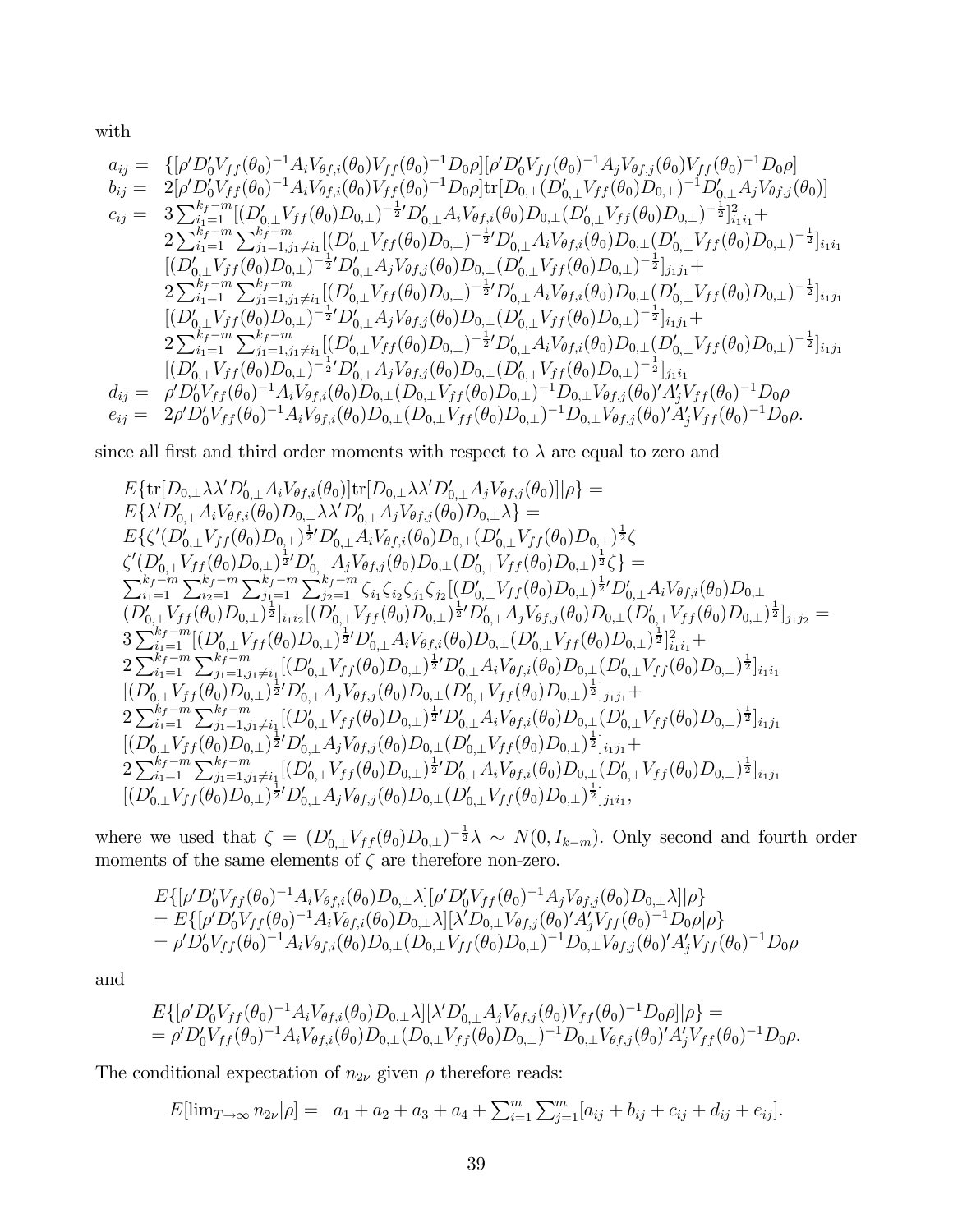with

$$
\begin{array}{rl}
a_{ij} = & \{[\rho' D_0' V_{ff}(\theta_0)^{-1} A_i V_{\theta f,i}(\theta_0) V_{ff}(\theta_0)^{-1} D_0 \rho][\rho' D_0' V_{ff}(\theta_0)^{-1} A_j V_{\theta f,j}(\theta_0) V_{ff}(\theta_0)^{-1} D_0 \rho] \\
b_{ij} = & 2[\rho' D_0' V_{ff}(\theta_0)^{-1} A_i V_{\theta f,i}(\theta_0) V_{ff}(\theta_0)^{-1} D_0 \rho] \mathrm{tr}[D_{0,\perp}(D_{0,\perp}' V_{ff}(\theta_0) D_{0,\perp})^{-1} D_{0,\perp}' A_j V_{\theta f,j}(\theta_0)] \\
c_{ij} = & 3\sum_{i_1=1}^{k_f-m}[(D_{0,\perp}' V_{ff}(\theta_0) D_{0,\perp})^{-\frac{1}{2}\prime} D_{0,\perp}' A_i V_{\theta f,i}(\theta_0) D_{0,\perp}(D_{0,\perp}' V_{ff}(\theta_0) D_{0,\perp})^{-\frac{1}{2}}]_{i_1 i_1}^2 + \\
& 2\sum_{i_1=1}^{k_f-m}\sum_{j_1=1,j_1\neq i_1}^{k_f-m}[(D_{0,\perp}' V_{ff}(\theta_0) D_{0,\perp})^{-\frac{1}{2}\prime} D_{0,\perp}' A_i V_{\theta f,i}(\theta_0) D_{0,\perp}(D_{0,\perp}' V_{ff}(\theta_0) D_{0,\perp})^{-\frac{1}{2}}]_{i_1 i_1} \\
& [(D_{0,\perp}' V_{ff}(\theta_0) D_{0,\perp})^{-\frac{1}{2}\prime} D_{0,\perp}' A_j V_{\theta f,j}(\theta_0) D_{0,\perp}(D_{0,\perp}' V_{ff}(\theta_0) D_{0,\perp})^{-\frac{1}{2}}]_{j_1 j_1} + \\
& 2\sum_{i_1=1}^{k_f-m}\sum_{j_1=1,j_1\neq i_1}^{k_f-m}[(D_{0,\perp}' V_{ff}(\theta_0) D_{0,\perp})^{-\frac{1}{2}\prime} D_{0,\perp}' A_i V_{\theta f,i}(\theta_0) D_{0,\perp}(D_{0,\perp}' V_{ff}(\theta_0) D_{0,\perp})^{-\frac{1}{2}}]_{i_1 j_1} \\
& [(D_{0,\perp}' V_{ff}(\theta_0) D_{0,\perp})^{-\frac{1}{2}\prime} D_{0,\perp}' A_j V_{\theta f,j}(\theta_0) D_{0,\perp}(D_{0,\perp}' V_{ff}(\theta_0) D_{0,\perp})^{-\frac{1}{2}}]_{i_1 j_1} + \\
& 2\sum_{i_1=1}^{k_f-m}\sum_{j_1=1,j_1\neq i_1}^{k_f-m}[(D_{0,\perp}' V_{ff}(\theta_0) D_{0,\perp})^{-\frac{1}{2}\prime} D_{0,\perp}' A_i V_{\theta f,i}(\theta_0) D_{0,\perp}(D_{0,\perp}' V_{ff}(\theta_0) D_{0,\perp})^{-\frac{1}{2}}]_{i_1 j_1} \\
& [(D_{0,\perp}' V_{ff}(\theta_0) D_{0,\perp})^{-\frac{1}{2}\prime} D_{0,\perp}' A_j V_{\theta f,j}(\theta_0) D_{0,\perp}(D_{0,\perp}' V_{ff}(\theta_0) D_{0,\perp})^{-\frac{1}{2}}]_{j_1 i_1} \\
d_{ij} = & \rho' D_0' V_{ff}(\theta_0)^{-1} A_i V_{\theta f,i}(\theta_0) D_{0,\perp}(D_{0,\perp} V_{ff}(\theta_0) D_{0,\perp})^{-1} D_{0,\perp} V_{\theta f,j}(\theta_0)' A_j' V_{ff}(\theta_0)^{-1} D_0 \rho \\
e_{ij} = & 2\rho' D_0' V_{ff}(\theta_0)^{-1} A_i V_{\theta f,i}(\theta_0) D_{0,\perp}(D_{0,\perp} V_{ff}(\theta_0) D_{0,\perp})^{-1} D_{0,\perp} V_{\theta f,j}(\theta_0)' A_j' V_{ff}(\theta_0)^{-1} D_0 \rho.
\end{array}
$$

since all first and third order moments with respect to $\lambda$ are equal to zero and

$$
\begin{array}{l}
E\{\mathrm{tr}[D_{0,\perp}\lambda\lambda' D_{0,\perp}' A_i V_{\theta f,i}(\theta_0)]\mathrm{tr}[D_{0,\perp}\lambda\lambda' D_{0,\perp}' A_j V_{\theta f,j}(\theta_0)]|\rho\} = \\
E\{\lambda' D_{0,\perp}' A_i V_{\theta f,i}(\theta_0) D_{0,\perp}\lambda\lambda' D_{0,\perp}' A_j V_{\theta f,j}(\theta_0) D_{0,\perp}\lambda\} = \\
E\{\zeta'(D_{0,\perp}' V_{ff}(\theta_0) D_{0,\perp})^{\frac{1}{2}\prime} D_{0,\perp}' A_i V_{\theta f,i}(\theta_0) D_{0,\perp}(D_{0,\perp}' V_{ff}(\theta_0) D_{0,\perp})^{\frac{1}{2}}\zeta \\
\zeta'(D_{0,\perp}' V_{ff}(\theta_0) D_{0,\perp})^{\frac{1}{2}\prime} D_{0,\perp}' A_j V_{\theta f,j}(\theta_0) D_{0,\perp}(D_{0,\perp}' V_{ff}(\theta_0) D_{0,\perp})^{\frac{1}{2}}\zeta\} = \\
\sum_{i_1=1}^{k_f-m}\sum_{i_2=1}^{k_f-m}\sum_{j_1=1}^{k_f-m}\sum_{j_2=1}^{k_f-m}\zeta_{i_1}\zeta_{i_2}\zeta_{j_1}\zeta_{j_2}[(D_{0,\perp}' V_{ff}(\theta_0) D_{0,\perp})^{\frac{1}{2}\prime} D_{0,\perp}' A_i V_{\theta f,i}(\theta_0) D_{0,\perp} \\
(D_{0,\perp}' V_{ff}(\theta_0) D_{0,\perp})^{\frac{1}{2}}]_{i_1 i_2}[(D_{0,\perp}' V_{ff}(\theta_0) D_{0,\perp})^{\frac{1}{2}\prime} D_{0,\perp}' A_j V_{\theta f,j}(\theta_0) D_{0,\perp}(D_{0,\perp}' V_{ff}(\theta_0) D_{0,\perp})^{\frac{1}{2}}]_{j_1 j_2} = \\
3\sum_{i_1=1}^{k_f-m}[(D_{0,\perp}' V_{ff}(\theta_0) D_{0,\perp})^{\frac{1}{2}\prime} D_{0,\perp}' A_i V_{\theta f,i}(\theta_0) D_{0,\perp}(D_{0,\perp}' V_{ff}(\theta_0) D_{0,\perp})^{\frac{1}{2}}]_{i_1 i_1}^2 + \\
2\sum_{i_1=1}^{k_f-m}\sum_{j_1=1,j_1\neq i_1}^{k_f-m}[(D_{0,\perp}' V_{ff}(\theta_0) D_{0,\perp})^{\frac{1}{2}\prime} D_{0,\perp}' A_i V_{\theta f,i}(\theta_0) D_{0,\perp}(D_{0,\perp}' V_{ff}(\theta_0) D_{0,\perp})^{\frac{1}{2}}]_{i_1 i_1} \\
[(D_{0,\perp}' V_{ff}(\theta_0) D_{0,\perp})^{\frac{1}{2}\prime} D_{0,\perp}' A_j V_{\theta f,j}(\theta_0) D_{0,\perp}(D_{0,\perp}' V_{ff}(\theta_0) D_{0,\perp})^{\frac{1}{2}}]_{j_1 j_1} + \\
2\sum_{i_1=1}^{k_f-m}\sum_{j_1=1,j_1\neq i_1}^{k_f-m}[(D_{0,\perp}' V_{ff}(\theta_0) D_{0,\perp})^{\frac{1}{2}\prime} D_{0,\perp}' A_i V_{\theta f,i}(\theta_0) D_{0,\perp}(D_{0,\perp}' V_{ff}(\theta_0) D_{0,\perp})^{\frac{1}{2}}]_{i_1 j_1} \\
[(D_{0,\perp}' V_{ff}(\theta_0) D_{0,\perp})^{\frac{1}{2}\prime} D_{0,\perp}' A_j V_{\theta f,j}(\theta_0) D_{0,\perp}(D_{0,\perp}' V_{ff}(\theta_0) D_{0,\perp})^{\frac{1}{2}}]_{i_1 j_1} + \\
2\sum_{i_1=1}^{k_f-m}\sum_{j_1=1,j_1\neq i_1}^{k_f-m}[(D_{0,\perp}' V_{ff}(\theta_0) D_{0,\perp})^{\frac{1}{2}\prime} D_{0,\perp}' A_i V_{\theta f,i}(\theta_0) D_{0,\perp}(D_{0,\perp}' V_{ff}(\theta_0) D_{0,\perp})^{\frac{1}{2}}]_{i_1 j_1} \\
[(D_{0,\perp}' V_{ff}(\theta_0) D_{0,\perp})^{\frac{1}{2}\prime} D_{0,\perp}' A_j V_{\theta f,j}(\theta_0) D_{0,\perp}(D_{0,\perp}' V_{ff}(\theta_0) D_{0,\perp})^{\frac{1}{2}}]_{j_1 i_1},
\end{array}
$$

where we used that $\zeta = (D_{0,\perp}' V_{ff}(\theta_0) D_{0,\perp})^{-\frac{1}{2}}\lambda \sim N(0, I_{k-m})$. Only second and fourth order moments of the same elements of $\zeta$ are therefore non-zero.

$$
\begin{array}{l}
E\{[\rho' D_0' V_{ff}(\theta_0)^{-1} A_i V_{\theta f,i}(\theta_0) D_{0,\perp}\lambda][\rho' D_0' V_{ff}(\theta_0)^{-1} A_j V_{\theta f,j}(\theta_0) D_{0,\perp}\lambda]|\rho\} \\
= E\{[\rho' D_0' V_{ff}(\theta_0)^{-1} A_i V_{\theta f,i}(\theta_0) D_{0,\perp}\lambda][\lambda' D_{0,\perp} V_{\theta f,j}(\theta_0)' A_j' V_{ff}(\theta_0)^{-1} D_0 \rho|\rho\} \\
= \rho' D_0' V_{ff}(\theta_0)^{-1} A_i V_{\theta f,i}(\theta_0) D_{0,\perp}(D_{0,\perp} V_{ff}(\theta_0) D_{0,\perp})^{-1} D_{0,\perp} V_{\theta f,j}(\theta_0)' A_j' V_{ff}(\theta_0)^{-1} D_0 \rho
\end{array}
$$

and

$$
\begin{array}{l}
E\{[\rho' D_0' V_{ff}(\theta_0)^{-1} A_i V_{\theta f,i}(\theta_0) D_{0,\perp}\lambda][\lambda' D_{0,\perp}' A_j V_{\theta f,j}(\theta_0) V_{ff}(\theta_0)^{-1} D_0 \rho]|\rho\} = \\
= \rho' D_0' V_{ff}(\theta_0)^{-1} A_i V_{\theta f,i}(\theta_0) D_{0,\perp}(D_{0,\perp} V_{ff}(\theta_0) D_{0,\perp})^{-1} D_{0,\perp} V_{\theta f,j}(\theta_0)' A_j' V_{ff}(\theta_0)^{-1} D_0 \rho.
\end{array}
$$

The conditional expectation of $n_{2\nu}$ given $\rho$ therefore reads:

$$
E[\lim_{T\to\infty} n_{2\nu}|\rho] = \quad a_1 + a_2 + a_3 + a_4 + \sum_{i=1}^m \sum_{j=1}^m [a_{ij} + b_{ij} + c_{ij} + d_{ij} + e_{ij}].
$$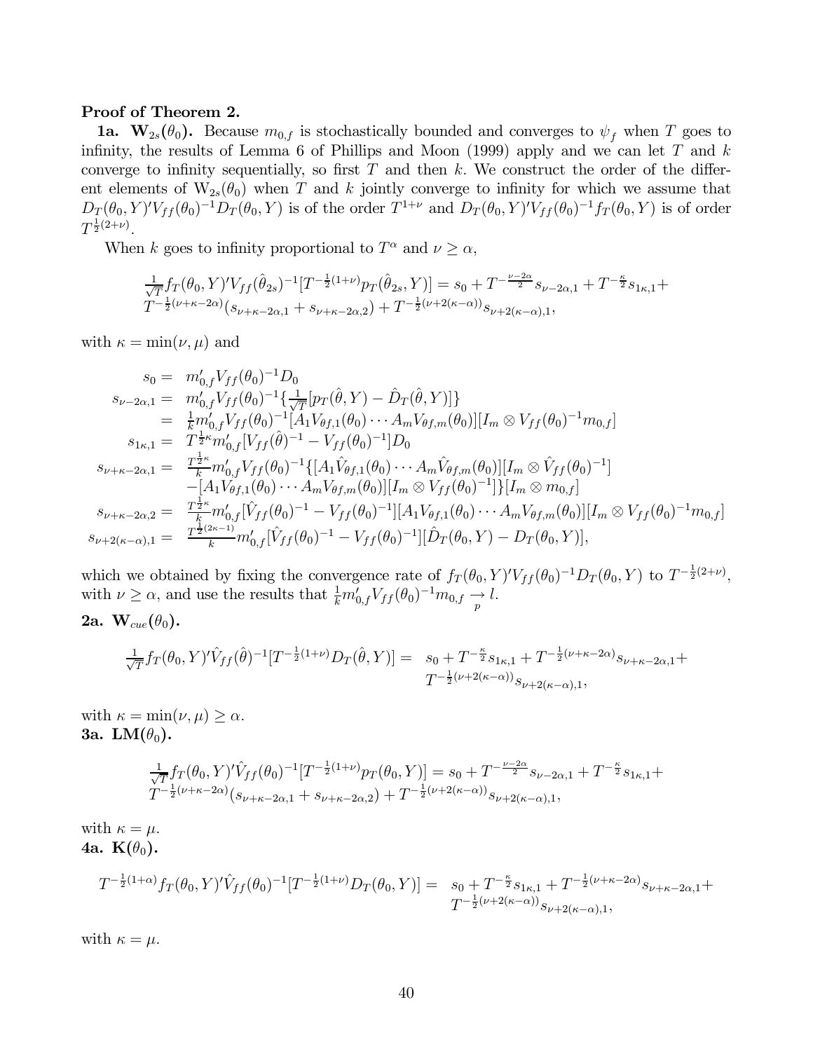**Proof of Theorem 2.**

**1a. $\mathbf{W}_{2s}(\theta_0)$.** Because $m_{0,f}$ is stochastically bounded and converges to $\psi_f$ when $T$ goes to infinity, the results of Lemma 6 of Phillips and Moon (1999) apply and we can let $T$ and $k$ converge to infinity sequentially, so first $T$ and then $k$. We construct the order of the different elements of $\mathrm{W}_{2s}(\theta_0)$ when $T$ and $k$ jointly converge to infinity for which we assume that $D_T(\theta_0,Y)'V_{ff}(\theta_0)^{-1}D_T(\theta_0,Y)$ is of the order $T^{1+\nu}$ and $D_T(\theta_0,Y)'V_{ff}(\theta_0)^{-1}f_T(\theta_0,Y)$ is of order $T^{\frac{1}{2}(2+\nu)}$.

When $k$ goes to infinity proportional to $T^{\alpha}$ and $\nu \geq \alpha$,

$$
\begin{array}{l}
\frac{1}{\sqrt{T}}f_T(\theta_0,Y)'V_{ff}(\hat{\theta}_{2s})^{-1}[T^{-\frac{1}{2}(1+\nu)}p_T(\hat{\theta}_{2s},Y)] = s_0 + T^{-\frac{\nu-2\alpha}{2}}s_{\nu-2\alpha,1} + T^{-\frac{\kappa}{2}}s_{1\kappa,1} + \\
T^{-\frac{1}{2}(\nu+\kappa-2\alpha)}(s_{\nu+\kappa-2\alpha,1}+s_{\nu+\kappa-2\alpha,2}) + T^{-\frac{1}{2}(\nu+2(\kappa-\alpha))}s_{\nu+2(\kappa-\alpha),1},
\end{array}
$$

with $\kappa = \min(\nu,\mu)$ and

$$
\begin{array}{rcl}
s_0 &=& m_{0,f}'V_{ff}(\theta_0)^{-1}D_0 \\
s_{\nu-2\alpha,1} &=& m_{0,f}'V_{ff}(\theta_0)^{-1}\{\frac{1}{\sqrt{T}}[p_T(\hat{\theta},Y)-\hat{D}_T(\hat{\theta},Y)]\} \\
&=& \frac{1}{k}m_{0,f}'V_{ff}(\theta_0)^{-1}[A_1V_{\theta f,1}(\theta_0)\cdots A_mV_{\theta f,m}(\theta_0)][I_m\otimes V_{ff}(\theta_0)^{-1}m_{0,f}] \\
s_{1\kappa,1} &=& T^{\frac{1}{2}\kappa}m_{0,f}'[V_{ff}(\hat{\theta})^{-1}-V_{ff}(\theta_0)^{-1}]D_0 \\
s_{\nu+\kappa-2\alpha,1} &=& \frac{T^{\frac{1}{2}\kappa}}{k}m_{0,f}'V_{ff}(\theta_0)^{-1}\{[A_1\hat{V}_{\theta f,1}(\theta_0)\cdots A_m\hat{V}_{\theta f,m}(\theta_0)][I_m\otimes\hat{V}_{ff}(\theta_0)^{-1}] \\
&& -[A_1V_{\theta f,1}(\theta_0)\cdots A_mV_{\theta f,m}(\theta_0)][I_m\otimes V_{ff}(\theta_0)^{-1}]\}[I_m\otimes m_{0,f}] \\
s_{\nu+\kappa-2\alpha,2} &=& \frac{T^{\frac{1}{2}\kappa}}{k}m_{0,f}'[\hat{V}_{ff}(\theta_0)^{-1}-V_{ff}(\theta_0)^{-1}][A_1V_{\theta f,1}(\theta_0)\cdots A_mV_{\theta f,m}(\theta_0)][I_m\otimes V_{ff}(\theta_0)^{-1}m_{0,f}] \\
s_{\nu+2(\kappa-\alpha),1} &=& \frac{T^{\frac{1}{2}(2\kappa-1)}}{k}m_{0,f}'[\hat{V}_{ff}(\theta_0)^{-1}-V_{ff}(\theta_0)^{-1}][\hat{D}_T(\theta_0,Y)-D_T(\theta_0,Y)],
\end{array}
$$

which we obtained by fixing the convergence rate of $f_T(\theta_0,Y)'V_{ff}(\theta_0)^{-1}D_T(\theta_0,Y)$ to $T^{-\frac{1}{2}(2+\nu)}$, with $\nu \geq \alpha$, and use the results that $\frac{1}{k}m_{0,f}'V_{ff}(\theta_0)^{-1}m_{0,f} \underset{p}{\rightarrow} l$.

**2a. $\mathbf{W}_{cue}(\theta_0)$.**

$$
\begin{array}{rl}
\frac{1}{\sqrt{T}}f_T(\theta_0,Y)'\hat{V}_{ff}(\hat{\theta})^{-1}[T^{-\frac{1}{2}(1+\nu)}D_T(\hat{\theta},Y)] = & s_0 + T^{-\frac{\kappa}{2}}s_{1\kappa,1} + T^{-\frac{1}{2}(\nu+\kappa-2\alpha)}s_{\nu+\kappa-2\alpha,1} + \\
& T^{-\frac{1}{2}(\nu+2(\kappa-\alpha))}s_{\nu+2(\kappa-\alpha),1},
\end{array}
$$

with $\kappa = \min(\nu,\mu) \geq \alpha$.

**3a. $\mathbf{LM}(\theta_0)$.**

$$
\begin{array}{l}
\frac{1}{\sqrt{T}}f_T(\theta_0,Y)'\hat{V}_{ff}(\theta_0)^{-1}[T^{-\frac{1}{2}(1+\nu)}p_T(\theta_0,Y)] = s_0 + T^{-\frac{\nu-2\alpha}{2}}s_{\nu-2\alpha,1} + T^{-\frac{\kappa}{2}}s_{1\kappa,1} + \\
T^{-\frac{1}{2}(\nu+\kappa-2\alpha)}(s_{\nu+\kappa-2\alpha,1}+s_{\nu+\kappa-2\alpha,2}) + T^{-\frac{1}{2}(\nu+2(\kappa-\alpha))}s_{\nu+2(\kappa-\alpha),1},
\end{array}
$$

with $\kappa = \mu$.

**4a. $\mathbf{K}(\theta_0)$.**

$$
\begin{array}{rl}
T^{-\frac{1}{2}(1+\alpha)}f_T(\theta_0,Y)'\hat{V}_{ff}(\theta_0)^{-1}[T^{-\frac{1}{2}(1+\nu)}D_T(\theta_0,Y)] = & s_0 + T^{-\frac{\kappa}{2}}s_{1\kappa,1} + T^{-\frac{1}{2}(\nu+\kappa-2\alpha)}s_{\nu+\kappa-2\alpha,1} + \\
& T^{-\frac{1}{2}(\nu+2(\kappa-\alpha))}s_{\nu+2(\kappa-\alpha),1},
\end{array}
$$

with $\kappa = \mu$.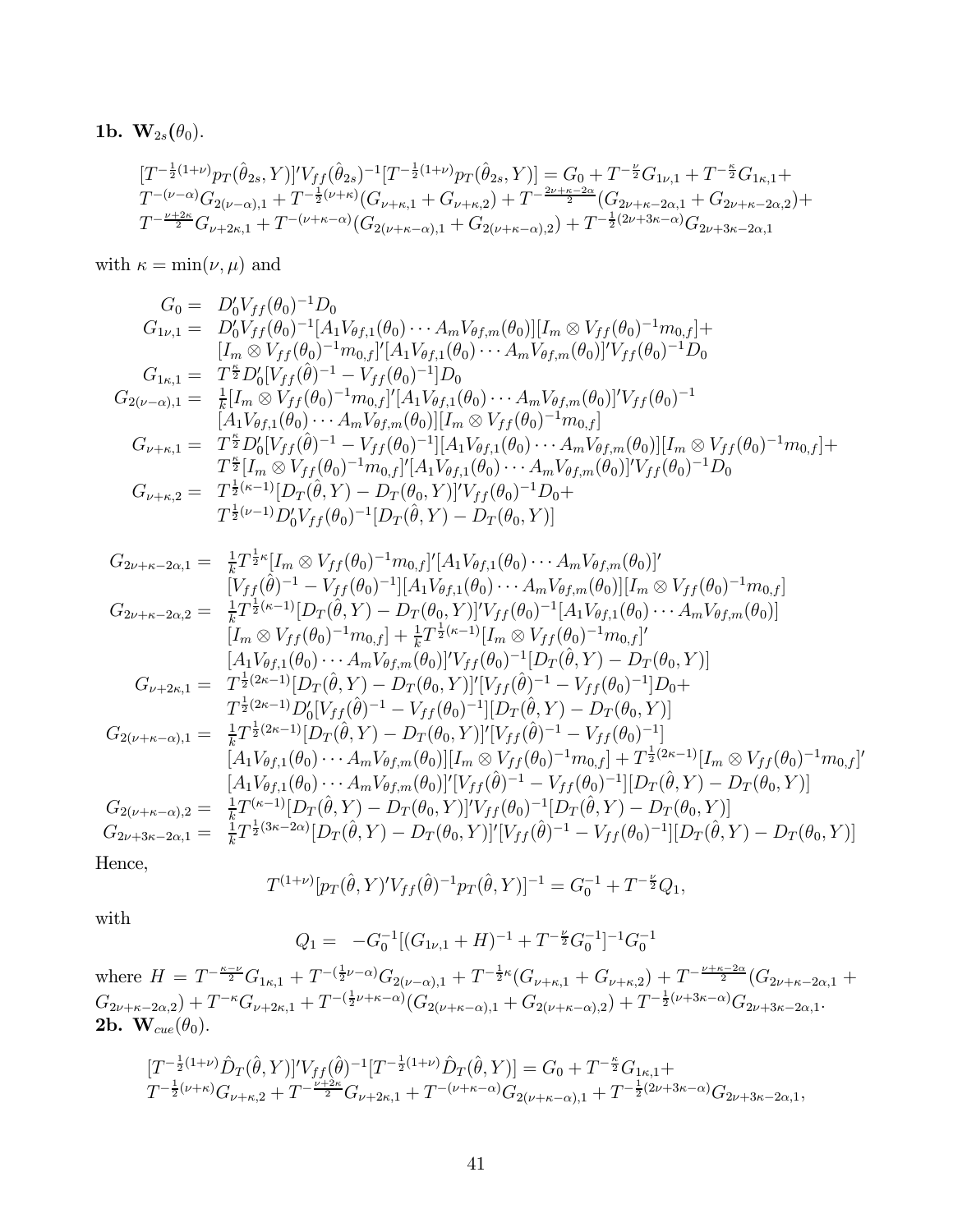**1b. $\mathbf{W}_{2s}(\theta_0)$.**

$$
\begin{aligned}
&[T^{-\frac{1}{2}(1+\nu)}p_T(\hat{\theta}_{2s},Y)]'V_{ff}(\hat{\theta}_{2s})^{-1}[T^{-\frac{1}{2}(1+\nu)}p_T(\hat{\theta}_{2s},Y)] = G_0 + T^{-\frac{\nu}{2}}G_{1\nu,1} + T^{-\frac{\kappa}{2}}G_{1\kappa,1}+\\
&T^{-(\nu-\alpha)}G_{2(\nu-\alpha),1} + T^{-\frac{1}{2}(\nu+\kappa)}(G_{\nu+\kappa,1}+G_{\nu+\kappa,2}) + T^{-\frac{2\nu+\kappa-2\alpha}{2}}(G_{2\nu+\kappa-2\alpha,1}+G_{2\nu+\kappa-2\alpha,2})+\\
&T^{-\frac{\nu+2\kappa}{2}}G_{\nu+2\kappa,1} + T^{-(\nu+\kappa-\alpha)}(G_{2(\nu+\kappa-\alpha),1}+G_{2(\nu+\kappa-\alpha),2}) + T^{-\frac{1}{2}(2\nu+3\kappa-\alpha)}G_{2\nu+3\kappa-2\alpha,1}
\end{aligned}
$$

with $\kappa = \min(\nu,\mu)$ and

$$
\begin{aligned}
G_0 =\ & D_0'V_{ff}(\theta_0)^{-1}D_0\\
G_{1\nu,1} =\ & D_0'V_{ff}(\theta_0)^{-1}[A_1V_{\theta f,1}(\theta_0)\cdots A_mV_{\theta f,m}(\theta_0)][I_m\otimes V_{ff}(\theta_0)^{-1}m_{0,f}]+\\
& [I_m\otimes V_{ff}(\theta_0)^{-1}m_{0,f}]'[A_1V_{\theta f,1}(\theta_0)\cdots A_mV_{\theta f,m}(\theta_0)]'V_{ff}(\theta_0)^{-1}D_0\\
G_{1\kappa,1} =\ & T^{\frac{\kappa}{2}}D_0'[V_{ff}(\hat{\theta})^{-1}-V_{ff}(\theta_0)^{-1}]D_0\\
G_{2(\nu-\alpha),1} =\ & \tfrac{1}{k}[I_m\otimes V_{ff}(\theta_0)^{-1}m_{0,f}]'[A_1V_{\theta f,1}(\theta_0)\cdots A_mV_{\theta f,m}(\theta_0)]'V_{ff}(\theta_0)^{-1}\\
& [A_1V_{\theta f,1}(\theta_0)\cdots A_mV_{\theta f,m}(\theta_0)][I_m\otimes V_{ff}(\theta_0)^{-1}m_{0,f}]\\
G_{\nu+\kappa,1} =\ & T^{\frac{\kappa}{2}}D_0'[V_{ff}(\hat{\theta})^{-1}-V_{ff}(\theta_0)^{-1}][A_1V_{\theta f,1}(\theta_0)\cdots A_mV_{\theta f,m}(\theta_0)][I_m\otimes V_{ff}(\theta_0)^{-1}m_{0,f}]+\\
& T^{\frac{\kappa}{2}}[I_m\otimes V_{ff}(\theta_0)^{-1}m_{0,f}]'[A_1V_{\theta f,1}(\theta_0)\cdots A_mV_{\theta f,m}(\theta_0)]'V_{ff}(\theta_0)^{-1}D_0\\
G_{\nu+\kappa,2} =\ & T^{\frac{1}{2}(\kappa-1)}[D_T(\hat{\theta},Y)-D_T(\theta_0,Y)]'V_{ff}(\theta_0)^{-1}D_0+\\
& T^{\frac{1}{2}(\nu-1)}D_0'V_{ff}(\theta_0)^{-1}[D_T(\hat{\theta},Y)-D_T(\theta_0,Y)]
\end{aligned}
$$

$$
\begin{aligned}
G_{2\nu+\kappa-2\alpha,1} =\ & \tfrac{1}{k}T^{\frac{1}{2}\kappa}[I_m\otimes V_{ff}(\theta_0)^{-1}m_{0,f}]'[A_1V_{\theta f,1}(\theta_0)\cdots A_mV_{\theta f,m}(\theta_0)]'\\
& [V_{ff}(\hat{\theta})^{-1}-V_{ff}(\theta_0)^{-1}][A_1V_{\theta f,1}(\theta_0)\cdots A_mV_{\theta f,m}(\theta_0)][I_m\otimes V_{ff}(\theta_0)^{-1}m_{0,f}]\\
G_{2\nu+\kappa-2\alpha,2} =\ & \tfrac{1}{k}T^{\frac{1}{2}(\kappa-1)}[D_T(\hat{\theta},Y)-D_T(\theta_0,Y)]'V_{ff}(\theta_0)^{-1}[A_1V_{\theta f,1}(\theta_0)\cdots A_mV_{\theta f,m}(\theta_0)]\\
& [I_m\otimes V_{ff}(\theta_0)^{-1}m_{0,f}] + \tfrac{1}{k}T^{\frac{1}{2}(\kappa-1)}[I_m\otimes V_{ff}(\theta_0)^{-1}m_{0,f}]'\\
& [A_1V_{\theta f,1}(\theta_0)\cdots A_mV_{\theta f,m}(\theta_0)]'V_{ff}(\theta_0)^{-1}[D_T(\hat{\theta},Y)-D_T(\theta_0,Y)]\\
G_{\nu+2\kappa,1} =\ & T^{\frac{1}{2}(2\kappa-1)}[D_T(\hat{\theta},Y)-D_T(\theta_0,Y)]'[V_{ff}(\hat{\theta})^{-1}-V_{ff}(\theta_0)^{-1}]D_0+\\
& T^{\frac{1}{2}(2\kappa-1)}D_0'[V_{ff}(\hat{\theta})^{-1}-V_{ff}(\theta_0)^{-1}][D_T(\hat{\theta},Y)-D_T(\theta_0,Y)]\\
G_{2(\nu+\kappa-\alpha),1} =\ & \tfrac{1}{k}T^{\frac{1}{2}(2\kappa-1)}[D_T(\hat{\theta},Y)-D_T(\theta_0,Y)]'[V_{ff}(\hat{\theta})^{-1}-V_{ff}(\theta_0)^{-1}]\\
& [A_1V_{\theta f,1}(\theta_0)\cdots A_mV_{\theta f,m}(\theta_0)][I_m\otimes V_{ff}(\theta_0)^{-1}m_{0,f}] + T^{\frac{1}{2}(2\kappa-1)}[I_m\otimes V_{ff}(\theta_0)^{-1}m_{0,f}]'\\
& [A_1V_{\theta f,1}(\theta_0)\cdots A_mV_{\theta f,m}(\theta_0)]'[V_{ff}(\hat{\theta})^{-1}-V_{ff}(\theta_0)^{-1}][D_T(\hat{\theta},Y)-D_T(\theta_0,Y)]\\
G_{2(\nu+\kappa-\alpha),2} =\ & \tfrac{1}{k}T^{(\kappa-1)}[D_T(\hat{\theta},Y)-D_T(\theta_0,Y)]'V_{ff}(\theta_0)^{-1}[D_T(\hat{\theta},Y)-D_T(\theta_0,Y)]\\
G_{2\nu+3\kappa-2\alpha,1} =\ & \tfrac{1}{k}T^{\frac{1}{2}(3\kappa-2\alpha)}[D_T(\hat{\theta},Y)-D_T(\theta_0,Y)]'[V_{ff}(\hat{\theta})^{-1}-V_{ff}(\theta_0)^{-1}][D_T(\hat{\theta},Y)-D_T(\theta_0,Y)]
\end{aligned}
$$

Hence,

$$
T^{(1+\nu)}[p_T(\hat{\theta},Y)'V_{ff}(\hat{\theta})^{-1}p_T(\hat{\theta},Y)]^{-1} = G_0^{-1} + T^{-\frac{\nu}{2}}Q_1,
$$

with

$$
Q_1 = \ -G_0^{-1}[(G_{1\nu,1}+H)^{-1} + T^{-\frac{\nu}{2}}G_0^{-1}]^{-1}G_0^{-1}
$$

where $H = T^{-\frac{\kappa-\nu}{2}}G_{1\kappa,1} + T^{-(\frac{1}{2}\nu-\alpha)}G_{2(\nu-\alpha),1} + T^{-\frac{1}{2}\kappa}(G_{\nu+\kappa,1}+G_{\nu+\kappa,2}) + T^{-\frac{\nu+\kappa-2\alpha}{2}}(G_{2\nu+\kappa-2\alpha,1} + G_{2\nu+\kappa-2\alpha,2}) + T^{-\kappa}G_{\nu+2\kappa,1} + T^{-(\frac{1}{2}\nu+\kappa-\alpha)}(G_{2(\nu+\kappa-\alpha),1}+G_{2(\nu+\kappa-\alpha),2}) + T^{-\frac{1}{2}(\nu+3\kappa-\alpha)}G_{2\nu+3\kappa-2\alpha,1}$.

**2b. $\mathbf{W}_{cue}(\theta_0)$.**

$$
\begin{aligned}
&[T^{-\frac{1}{2}(1+\nu)}\hat{D}_T(\hat{\theta},Y)]'V_{ff}(\hat{\theta})^{-1}[T^{-\frac{1}{2}(1+\nu)}\hat{D}_T(\hat{\theta},Y)] = G_0 + T^{-\frac{\kappa}{2}}G_{1\kappa,1}+\\
&T^{-\frac{1}{2}(\nu+\kappa)}G_{\nu+\kappa,2} + T^{-\frac{\nu+2\kappa}{2}}G_{\nu+2\kappa,1} + T^{-(\nu+\kappa-\alpha)}G_{2(\nu+\kappa-\alpha),1} + T^{-\frac{1}{2}(2\nu+3\kappa-\alpha)}G_{2\nu+3\kappa-2\alpha,1},
\end{aligned}
$$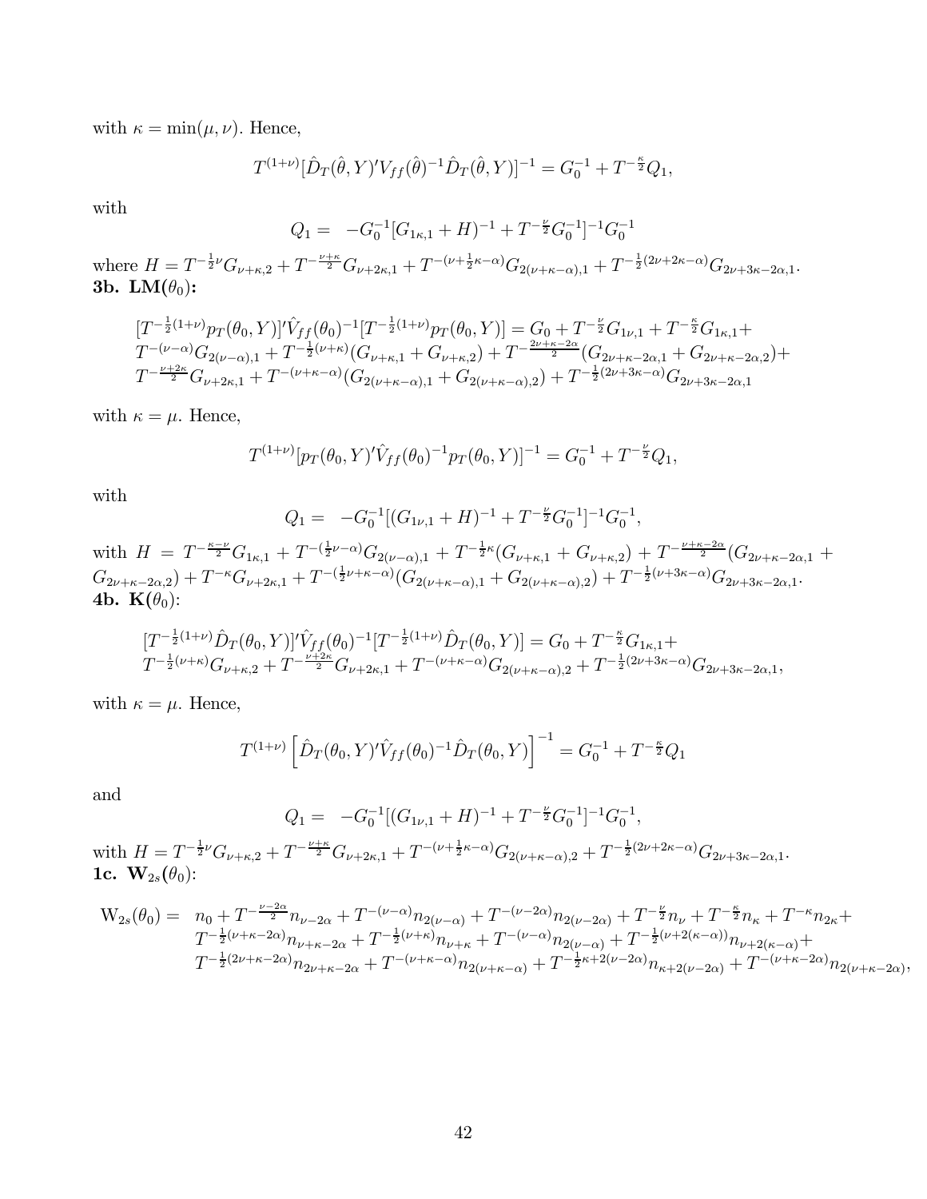with $\kappa = \min(\mu, \nu)$. Hence,

$$T^{(1+\nu)}[\hat{D}_T(\hat{\theta}, Y)' V_{ff}(\hat{\theta})^{-1} \hat{D}_T(\hat{\theta}, Y)]^{-1} = G_0^{-1} + T^{-\frac{\kappa}{2}} Q_1,$$

with

$$Q_1 = \; -G_0^{-1}[G_{1\kappa,1} + H)^{-1} + T^{-\frac{\nu}{2}} G_0^{-1}]^{-1} G_0^{-1}$$

where $H = T^{-\frac{1}{2}\nu} G_{\nu+\kappa,2} + T^{-\frac{\nu+\kappa}{2}} G_{\nu+2\kappa,1} + T^{-(\nu+\frac{1}{2}\kappa-\alpha)} G_{2(\nu+\kappa-\alpha),1} + T^{-\frac{1}{2}(2\nu+2\kappa-\alpha)} G_{2\nu+3\kappa-2\alpha,1}$.

**3b. LM($\theta_0$):**

$$\begin{aligned}
&[T^{-\frac{1}{2}(1+\nu)} p_T(\theta_0, Y)]' \hat{V}_{ff}(\theta_0)^{-1} [T^{-\frac{1}{2}(1+\nu)} p_T(\theta_0, Y)] = G_0 + T^{-\frac{\nu}{2}} G_{1\nu,1} + T^{-\frac{\kappa}{2}} G_{1\kappa,1} + \\
&T^{-(\nu-\alpha)} G_{2(\nu-\alpha),1} + T^{-\frac{1}{2}(\nu+\kappa)} (G_{\nu+\kappa,1} + G_{\nu+\kappa,2}) + T^{-\frac{2\nu+\kappa-2\alpha}{2}} (G_{2\nu+\kappa-2\alpha,1} + G_{2\nu+\kappa-2\alpha,2}) + \\
&T^{-\frac{\nu+2\kappa}{2}} G_{\nu+2\kappa,1} + T^{-(\nu+\kappa-\alpha)} (G_{2(\nu+\kappa-\alpha),1} + G_{2(\nu+\kappa-\alpha),2}) + T^{-\frac{1}{2}(2\nu+3\kappa-\alpha)} G_{2\nu+3\kappa-2\alpha,1}
\end{aligned}$$

with $\kappa = \mu$. Hence,

$$T^{(1+\nu)}[p_T(\theta_0, Y)' \hat{V}_{ff}(\theta_0)^{-1} p_T(\theta_0, Y)]^{-1} = G_0^{-1} + T^{-\frac{\nu}{2}} Q_1,$$

with

$$Q_1 = \; -G_0^{-1}[(G_{1\nu,1} + H)^{-1} + T^{-\frac{\nu}{2}} G_0^{-1}]^{-1} G_0^{-1},$$

with $H = T^{-\frac{\kappa-\nu}{2}} G_{1\kappa,1} + T^{-(\frac{1}{2}\nu-\alpha)} G_{2(\nu-\alpha),1} + T^{-\frac{1}{2}\kappa} (G_{\nu+\kappa,1} + G_{\nu+\kappa,2}) + T^{-\frac{\nu+\kappa-2\alpha}{2}} (G_{2\nu+\kappa-2\alpha,1} + G_{2\nu+\kappa-2\alpha,2}) + T^{-\kappa} G_{\nu+2\kappa,1} + T^{-(\frac{1}{2}\nu+\kappa-\alpha)} (G_{2(\nu+\kappa-\alpha),1} + G_{2(\nu+\kappa-\alpha),2}) + T^{-\frac{1}{2}(\nu+3\kappa-\alpha)} G_{2\nu+3\kappa-2\alpha,1}$.

**4b. K($\theta_0$):**

$$\begin{aligned}
&[T^{-\frac{1}{2}(1+\nu)} \hat{D}_T(\theta_0, Y)]' \hat{V}_{ff}(\theta_0)^{-1} [T^{-\frac{1}{2}(1+\nu)} \hat{D}_T(\theta_0, Y)] = G_0 + T^{-\frac{\kappa}{2}} G_{1\kappa,1} + \\
&T^{-\frac{1}{2}(\nu+\kappa)} G_{\nu+\kappa,2} + T^{-\frac{\nu+2\kappa}{2}} G_{\nu+2\kappa,1} + T^{-(\nu+\kappa-\alpha)} G_{2(\nu+\kappa-\alpha),2} + T^{-\frac{1}{2}(2\nu+3\kappa-\alpha)} G_{2\nu+3\kappa-2\alpha,1},
\end{aligned}$$

with $\kappa = \mu$. Hence,

$$T^{(1+\nu)} \left[ \hat{D}_T(\theta_0, Y)' \hat{V}_{ff}(\theta_0)^{-1} \hat{D}_T(\theta_0, Y) \right]^{-1} = G_0^{-1} + T^{-\frac{\kappa}{2}} Q_1$$

and

$$Q_1 = \; -G_0^{-1}[(G_{1\nu,1} + H)^{-1} + T^{-\frac{\nu}{2}} G_0^{-1}]^{-1} G_0^{-1},$$

with $H = T^{-\frac{1}{2}\nu} G_{\nu+\kappa,2} + T^{-\frac{\nu+\kappa}{2}} G_{\nu+2\kappa,1} + T^{-(\nu+\frac{1}{2}\kappa-\alpha)} G_{2(\nu+\kappa-\alpha),2} + T^{-\frac{1}{2}(2\nu+2\kappa-\alpha)} G_{2\nu+3\kappa-2\alpha,1}$.

**1c. W$_{2s}$($\theta_0$):**

$$\begin{aligned}
\mathrm{W}_{2s}(\theta_0) = \; & n_0 + T^{-\frac{\nu-2\alpha}{2}} n_{\nu-2\alpha} + T^{-(\nu-\alpha)} n_{2(\nu-\alpha)} + T^{-(\nu-2\alpha)} n_{2(\nu-2\alpha)} + T^{-\frac{\nu}{2}} n_\nu + T^{-\frac{\kappa}{2}} n_\kappa + T^{-\kappa} n_{2\kappa} + \\
& T^{-\frac{1}{2}(\nu+\kappa-2\alpha)} n_{\nu+\kappa-2\alpha} + T^{-\frac{1}{2}(\nu+\kappa)} n_{\nu+\kappa} + T^{-(\nu-\alpha)} n_{2(\nu-\alpha)} + T^{-\frac{1}{2}(\nu+2(\kappa-\alpha))} n_{\nu+2(\kappa-\alpha)} + \\
& T^{-\frac{1}{2}(2\nu+\kappa-2\alpha)} n_{2\nu+\kappa-2\alpha} + T^{-(\nu+\kappa-\alpha)} n_{2(\nu+\kappa-\alpha)} + T^{-\frac{1}{2}\kappa+2(\nu-2\alpha)} n_{\kappa+2(\nu-2\alpha)} + T^{-(\nu+\kappa-2\alpha)} n_{2(\nu+\kappa-2\alpha)},
\end{aligned}$$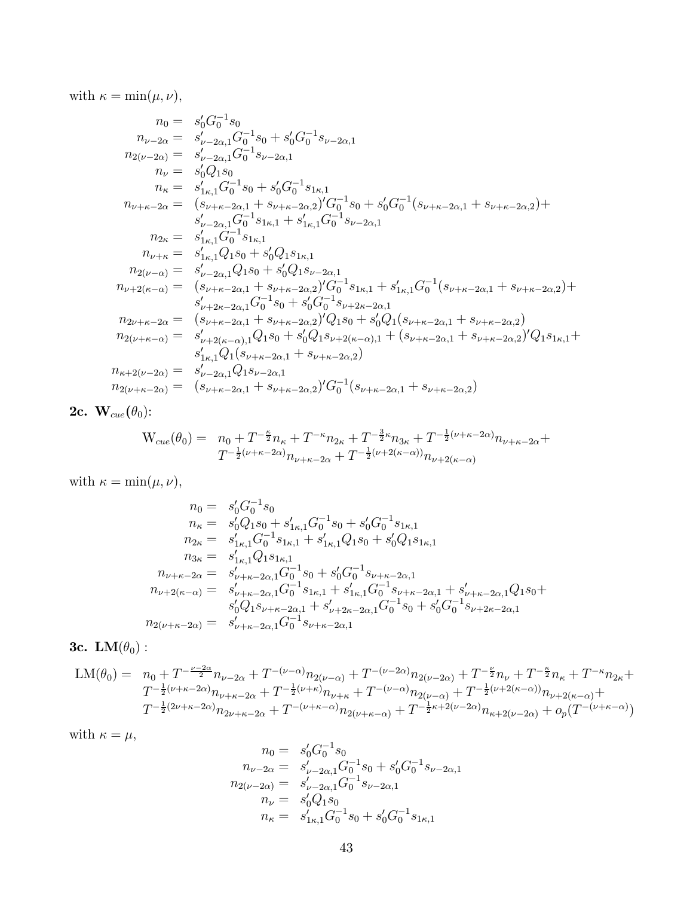with $\kappa = \min(\mu, \nu)$,

$$
\begin{aligned}
n_0 = & \; s_0' G_0^{-1} s_0 \\
n_{\nu-2\alpha} = & \; s_{\nu-2\alpha,1}' G_0^{-1} s_0 + s_0' G_0^{-1} s_{\nu-2\alpha,1} \\
n_{2(\nu-2\alpha)} = & \; s_{\nu-2\alpha,1}' G_0^{-1} s_{\nu-2\alpha,1} \\
n_\nu = & \; s_0' Q_1 s_0 \\
n_\kappa = & \; s_{1\kappa,1}' G_0^{-1} s_0 + s_0' G_0^{-1} s_{1\kappa,1} \\
n_{\nu+\kappa-2\alpha} = & \; (s_{\nu+\kappa-2\alpha,1} + s_{\nu+\kappa-2\alpha,2})' G_0^{-1} s_0 + s_0' G_0^{-1} (s_{\nu+\kappa-2\alpha,1} + s_{\nu+\kappa-2\alpha,2}) + \\
& \; s_{\nu-2\alpha,1}' G_0^{-1} s_{1\kappa,1} + s_{1\kappa,1}' G_0^{-1} s_{\nu-2\alpha,1} \\
n_{2\kappa} = & \; s_{1\kappa,1}' G_0^{-1} s_{1\kappa,1} \\
n_{\nu+\kappa} = & \; s_{1\kappa,1}' Q_1 s_0 + s_0' Q_1 s_{1\kappa,1} \\
n_{2(\nu-\alpha)} = & \; s_{\nu-2\alpha,1}' Q_1 s_0 + s_0' Q_1 s_{\nu-2\alpha,1} \\
n_{\nu+2(\kappa-\alpha)} = & \; (s_{\nu+\kappa-2\alpha,1} + s_{\nu+\kappa-2\alpha,2})' G_0^{-1} s_{1\kappa,1} + s_{1\kappa,1}' G_0^{-1} (s_{\nu+\kappa-2\alpha,1} + s_{\nu+\kappa-2\alpha,2}) + \\
& \; s_{\nu+2\kappa-2\alpha,1}' G_0^{-1} s_0 + s_0' G_0^{-1} s_{\nu+2\kappa-2\alpha,1} \\
n_{2\nu+\kappa-2\alpha} = & \; (s_{\nu+\kappa-2\alpha,1} + s_{\nu+\kappa-2\alpha,2})' Q_1 s_0 + s_0' Q_1 (s_{\nu+\kappa-2\alpha,1} + s_{\nu+\kappa-2\alpha,2}) \\
n_{2(\nu+\kappa-\alpha)} = & \; s_{\nu+2(\kappa-\alpha),1}' Q_1 s_0 + s_0' Q_1 s_{\nu+2(\kappa-\alpha),1} + (s_{\nu+\kappa-2\alpha,1} + s_{\nu+\kappa-2\alpha,2})' Q_1 s_{1\kappa,1} + \\
& \; s_{1\kappa,1}' Q_1 (s_{\nu+\kappa-2\alpha,1} + s_{\nu+\kappa-2\alpha,2}) \\
n_{\kappa+2(\nu-2\alpha)} = & \; s_{\nu-2\alpha,1}' Q_1 s_{\nu-2\alpha,1} \\
n_{2(\nu+\kappa-2\alpha)} = & \; (s_{\nu+\kappa-2\alpha,1} + s_{\nu+\kappa-2\alpha,2})' G_0^{-1} (s_{\nu+\kappa-2\alpha,1} + s_{\nu+\kappa-2\alpha,2})
\end{aligned}
$$

**2c. $\mathbf{W}_{cue}(\theta_0)$:**

$$
\begin{aligned}
\mathrm{W}_{cue}(\theta_0) = & \; n_0 + T^{-\frac{\kappa}{2}} n_\kappa + T^{-\kappa} n_{2\kappa} + T^{-\frac{3}{2}\kappa} n_{3\kappa} + T^{-\frac{1}{2}(\nu+\kappa-2\alpha)} n_{\nu+\kappa-2\alpha} + \\
& \; T^{-\frac{1}{2}(\nu+\kappa-2\alpha)} n_{\nu+\kappa-2\alpha} + T^{-\frac{1}{2}(\nu+2(\kappa-\alpha))} n_{\nu+2(\kappa-\alpha)}
\end{aligned}
$$

with $\kappa = \min(\mu, \nu)$,

$$
\begin{aligned}
n_0 = & \; s_0' G_0^{-1} s_0 \\
n_\kappa = & \; s_0' Q_1 s_0 + s_{1\kappa,1}' G_0^{-1} s_0 + s_0' G_0^{-1} s_{1\kappa,1} \\
n_{2\kappa} = & \; s_{1\kappa,1}' G_0^{-1} s_{1\kappa,1} + s_{1\kappa,1}' Q_1 s_0 + s_0' Q_1 s_{1\kappa,1} \\
n_{3\kappa} = & \; s_{1\kappa,1}' Q_1 s_{1\kappa,1} \\
n_{\nu+\kappa-2\alpha} = & \; s_{\nu+\kappa-2\alpha,1}' G_0^{-1} s_0 + s_0' G_0^{-1} s_{\nu+\kappa-2\alpha,1} \\
n_{\nu+2(\kappa-\alpha)} = & \; s_{\nu+\kappa-2\alpha,1}' G_0^{-1} s_{1\kappa,1} + s_{1\kappa,1}' G_0^{-1} s_{\nu+\kappa-2\alpha,1} + s_{\nu+\kappa-2\alpha,1}' Q_1 s_0 + \\
& \; s_0' Q_1 s_{\nu+\kappa-2\alpha,1} + s_{\nu+2\kappa-2\alpha,1}' G_0^{-1} s_0 + s_0' G_0^{-1} s_{\nu+2\kappa-2\alpha,1} \\
n_{2(\nu+\kappa-2\alpha)} = & \; s_{\nu+\kappa-2\alpha,1}' G_0^{-1} s_{\nu+\kappa-2\alpha,1}
\end{aligned}
$$

**3c. $\mathbf{LM}(\theta_0)$ :**

$$
\begin{aligned}
\mathrm{LM}(\theta_0) = & \; n_0 + T^{-\frac{\nu-2\alpha}{2}} n_{\nu-2\alpha} + T^{-(\nu-\alpha)} n_{2(\nu-\alpha)} + T^{-(\nu-2\alpha)} n_{2(\nu-2\alpha)} + T^{-\frac{\nu}{2}} n_\nu + T^{-\frac{\kappa}{2}} n_\kappa + T^{-\kappa} n_{2\kappa} + \\
& \; T^{-\frac{1}{2}(\nu+\kappa-2\alpha)} n_{\nu+\kappa-2\alpha} + T^{-\frac{1}{2}(\nu+\kappa)} n_{\nu+\kappa} + T^{-(\nu-\alpha)} n_{2(\nu-\alpha)} + T^{-\frac{1}{2}(\nu+2(\kappa-\alpha))} n_{\nu+2(\kappa-\alpha)} + \\
& \; T^{-\frac{1}{2}(2\nu+\kappa-2\alpha)} n_{2\nu+\kappa-2\alpha} + T^{-(\nu+\kappa-\alpha)} n_{2(\nu+\kappa-\alpha)} + T^{-\frac{1}{2}\kappa+2(\nu-2\alpha)} n_{\kappa+2(\nu-2\alpha)} + o_p(T^{-(\nu+\kappa-\alpha)})
\end{aligned}
$$

with $\kappa = \mu$,

$$
\begin{aligned}
n_0 = & \; s_0' G_0^{-1} s_0 \\
n_{\nu-2\alpha} = & \; s_{\nu-2\alpha,1}' G_0^{-1} s_0 + s_0' G_0^{-1} s_{\nu-2\alpha,1} \\
n_{2(\nu-2\alpha)} = & \; s_{\nu-2\alpha,1}' G_0^{-1} s_{\nu-2\alpha,1} \\
n_\nu = & \; s_0' Q_1 s_0 \\
n_\kappa = & \; s_{1\kappa,1}' G_0^{-1} s_0 + s_0' G_0^{-1} s_{1\kappa,1}
\end{aligned}
$$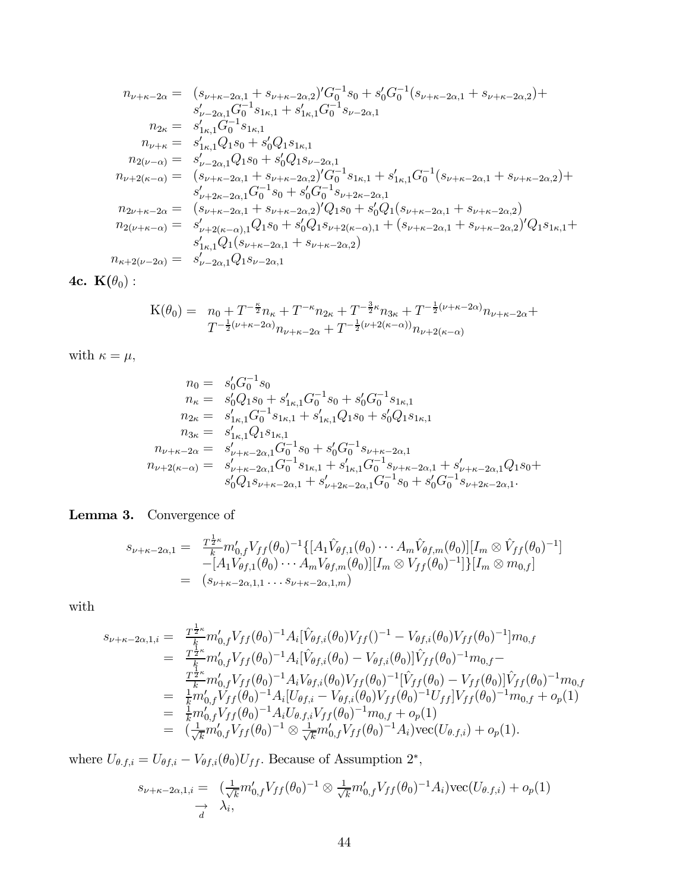$$
\begin{aligned}
n_{\nu+\kappa-2\alpha} =\; & (s_{\nu+\kappa-2\alpha,1}+s_{\nu+\kappa-2\alpha,2})'G_0^{-1}s_0 + s_0'G_0^{-1}(s_{\nu+\kappa-2\alpha,1}+s_{\nu+\kappa-2\alpha,2})+ \\
& s_{\nu-2\alpha,1}'G_0^{-1}s_{1\kappa,1} + s_{1\kappa,1}'G_0^{-1}s_{\nu-2\alpha,1} \\
n_{2\kappa} =\; & s_{1\kappa,1}'G_0^{-1}s_{1\kappa,1} \\
n_{\nu+\kappa} =\; & s_{1\kappa,1}'Q_1s_0 + s_0'Q_1s_{1\kappa,1} \\
n_{2(\nu-\alpha)} =\; & s_{\nu-2\alpha,1}'Q_1s_0 + s_0'Q_1s_{\nu-2\alpha,1} \\
n_{\nu+2(\kappa-\alpha)} =\; & (s_{\nu+\kappa-2\alpha,1}+s_{\nu+\kappa-2\alpha,2})'G_0^{-1}s_{1\kappa,1} + s_{1\kappa,1}'G_0^{-1}(s_{\nu+\kappa-2\alpha,1}+s_{\nu+\kappa-2\alpha,2})+ \\
& s_{\nu+2\kappa-2\alpha,1}'G_0^{-1}s_0 + s_0'G_0^{-1}s_{\nu+2\kappa-2\alpha,1} \\
n_{2\nu+\kappa-2\alpha} =\; & (s_{\nu+\kappa-2\alpha,1}+s_{\nu+\kappa-2\alpha,2})'Q_1s_0 + s_0'Q_1(s_{\nu+\kappa-2\alpha,1}+s_{\nu+\kappa-2\alpha,2}) \\
n_{2(\nu+\kappa-\alpha)} =\; & s_{\nu+2(\kappa-\alpha),1}'Q_1s_0 + s_0'Q_1s_{\nu+2(\kappa-\alpha),1} + (s_{\nu+\kappa-2\alpha,1}+s_{\nu+\kappa-2\alpha,2})'Q_1s_{1\kappa,1}+ \\
& s_{1\kappa,1}'Q_1(s_{\nu+\kappa-2\alpha,1}+s_{\nu+\kappa-2\alpha,2}) \\
n_{\kappa+2(\nu-2\alpha)} =\; & s_{\nu-2\alpha,1}'Q_1s_{\nu-2\alpha,1}
\end{aligned}
$$

**4c. $\mathbf{K}(\theta_0)$ :**

$$
\begin{aligned}
\mathrm{K}(\theta_0) =\; & n_0 + T^{-\frac{\kappa}{2}}n_\kappa + T^{-\kappa}n_{2\kappa} + T^{-\frac{3}{2}\kappa}n_{3\kappa} + T^{-\frac{1}{2}(\nu+\kappa-2\alpha)}n_{\nu+\kappa-2\alpha}+ \\
& T^{-\frac{1}{2}(\nu+\kappa-2\alpha)}n_{\nu+\kappa-2\alpha} + T^{-\frac{1}{2}(\nu+2(\kappa-\alpha))}n_{\nu+2(\kappa-\alpha)}
\end{aligned}
$$

with $\kappa=\mu$,

$$
\begin{aligned}
n_0 =\; & s_0'G_0^{-1}s_0 \\
n_\kappa =\; & s_0'Q_1s_0 + s_{1\kappa,1}'G_0^{-1}s_0 + s_0'G_0^{-1}s_{1\kappa,1} \\
n_{2\kappa} =\; & s_{1\kappa,1}'G_0^{-1}s_{1\kappa,1} + s_{1\kappa,1}'Q_1s_0 + s_0'Q_1s_{1\kappa,1} \\
n_{3\kappa} =\; & s_{1\kappa,1}'Q_1s_{1\kappa,1} \\
n_{\nu+\kappa-2\alpha} =\; & s_{\nu+\kappa-2\alpha,1}'G_0^{-1}s_0 + s_0'G_0^{-1}s_{\nu+\kappa-2\alpha,1} \\
n_{\nu+2(\kappa-\alpha)} =\; & s_{\nu+\kappa-2\alpha,1}'G_0^{-1}s_{1\kappa,1} + s_{1\kappa,1}'G_0^{-1}s_{\nu+\kappa-2\alpha,1} + s_{\nu+\kappa-2\alpha,1}'Q_1s_0+ \\
& s_0'Q_1s_{\nu+\kappa-2\alpha,1} + s_{\nu+2\kappa-2\alpha,1}'G_0^{-1}s_0 + s_0'G_0^{-1}s_{\nu+2\kappa-2\alpha,1}.
\end{aligned}
$$

**Lemma 3.** Convergence of

$$
\begin{aligned}
s_{\nu+\kappa-2\alpha,1} =\; & \tfrac{T^{\frac{1}{2}\kappa}}{k}m_{0,f}'V_{ff}(\theta_0)^{-1}\{[A_1\hat{V}_{\theta f,1}(\theta_0)\cdots A_m\hat{V}_{\theta f,m}(\theta_0)][I_m\otimes \hat{V}_{ff}(\theta_0)^{-1}] \\
& -[A_1V_{\theta f,1}(\theta_0)\cdots A_mV_{\theta f,m}(\theta_0)][I_m\otimes V_{ff}(\theta_0)^{-1}]\}[I_m\otimes m_{0,f}] \\
=\; & (s_{\nu+\kappa-2\alpha,1,1}\ldots s_{\nu+\kappa-2\alpha,1,m})
\end{aligned}
$$

with

$$
\begin{aligned}
s_{\nu+\kappa-2\alpha,1,i} =\; & \tfrac{T^{\frac{1}{2}\kappa}}{k}m_{0,f}'V_{ff}(\theta_0)^{-1}A_i[\hat{V}_{\theta f,i}(\theta_0)V_{ff}()^{-1} - V_{\theta f,i}(\theta_0)V_{ff}(\theta_0)^{-1}]m_{0,f} \\
=\; & \tfrac{T^{\frac{1}{2}\kappa}}{k}m_{0,f}'V_{ff}(\theta_0)^{-1}A_i[\hat{V}_{\theta f,i}(\theta_0) - V_{\theta f,i}(\theta_0)]\hat{V}_{ff}(\theta_0)^{-1}m_{0,f}- \\
& \tfrac{T^{\frac{1}{2}\kappa}}{k}m_{0,f}'V_{ff}(\theta_0)^{-1}A_iV_{\theta f,i}(\theta_0)V_{ff}(\theta_0)^{-1}[\hat{V}_{ff}(\theta_0) - V_{ff}(\theta_0)]\hat{V}_{ff}(\theta_0)^{-1}m_{0,f} \\
=\; & \tfrac{1}{k}m_{0,f}'V_{ff}(\theta_0)^{-1}A_i[U_{\theta f,i} - V_{\theta f,i}(\theta_0)V_{ff}(\theta_0)^{-1}U_{ff}]V_{ff}(\theta_0)^{-1}m_{0,f} + o_p(1) \\
=\; & \tfrac{1}{k}m_{0,f}'V_{ff}(\theta_0)^{-1}A_iU_{\theta.f,i}V_{ff}(\theta_0)^{-1}m_{0,f} + o_p(1) \\
=\; & (\tfrac{1}{\sqrt{k}}m_{0,f}'V_{ff}(\theta_0)^{-1}\otimes \tfrac{1}{\sqrt{k}}m_{0,f}'V_{ff}(\theta_0)^{-1}A_i)\mathrm{vec}(U_{\theta.f,i}) + o_p(1).
\end{aligned}
$$

where $U_{\theta.f,i} = U_{\theta f,i} - V_{\theta f,i}(\theta_0)U_{ff}$. Because of Assumption $2^*$,

$$
\begin{aligned}
s_{\nu+\kappa-2\alpha,1,i} =\; & (\tfrac{1}{\sqrt{k}}m_{0,f}'V_{ff}(\theta_0)^{-1}\otimes \tfrac{1}{\sqrt{k}}m_{0,f}'V_{ff}(\theta_0)^{-1}A_i)\mathrm{vec}(U_{\theta.f,i}) + o_p(1) \\
\underset{d}{\rightarrow}\; & \lambda_i,
\end{aligned}
$$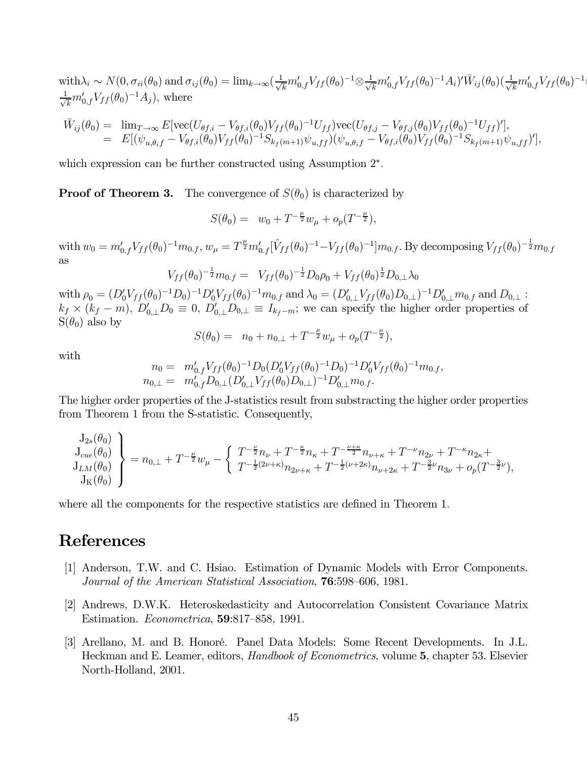with$\lambda_i \sim N(0, \sigma_{ii}(\theta_0)$ and $\sigma_{ij}(\theta_0) = \lim_{k\to\infty}(\frac{1}{\sqrt{k}}m_{0,f}' V_{ff}(\theta_0)^{-1} \otimes \frac{1}{\sqrt{k}}m_{0,f}' V_{ff}(\theta_0)^{-1}A_i)' \bar{W}_{ij}(\theta_0)(\frac{1}{\sqrt{k}}m_{0,f}' V_{ff}(\theta_0)^{-1} \otimes \frac{1}{\sqrt{k}}m_{0,f}' V_{ff}(\theta_0)^{-1}A_j)$, where

$$
\begin{aligned}
\bar{W}_{ij}(\theta_0) = & \lim_{T\to\infty} E[\text{vec}(U_{\theta f,i} - V_{\theta f,i}(\theta_0)V_{ff}(\theta_0)^{-1}U_{ff})\text{vec}(U_{\theta f,j} - V_{\theta f,j}(\theta_0)V_{ff}(\theta_0)^{-1}U_{ff})'], \\
= & E[(\psi_{u,\theta_i f} - V_{\theta f,i}(\theta_0)V_{ff}(\theta_0)^{-1}S_{k_f(m+1)}\psi_{u,ff})(\psi_{u,\theta_i f} - V_{\theta f,i}(\theta_0)V_{ff}(\theta_0)^{-1}S_{k_f(m+1)}\psi_{u,ff})'],
\end{aligned}
$$

which expression can be further constructed using Assumption 2*.

**Proof of Theorem 3.** The convergence of $S(\theta_0)$ is characterized by

$$
S(\theta_0) = \; w_0 + T^{-\frac{\mu}{2}} w_\mu + o_p(T^{-\frac{\mu}{2}}),
$$

with $w_0 = m_{0.f}' V_{ff}(\theta_0)^{-1} m_{0.f}$, $w_\mu = T^{\frac{\mu}{2}} m_{0.f}'[\hat{V}_{ff}(\theta_0)^{-1} - V_{ff}(\theta_0)^{-1}]m_{0.f}$. By decomposing $V_{ff}(\theta_0)^{-\frac{1}{2}} m_{0.f}$ as

$$
V_{ff}(\theta_0)^{-\frac{1}{2}} m_{0.f} = \; V_{ff}(\theta_0)^{-\frac{1}{2}} D_0 \rho_0 + V_{ff}(\theta_0)^{\frac{1}{2}} D_{0,\perp} \lambda_0
$$

with $\rho_0 = (D_0' V_{ff}(\theta_0)^{-1} D_0)^{-1} D_0' V_{ff}(\theta_0)^{-1} m_{0.f}$ and $\lambda_0 = (D_{0,\perp}' V_{ff}(\theta_0) D_{0,\perp})^{-1} D_{0,\perp}' m_{0.f}$ and $D_{0,\perp}$ : $k_f \times (k_f - m)$, $D_{0,\perp}' D_0 \equiv 0$, $D_{0,\perp}' D_{0,\perp} \equiv I_{k_f - m}$; we can specify the higher order properties of $\text{S}(\theta_0)$ also by

$$
S(\theta_0) = \; n_0 + n_{0,\perp} + T^{-\frac{\mu}{2}} w_\mu + o_p(T^{-\frac{\mu}{2}}),
$$

with

$$
\begin{aligned}
n_0 = & \; m_{0.f}' V_{ff}(\theta_0)^{-1} D_0 (D_0' V_{ff}(\theta_0)^{-1} D_0)^{-1} D_0' V_{ff}(\theta_0)^{-1} m_{0.f}, \\
n_{0,\perp} = & \; m_{0.f}' D_{0,\perp} (D_{0,\perp}' V_{ff}(\theta_0) D_{0,\perp})^{-1} D_{0,\perp}' m_{0.f}.
\end{aligned}
$$

The higher order properties of the J-statistics result from substracting the higher order properties from Theorem 1 from the S-statistic. Consequently,

$$
\left.\begin{array}{c}
\text{J}_{2s}(\theta_0) \\
\text{J}_{cue}(\theta_0) \\
\text{J}_{LM}(\theta_0) \\
\text{J}_{\text{K}}(\theta_0)
\end{array}\right\} = n_{0,\perp} + T^{-\frac{\mu}{2}} w_\mu - \left\{ \begin{array}{l}
T^{-\frac{\nu}{2}} n_\nu + T^{-\frac{\kappa}{2}} n_\kappa + T^{-\frac{\nu+\kappa}{2}} n_{\nu+\kappa} + T^{-\nu} n_{2\nu} + T^{-\kappa} n_{2\kappa} + \\
T^{-\frac{1}{2}(2\nu+\kappa)} n_{2\nu+\kappa} + T^{-\frac{1}{2}(\nu+2\kappa)} n_{\nu+2\kappa} + T^{-\frac{3}{2}\nu} n_{3\nu} + o_p(T^{-\frac{3}{2}\nu}),
\end{array}\right.
$$

where all the components for the respective statistics are defined in Theorem 1.

# References

[1] Anderson, T.W. and C. Hsiao. Estimation of Dynamic Models with Error Components. *Journal of the American Statistical Association*, **76**:598–606, 1981.

[2] Andrews, D.W.K. Heteroskedasticity and Autocorrelation Consistent Covariance Matrix Estimation. *Econometrica*, **59**:817–858, 1991.

[3] Arellano, M. and B. Honoré. Panel Data Models: Some Recent Developments. In J.L. Heckman and E. Leamer, editors, *Handbook of Econometrics*, volume **5**, chapter 53. Elsevier North-Holland, 2001.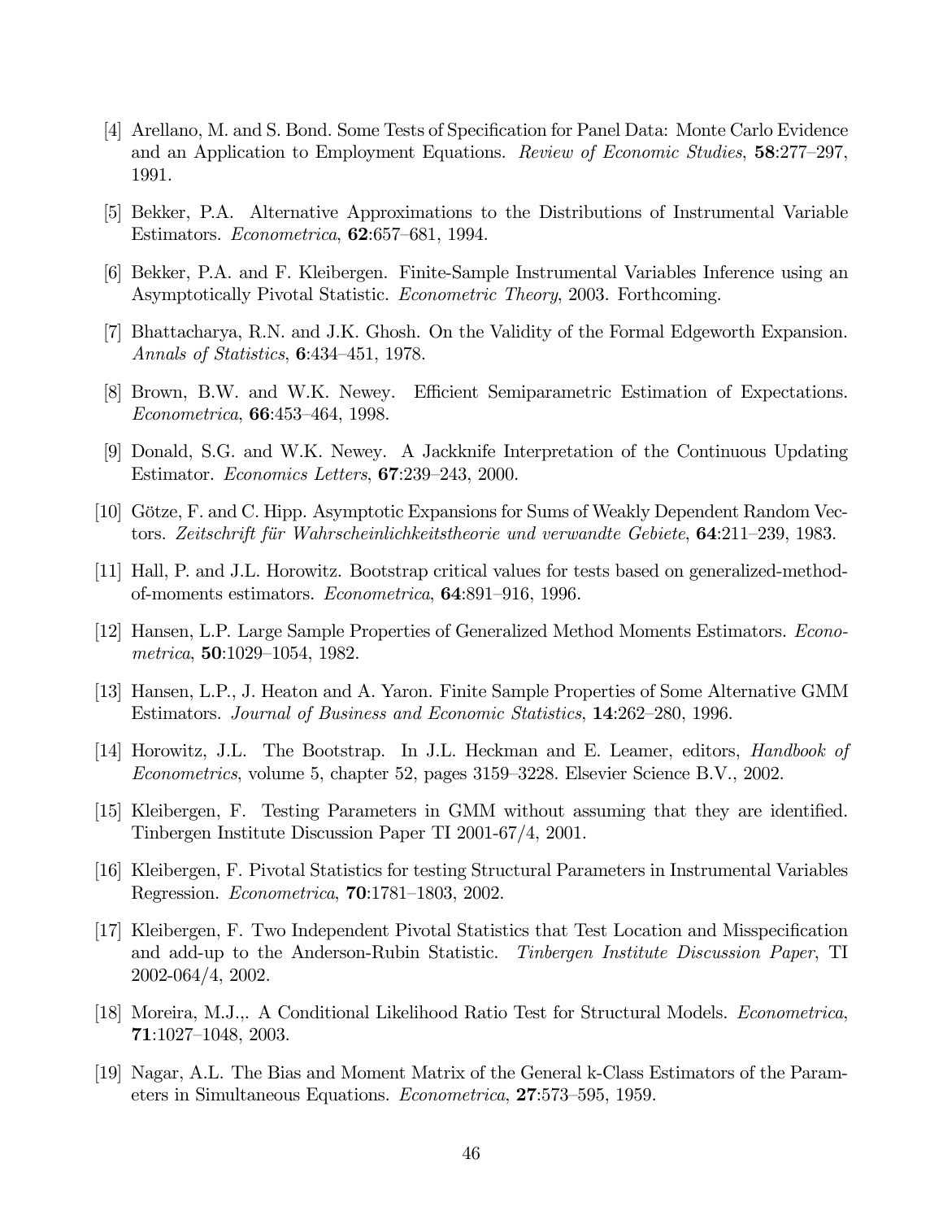[4] Arellano, M. and S. Bond. Some Tests of Specification for Panel Data: Monte Carlo Evidence and an Application to Employment Equations. *Review of Economic Studies*, **58**:277–297, 1991.

[5] Bekker, P.A. Alternative Approximations to the Distributions of Instrumental Variable Estimators. *Econometrica*, **62**:657–681, 1994.

[6] Bekker, P.A. and F. Kleibergen. Finite-Sample Instrumental Variables Inference using an Asymptotically Pivotal Statistic. *Econometric Theory*, 2003. Forthcoming.

[7] Bhattacharya, R.N. and J.K. Ghosh. On the Validity of the Formal Edgeworth Expansion. *Annals of Statistics*, **6**:434–451, 1978.

[8] Brown, B.W. and W.K. Newey. Efficient Semiparametric Estimation of Expectations. *Econometrica*, **66**:453–464, 1998.

[9] Donald, S.G. and W.K. Newey. A Jackknife Interpretation of the Continuous Updating Estimator. *Economics Letters*, **67**:239–243, 2000.

[10] Götze, F. and C. Hipp. Asymptotic Expansions for Sums of Weakly Dependent Random Vectors. *Zeitschrift für Wahrscheinlichkeitstheorie und verwandte Gebiete*, **64**:211–239, 1983.

[11] Hall, P. and J.L. Horowitz. Bootstrap critical values for tests based on generalized-method-of-moments estimators. *Econometrica*, **64**:891–916, 1996.

[12] Hansen, L.P. Large Sample Properties of Generalized Method Moments Estimators. *Econometrica*, **50**:1029–1054, 1982.

[13] Hansen, L.P., J. Heaton and A. Yaron. Finite Sample Properties of Some Alternative GMM Estimators. *Journal of Business and Economic Statistics*, **14**:262–280, 1996.

[14] Horowitz, J.L. The Bootstrap. In J.L. Heckman and E. Leamer, editors, *Handbook of Econometrics*, volume 5, chapter 52, pages 3159–3228. Elsevier Science B.V., 2002.

[15] Kleibergen, F. Testing Parameters in GMM without assuming that they are identified. Tinbergen Institute Discussion Paper TI 2001-67/4, 2001.

[16] Kleibergen, F. Pivotal Statistics for testing Structural Parameters in Instrumental Variables Regression. *Econometrica*, **70**:1781–1803, 2002.

[17] Kleibergen, F. Two Independent Pivotal Statistics that Test Location and Misspecification and add-up to the Anderson-Rubin Statistic. *Tinbergen Institute Discussion Paper*, TI 2002-064/4, 2002.

[18] Moreira, M.J.,. A Conditional Likelihood Ratio Test for Structural Models. *Econometrica*, **71**:1027–1048, 2003.

[19] Nagar, A.L. The Bias and Moment Matrix of the General k-Class Estimators of the Parameters in Simultaneous Equations. *Econometrica*, **27**:573–595, 1959.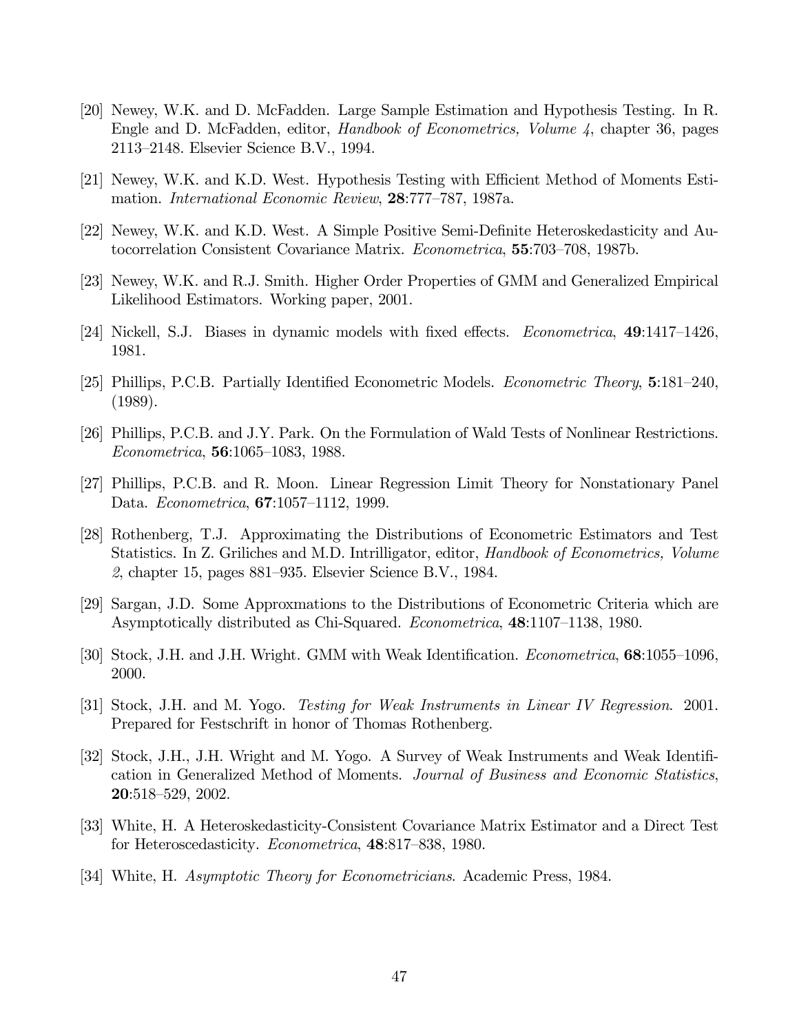[20] Newey, W.K. and D. McFadden. Large Sample Estimation and Hypothesis Testing. In R. Engle and D. McFadden, editor, *Handbook of Econometrics, Volume 4*, chapter 36, pages 2113–2148. Elsevier Science B.V., 1994.

[21] Newey, W.K. and K.D. West. Hypothesis Testing with Efficient Method of Moments Estimation. *International Economic Review*, **28**:777–787, 1987a.

[22] Newey, W.K. and K.D. West. A Simple Positive Semi-Definite Heteroskedasticity and Autocorrelation Consistent Covariance Matrix. *Econometrica*, **55**:703–708, 1987b.

[23] Newey, W.K. and R.J. Smith. Higher Order Properties of GMM and Generalized Empirical Likelihood Estimators. Working paper, 2001.

[24] Nickell, S.J. Biases in dynamic models with fixed effects. *Econometrica*, **49**:1417–1426, 1981.

[25] Phillips, P.C.B. Partially Identified Econometric Models. *Econometric Theory*, **5**:181–240, (1989).

[26] Phillips, P.C.B. and J.Y. Park. On the Formulation of Wald Tests of Nonlinear Restrictions. *Econometrica*, **56**:1065–1083, 1988.

[27] Phillips, P.C.B. and R. Moon. Linear Regression Limit Theory for Nonstationary Panel Data. *Econometrica*, **67**:1057–1112, 1999.

[28] Rothenberg, T.J. Approximating the Distributions of Econometric Estimators and Test Statistics. In Z. Griliches and M.D. Intrilligator, editor, *Handbook of Econometrics, Volume 2*, chapter 15, pages 881–935. Elsevier Science B.V., 1984.

[29] Sargan, J.D. Some Approxmations to the Distributions of Econometric Criteria which are Asymptotically distributed as Chi-Squared. *Econometrica*, **48**:1107–1138, 1980.

[30] Stock, J.H. and J.H. Wright. GMM with Weak Identification. *Econometrica*, **68**:1055–1096, 2000.

[31] Stock, J.H. and M. Yogo. *Testing for Weak Instruments in Linear IV Regression*. 2001. Prepared for Festschrift in honor of Thomas Rothenberg.

[32] Stock, J.H., J.H. Wright and M. Yogo. A Survey of Weak Instruments and Weak Identification in Generalized Method of Moments. *Journal of Business and Economic Statistics*, **20**:518–529, 2002.

[33] White, H. A Heteroskedasticity-Consistent Covariance Matrix Estimator and a Direct Test for Heteroscedasticity. *Econometrica*, **48**:817–838, 1980.

[34] White, H. *Asymptotic Theory for Econometricians*. Academic Press, 1984.